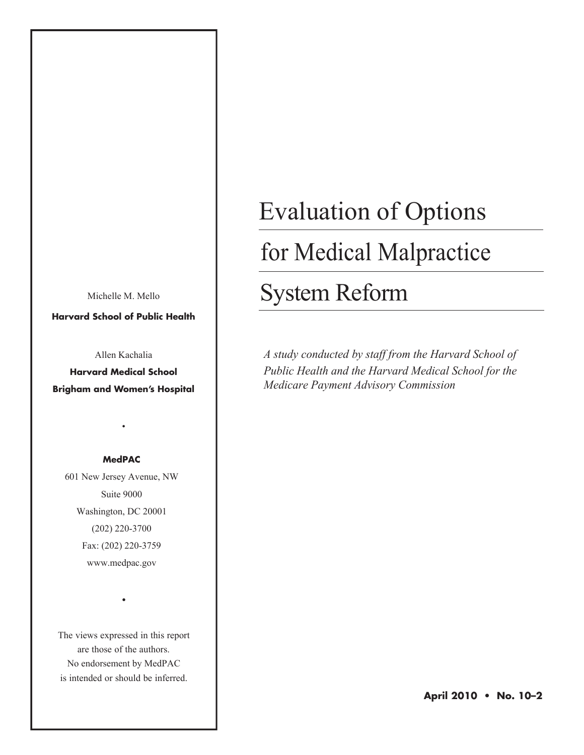# Evaluation of Options for Medical Malpractice System Reform

*A study conducted by staff from the Harvard School of Public Health and the Harvard Medical School for the Medicare Payment Advisory Commission*

Michelle M. Mello

**Harvard School of Public Health**

Allen Kachalia

**Harvard Medical School**

**Brigham and Women's Hospital**

•

**MedPAC**

601 New Jersey Avenue, NW

Suite 9000

Washington, DC 20001

(202) 220-3700

Fax: (202) 220-3759

www.medpac.gov

•

The views expressed in this report are those of the authors. No endorsement by MedPAC is intended or should be inferred.

**April 2010 • No. 10–2**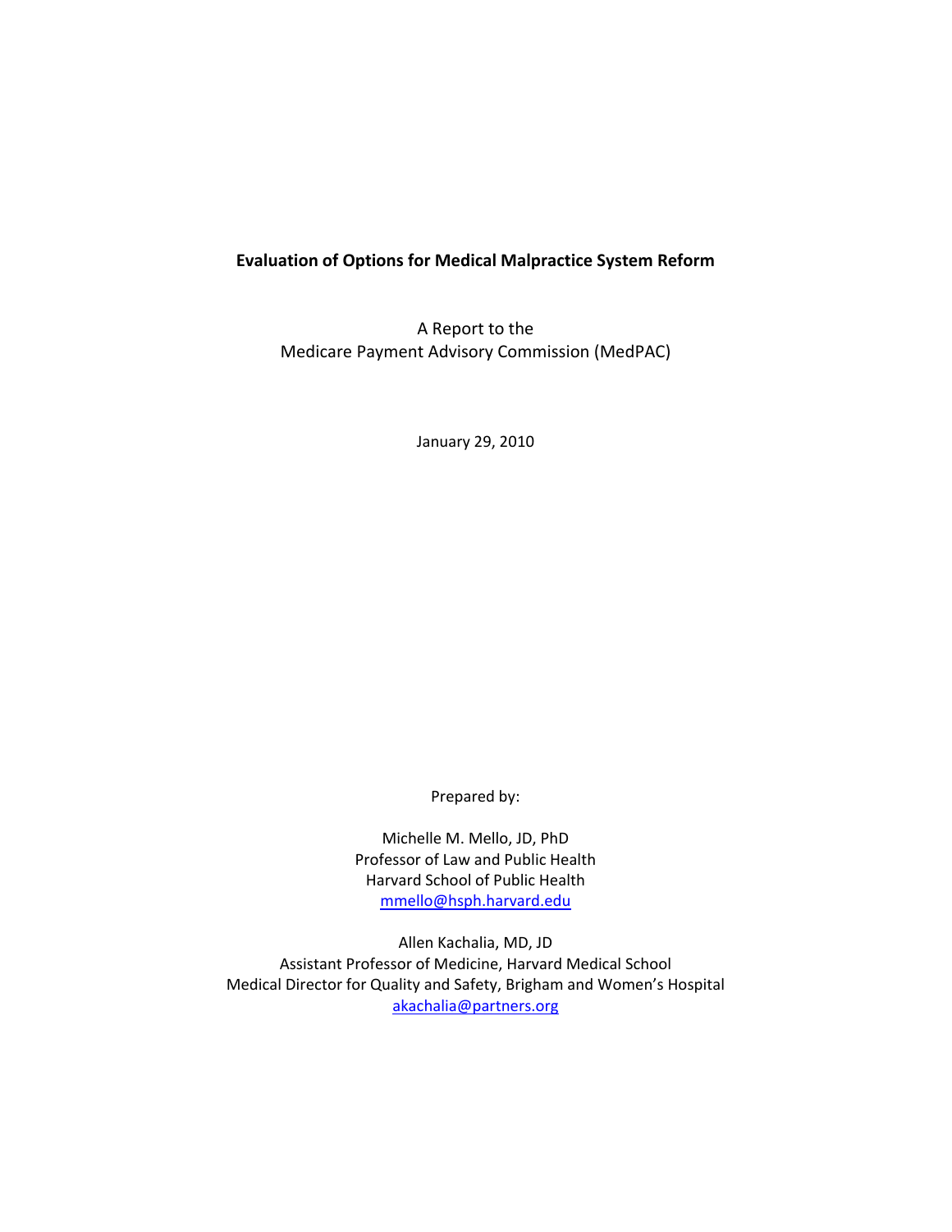**Evaluation of Options for Medical Malpractice System Reform**

A Report to the
Medicare Payment Advisory Commission (MedPAC)

January 29, 2010

Prepared by:

Michelle M. Mello, JD, PhD
Professor of Law and Public Health
Harvard School of Public Health
mmello@hsph.harvard.edu

Allen Kachalia, MD, JD
Assistant Professor of Medicine, Harvard Medical School
Medical Director for Quality and Safety, Brigham and Women's Hospital
akachalia@partners.org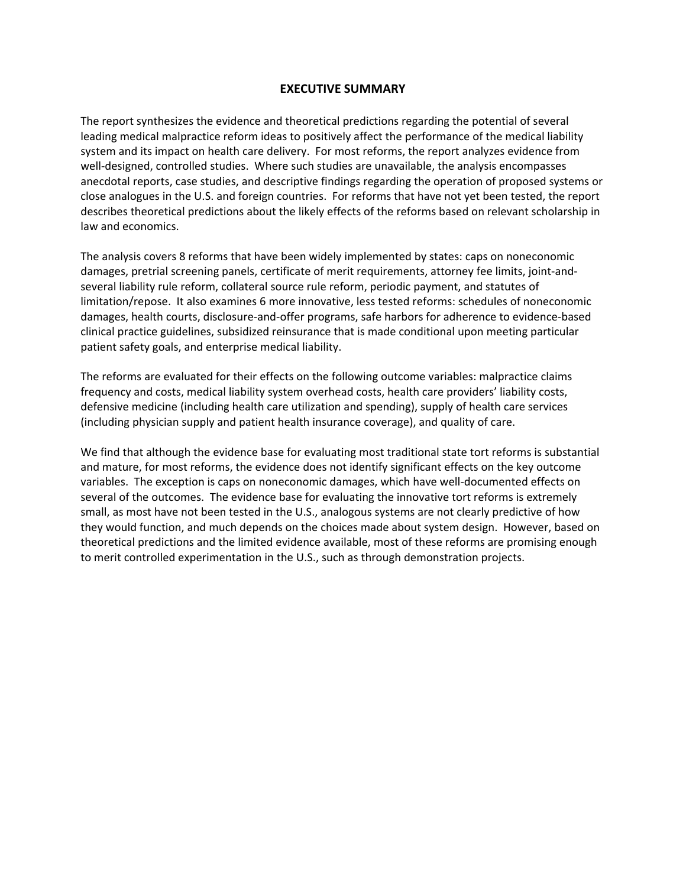# EXECUTIVE SUMMARY

The report synthesizes the evidence and theoretical predictions regarding the potential of several leading medical malpractice reform ideas to positively affect the performance of the medical liability system and its impact on health care delivery. For most reforms, the report analyzes evidence from well-designed, controlled studies. Where such studies are unavailable, the analysis encompasses anecdotal reports, case studies, and descriptive findings regarding the operation of proposed systems or close analogues in the U.S. and foreign countries. For reforms that have not yet been tested, the report describes theoretical predictions about the likely effects of the reforms based on relevant scholarship in law and economics.

The analysis covers 8 reforms that have been widely implemented by states: caps on noneconomic damages, pretrial screening panels, certificate of merit requirements, attorney fee limits, joint-and-several liability rule reform, collateral source rule reform, periodic payment, and statutes of limitation/repose. It also examines 6 more innovative, less tested reforms: schedules of noneconomic damages, health courts, disclosure-and-offer programs, safe harbors for adherence to evidence-based clinical practice guidelines, subsidized reinsurance that is made conditional upon meeting particular patient safety goals, and enterprise medical liability.

The reforms are evaluated for their effects on the following outcome variables: malpractice claims frequency and costs, medical liability system overhead costs, health care providers' liability costs, defensive medicine (including health care utilization and spending), supply of health care services (including physician supply and patient health insurance coverage), and quality of care.

We find that although the evidence base for evaluating most traditional state tort reforms is substantial and mature, for most reforms, the evidence does not identify significant effects on the key outcome variables. The exception is caps on noneconomic damages, which have well-documented effects on several of the outcomes. The evidence base for evaluating the innovative tort reforms is extremely small, as most have not been tested in the U.S., analogous systems are not clearly predictive of how they would function, and much depends on the choices made about system design. However, based on theoretical predictions and the limited evidence available, most of these reforms are promising enough to merit controlled experimentation in the U.S., such as through demonstration projects.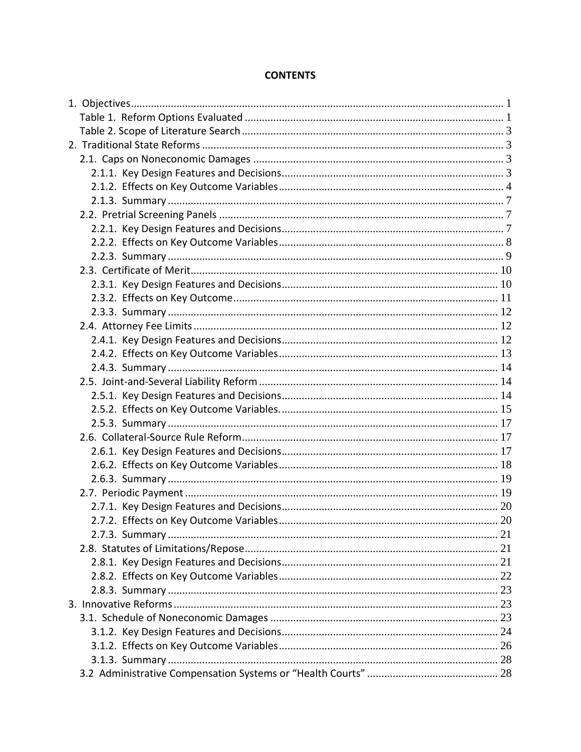**CONTENTS**

1. Objectives ........................................................................................................................ 1
   Table 1. Reform Options Evaluated ........................................................................... 1
   Table 2. Scope of Literature Search ............................................................................ 3
2. Traditional State Reforms ........................................................................................... 3
   2.1. Caps on Noneconomic Damages ......................................................................... 3
      2.1.1. Key Design Features and Decisions ............................................................. 3
      2.1.2. Effects on Key Outcome Variables ............................................................... 4
      2.1.3. Summary ...................................................................................................... 7
   2.2. Pretrial Screening Panels ..................................................................................... 7
      2.2.1. Key Design Features and Decisions ............................................................. 7
      2.2.2. Effects on Key Outcome Variables ............................................................... 8
      2.2.3. Summary ...................................................................................................... 9
   2.3. Certificate of Merit ............................................................................................. 10
      2.3.1. Key Design Features and Decisions ........................................................... 10
      2.3.2. Effects on Key Outcome ............................................................................. 11
      2.3.3. Summary .................................................................................................... 12
   2.4. Attorney Fee Limits ............................................................................................ 12
      2.4.1. Key Design Features and Decisions ........................................................... 12
      2.4.2. Effects on Key Outcome Variables ............................................................. 13
      2.4.3. Summary .................................................................................................... 14
   2.5. Joint-and-Several Liability Reform .................................................................... 14
      2.5.1. Key Design Features and Decisions ........................................................... 14
      2.5.2. Effects on Key Outcome Variables. ............................................................ 15
      2.5.3. Summary .................................................................................................... 17
   2.6. Collateral-Source Rule Reform .......................................................................... 17
      2.6.1. Key Design Features and Decisions ........................................................... 17
      2.6.2. Effects on Key Outcome Variables ............................................................. 18
      2.6.3. Summary .................................................................................................... 19
   2.7. Periodic Payment ............................................................................................... 19
      2.7.1. Key Design Features and Decisions ........................................................... 20
      2.7.2. Effects on Key Outcome Variables ............................................................. 20
      2.7.3. Summary .................................................................................................... 21
   2.8. Statutes of Limitations/Repose .......................................................................... 21
      2.8.1. Key Design Features and Decisions ........................................................... 21
      2.8.2. Effects on Key Outcome Variables ............................................................. 22
      2.8.3. Summary .................................................................................................... 23
3. Innovative Reforms ................................................................................................... 23
   3.1. Schedule of Noneconomic Damages ................................................................. 23
      3.1.2. Key Design Features and Decisions ........................................................... 24
      3.1.2. Effects on Key Outcome Variables ............................................................. 26
      3.1.3. Summary .................................................................................................... 28
   3.2 Administrative Compensation Systems or "Health Courts" ................................ 28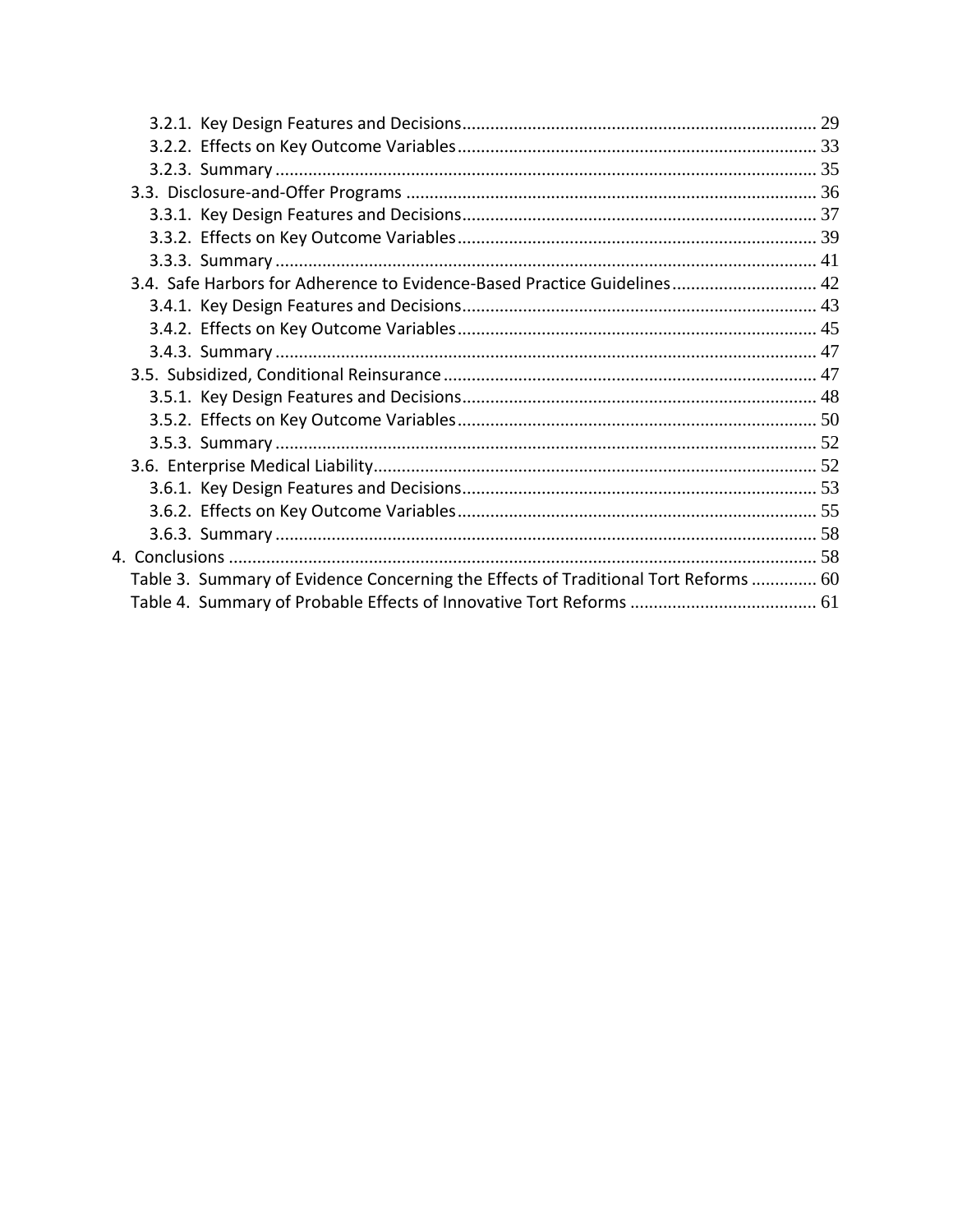3.2.1. Key Design Features and Decisions ........................................................................... 29
3.2.2. Effects on Key Outcome Variables ............................................................................ 33
3.2.3. Summary ................................................................................................................... 35
3.3. Disclosure-and-Offer Programs ....................................................................................... 36
3.3.1. Key Design Features and Decisions ........................................................................... 37
3.3.2. Effects on Key Outcome Variables ............................................................................ 39
3.3.3. Summary ................................................................................................................... 41
3.4. Safe Harbors for Adherence to Evidence-Based Practice Guidelines ............................... 42
3.4.1. Key Design Features and Decisions ........................................................................... 43
3.4.2. Effects on Key Outcome Variables ............................................................................ 45
3.4.3. Summary ................................................................................................................... 47
3.5. Subsidized, Conditional Reinsurance ................................................................................ 47
3.5.1. Key Design Features and Decisions ........................................................................... 48
3.5.2. Effects on Key Outcome Variables ............................................................................ 50
3.5.3. Summary ................................................................................................................... 52
3.6. Enterprise Medical Liability ............................................................................................... 52
3.6.1. Key Design Features and Decisions ........................................................................... 53
3.6.2. Effects on Key Outcome Variables ............................................................................ 55
3.6.3. Summary ................................................................................................................... 58
4. Conclusions ............................................................................................................................. 58
Table 3. Summary of Evidence Concerning the Effects of Traditional Tort Reforms ............. 60
Table 4. Summary of Probable Effects of Innovative Tort Reforms ........................................ 61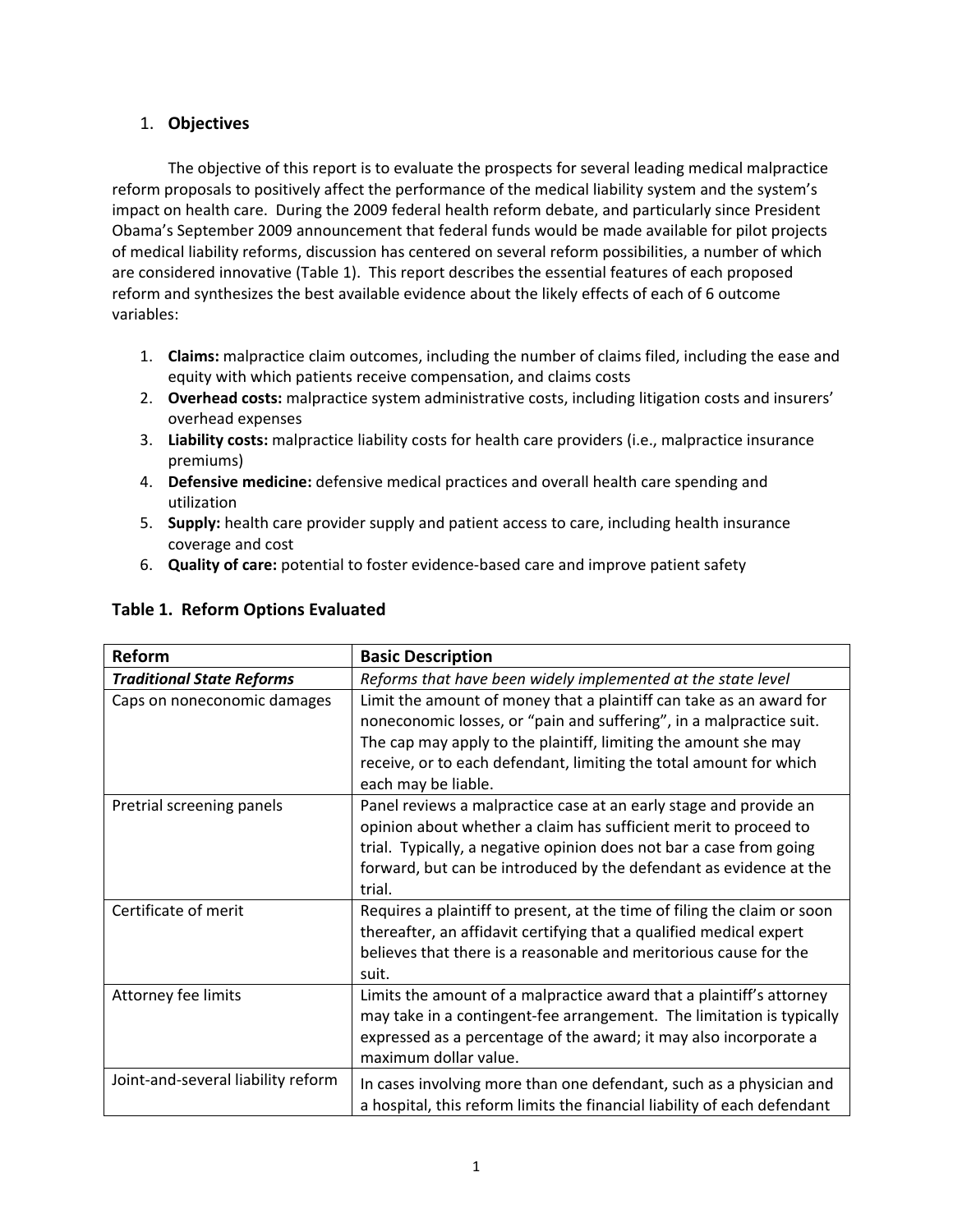## 1. **Objectives**

The objective of this report is to evaluate the prospects for several leading medical malpractice reform proposals to positively affect the performance of the medical liability system and the system's impact on health care. During the 2009 federal health reform debate, and particularly since President Obama's September 2009 announcement that federal funds would be made available for pilot projects of medical liability reforms, discussion has centered on several reform possibilities, a number of which are considered innovative (Table 1). This report describes the essential features of each proposed reform and synthesizes the best available evidence about the likely effects of each of 6 outcome variables:

1. **Claims:** malpractice claim outcomes, including the number of claims filed, including the ease and equity with which patients receive compensation, and claims costs
2. **Overhead costs:** malpractice system administrative costs, including litigation costs and insurers' overhead expenses
3. **Liability costs:** malpractice liability costs for health care providers (i.e., malpractice insurance premiums)
4. **Defensive medicine:** defensive medical practices and overall health care spending and utilization
5. **Supply:** health care provider supply and patient access to care, including health insurance coverage and cost
6. **Quality of care:** potential to foster evidence-based care and improve patient safety

### Table 1. Reform Options Evaluated

| Reform | Basic Description |
|---|---|
| ***Traditional State Reforms*** | *Reforms that have been widely implemented at the state level* |
| Caps on noneconomic damages | Limit the amount of money that a plaintiff can take as an award for noneconomic losses, or "pain and suffering", in a malpractice suit. The cap may apply to the plaintiff, limiting the amount she may receive, or to each defendant, limiting the total amount for which each may be liable. |
| Pretrial screening panels | Panel reviews a malpractice case at an early stage and provide an opinion about whether a claim has sufficient merit to proceed to trial. Typically, a negative opinion does not bar a case from going forward, but can be introduced by the defendant as evidence at the trial. |
| Certificate of merit | Requires a plaintiff to present, at the time of filing the claim or soon thereafter, an affidavit certifying that a qualified medical expert believes that there is a reasonable and meritorious cause for the suit. |
| Attorney fee limits | Limits the amount of a malpractice award that a plaintiff's attorney may take in a contingent-fee arrangement. The limitation is typically expressed as a percentage of the award; it may also incorporate a maximum dollar value. |
| Joint-and-several liability reform | In cases involving more than one defendant, such as a physician and a hospital, this reform limits the financial liability of each defendant |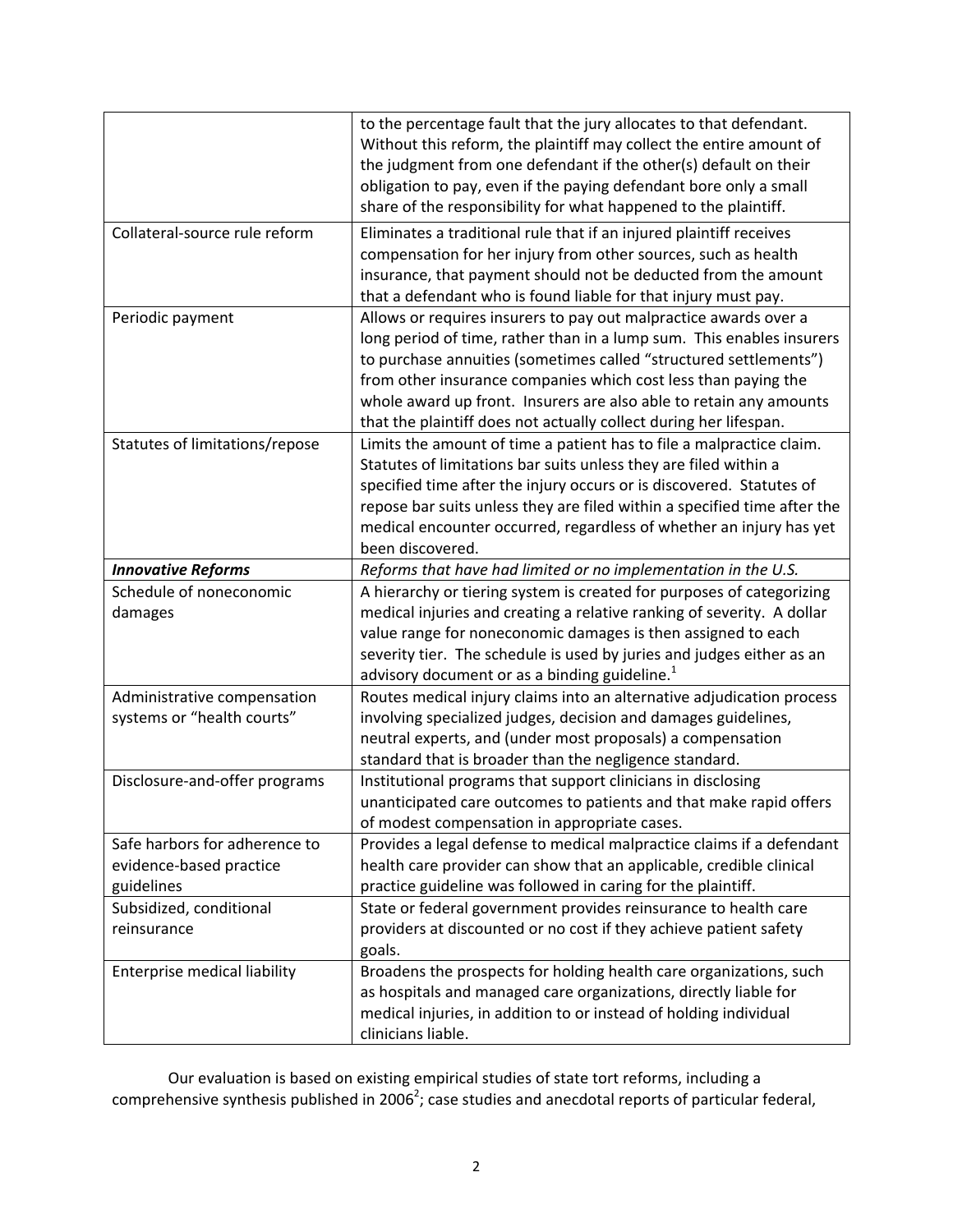| | |
|---|---|
| | to the percentage fault that the jury allocates to that defendant. Without this reform, the plaintiff may collect the entire amount of the judgment from one defendant if the other(s) default on their obligation to pay, even if the paying defendant bore only a small share of the responsibility for what happened to the plaintiff. |
| Collateral-source rule reform | Eliminates a traditional rule that if an injured plaintiff receives compensation for her injury from other sources, such as health insurance, that payment should not be deducted from the amount that a defendant who is found liable for that injury must pay. |
| Periodic payment | Allows or requires insurers to pay out malpractice awards over a long period of time, rather than in a lump sum. This enables insurers to purchase annuities (sometimes called "structured settlements") from other insurance companies which cost less than paying the whole award up front. Insurers are also able to retain any amounts that the plaintiff does not actually collect during her lifespan. |
| Statutes of limitations/repose | Limits the amount of time a patient has to file a malpractice claim. Statutes of limitations bar suits unless they are filed within a specified time after the injury occurs or is discovered. Statutes of repose bar suits unless they are filed within a specified time after the medical encounter occurred, regardless of whether an injury has yet been discovered. |
| ***Innovative Reforms*** | *Reforms that have had limited or no implementation in the U.S.* |
| Schedule of noneconomic damages | A hierarchy or tiering system is created for purposes of categorizing medical injuries and creating a relative ranking of severity. A dollar value range for noneconomic damages is then assigned to each severity tier. The schedule is used by juries and judges either as an advisory document or as a binding guideline.[1] |
| Administrative compensation systems or "health courts" | Routes medical injury claims into an alternative adjudication process involving specialized judges, decision and damages guidelines, neutral experts, and (under most proposals) a compensation standard that is broader than the negligence standard. |
| Disclosure-and-offer programs | Institutional programs that support clinicians in disclosing unanticipated care outcomes to patients and that make rapid offers of modest compensation in appropriate cases. |
| Safe harbors for adherence to evidence-based practice guidelines | Provides a legal defense to medical malpractice claims if a defendant health care provider can show that an applicable, credible clinical practice guideline was followed in caring for the plaintiff. |
| Subsidized, conditional reinsurance | State or federal government provides reinsurance to health care providers at discounted or no cost if they achieve patient safety goals. |
| Enterprise medical liability | Broadens the prospects for holding health care organizations, such as hospitals and managed care organizations, directly liable for medical injuries, in addition to or instead of holding individual clinicians liable. |

Our evaluation is based on existing empirical studies of state tort reforms, including a comprehensive synthesis published in 2006[2]; case studies and anecdotal reports of particular federal,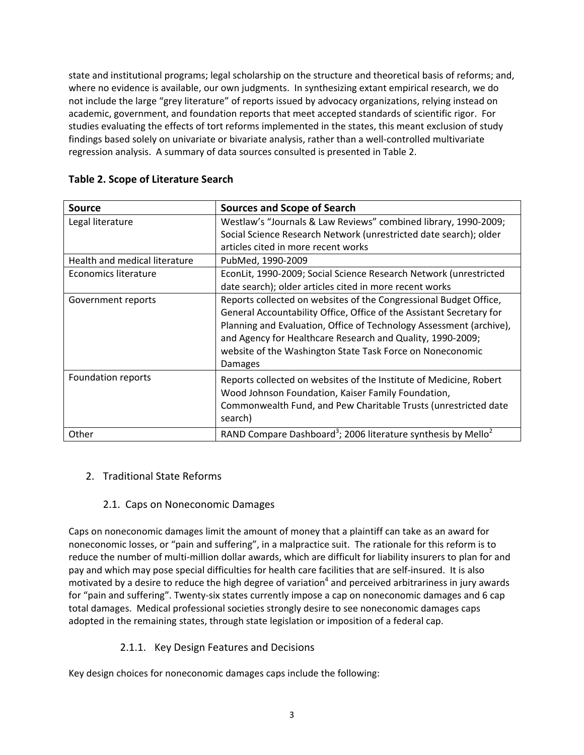state and institutional programs; legal scholarship on the structure and theoretical basis of reforms; and, where no evidence is available, our own judgments. In synthesizing extant empirical research, we do not include the large "grey literature" of reports issued by advocacy organizations, relying instead on academic, government, and foundation reports that meet accepted standards of scientific rigor. For studies evaluating the effects of tort reforms implemented in the states, this meant exclusion of study findings based solely on univariate or bivariate analysis, rather than a well-controlled multivariate regression analysis. A summary of data sources consulted is presented in Table 2.

**Table 2. Scope of Literature Search**

| Source | Sources and Scope of Search |
|---|---|
| Legal literature | Westlaw's "Journals & Law Reviews" combined library, 1990-2009; Social Science Research Network (unrestricted date search); older articles cited in more recent works |
| Health and medical literature | PubMed, 1990-2009 |
| Economics literature | EconLit, 1990-2009; Social Science Research Network (unrestricted date search); older articles cited in more recent works |
| Government reports | Reports collected on websites of the Congressional Budget Office, General Accountability Office, Office of the Assistant Secretary for Planning and Evaluation, Office of Technology Assessment (archive), and Agency for Healthcare Research and Quality, 1990-2009; website of the Washington State Task Force on Noneconomic Damages |
| Foundation reports | Reports collected on websites of the Institute of Medicine, Robert Wood Johnson Foundation, Kaiser Family Foundation, Commonwealth Fund, and Pew Charitable Trusts (unrestricted date search) |
| Other | RAND Compare Dashboard[3]; 2006 literature synthesis by Mello[2] |

## 2. Traditional State Reforms

### 2.1. Caps on Noneconomic Damages

Caps on noneconomic damages limit the amount of money that a plaintiff can take as an award for noneconomic losses, or "pain and suffering", in a malpractice suit. The rationale for this reform is to reduce the number of multi-million dollar awards, which are difficult for liability insurers to plan for and pay and which may pose special difficulties for health care facilities that are self-insured. It is also motivated by a desire to reduce the high degree of variation[4] and perceived arbitrariness in jury awards for "pain and suffering". Twenty-six states currently impose a cap on noneconomic damages and 6 cap total damages. Medical professional societies strongly desire to see noneconomic damages caps adopted in the remaining states, through state legislation or imposition of a federal cap.

#### 2.1.1. Key Design Features and Decisions

Key design choices for noneconomic damages caps include the following: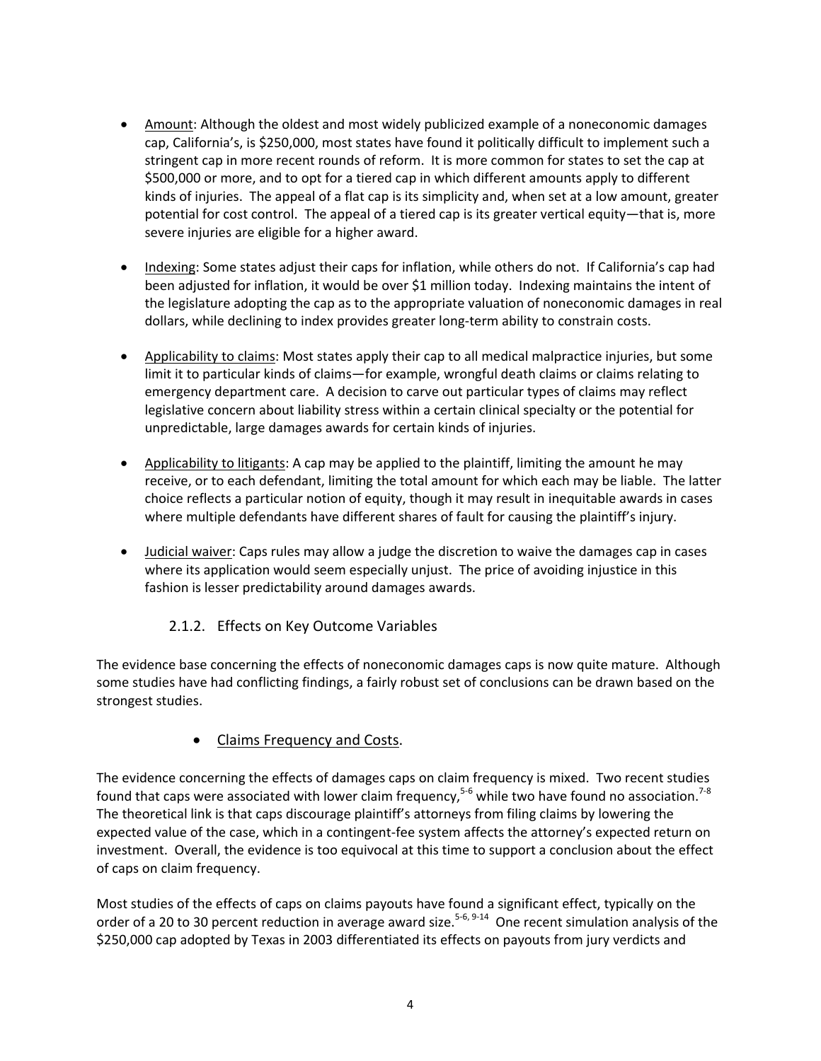- Amount: Although the oldest and most widely publicized example of a noneconomic damages cap, California's, is $250,000, most states have found it politically difficult to implement such a stringent cap in more recent rounds of reform. It is more common for states to set the cap at $500,000 or more, and to opt for a tiered cap in which different amounts apply to different kinds of injuries. The appeal of a flat cap is its simplicity and, when set at a low amount, greater potential for cost control. The appeal of a tiered cap is its greater vertical equity—that is, more severe injuries are eligible for a higher award.

- Indexing: Some states adjust their caps for inflation, while others do not. If California's cap had been adjusted for inflation, it would be over $1 million today. Indexing maintains the intent of the legislature adopting the cap as to the appropriate valuation of noneconomic damages in real dollars, while declining to index provides greater long-term ability to constrain costs.

- Applicability to claims: Most states apply their cap to all medical malpractice injuries, but some limit it to particular kinds of claims—for example, wrongful death claims or claims relating to emergency department care. A decision to carve out particular types of claims may reflect legislative concern about liability stress within a certain clinical specialty or the potential for unpredictable, large damages awards for certain kinds of injuries.

- Applicability to litigants: A cap may be applied to the plaintiff, limiting the amount he may receive, or to each defendant, limiting the total amount for which each may be liable. The latter choice reflects a particular notion of equity, though it may result in inequitable awards in cases where multiple defendants have different shares of fault for causing the plaintiff's injury.

- Judicial waiver: Caps rules may allow a judge the discretion to waive the damages cap in cases where its application would seem especially unjust. The price of avoiding injustice in this fashion is lesser predictability around damages awards.

### 2.1.2. Effects on Key Outcome Variables

The evidence base concerning the effects of noneconomic damages caps is now quite mature. Although some studies have had conflicting findings, a fairly robust set of conclusions can be drawn based on the strongest studies.

- Claims Frequency and Costs.

The evidence concerning the effects of damages caps on claim frequency is mixed. Two recent studies found that caps were associated with lower claim frequency,[5-6] while two have found no association.[7-8] The theoretical link is that caps discourage plaintiff's attorneys from filing claims by lowering the expected value of the case, which in a contingent-fee system affects the attorney's expected return on investment. Overall, the evidence is too equivocal at this time to support a conclusion about the effect of caps on claim frequency.

Most studies of the effects of caps on claims payouts have found a significant effect, typically on the order of a 20 to 30 percent reduction in average award size.[5-6, 9-14] One recent simulation analysis of the $250,000 cap adopted by Texas in 2003 differentiated its effects on payouts from jury verdicts and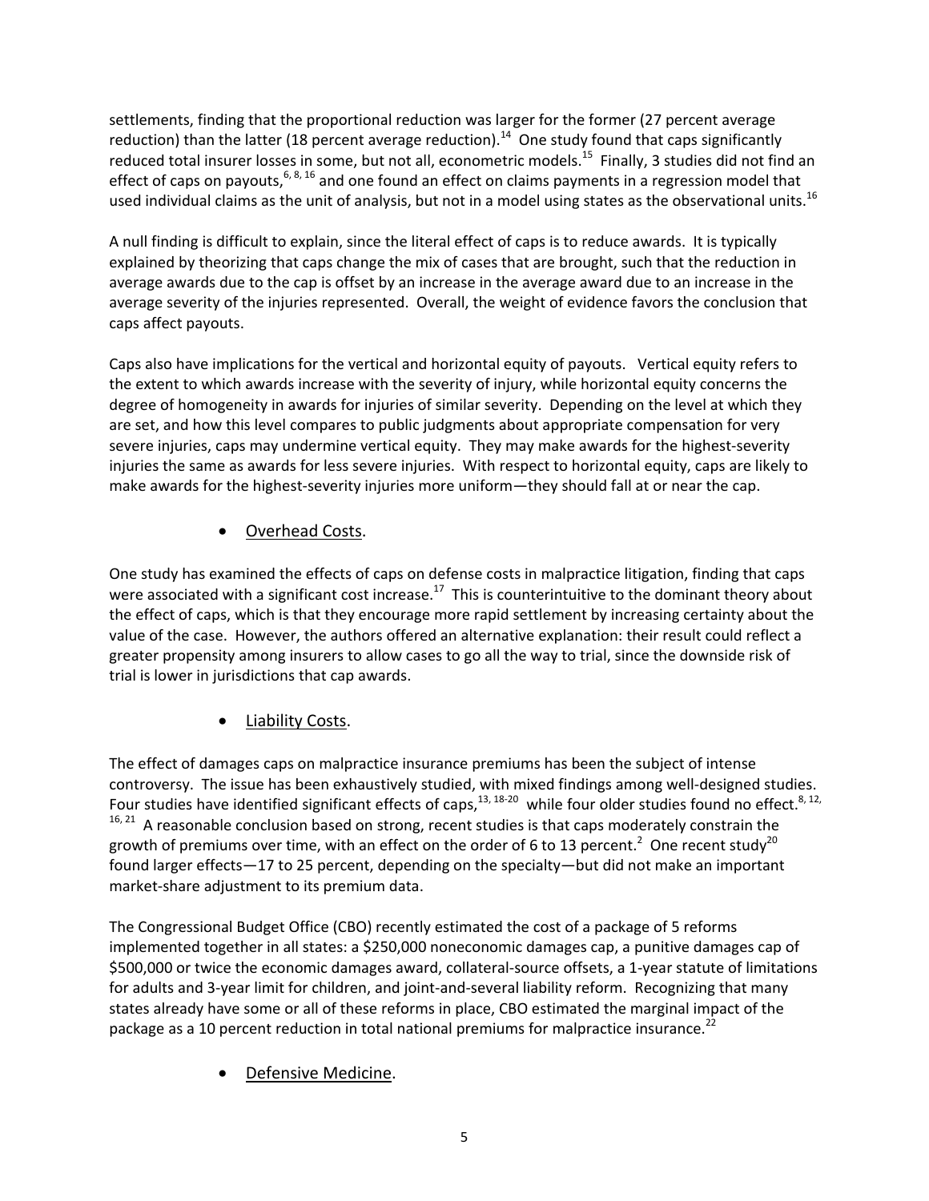settlements, finding that the proportional reduction was larger for the former (27 percent average reduction) than the latter (18 percent average reduction).[14] One study found that caps significantly reduced total insurer losses in some, but not all, econometric models.[15] Finally, 3 studies did not find an effect of caps on payouts,[6, 8, 16] and one found an effect on claims payments in a regression model that used individual claims as the unit of analysis, but not in a model using states as the observational units.[16]

A null finding is difficult to explain, since the literal effect of caps is to reduce awards. It is typically explained by theorizing that caps change the mix of cases that are brought, such that the reduction in average awards due to the cap is offset by an increase in the average award due to an increase in the average severity of the injuries represented. Overall, the weight of evidence favors the conclusion that caps affect payouts.

Caps also have implications for the vertical and horizontal equity of payouts. Vertical equity refers to the extent to which awards increase with the severity of injury, while horizontal equity concerns the degree of homogeneity in awards for injuries of similar severity. Depending on the level at which they are set, and how this level compares to public judgments about appropriate compensation for very severe injuries, caps may undermine vertical equity. They may make awards for the highest-severity injuries the same as awards for less severe injuries. With respect to horizontal equity, caps are likely to make awards for the highest-severity injuries more uniform—they should fall at or near the cap.

- Overhead Costs.

One study has examined the effects of caps on defense costs in malpractice litigation, finding that caps were associated with a significant cost increase.[17] This is counterintuitive to the dominant theory about the effect of caps, which is that they encourage more rapid settlement by increasing certainty about the value of the case. However, the authors offered an alternative explanation: their result could reflect a greater propensity among insurers to allow cases to go all the way to trial, since the downside risk of trial is lower in jurisdictions that cap awards.

- Liability Costs.

The effect of damages caps on malpractice insurance premiums has been the subject of intense controversy. The issue has been exhaustively studied, with mixed findings among well-designed studies. Four studies have identified significant effects of caps,[13, 18-20] while four older studies found no effect.[8, 12, 16, 21] A reasonable conclusion based on strong, recent studies is that caps moderately constrain the growth of premiums over time, with an effect on the order of 6 to 13 percent.[2] One recent study[20] found larger effects—17 to 25 percent, depending on the specialty—but did not make an important market-share adjustment to its premium data.

The Congressional Budget Office (CBO) recently estimated the cost of a package of 5 reforms implemented together in all states: a $250,000 noneconomic damages cap, a punitive damages cap of $500,000 or twice the economic damages award, collateral-source offsets, a 1-year statute of limitations for adults and 3-year limit for children, and joint-and-several liability reform. Recognizing that many states already have some or all of these reforms in place, CBO estimated the marginal impact of the package as a 10 percent reduction in total national premiums for malpractice insurance.[22]

- Defensive Medicine.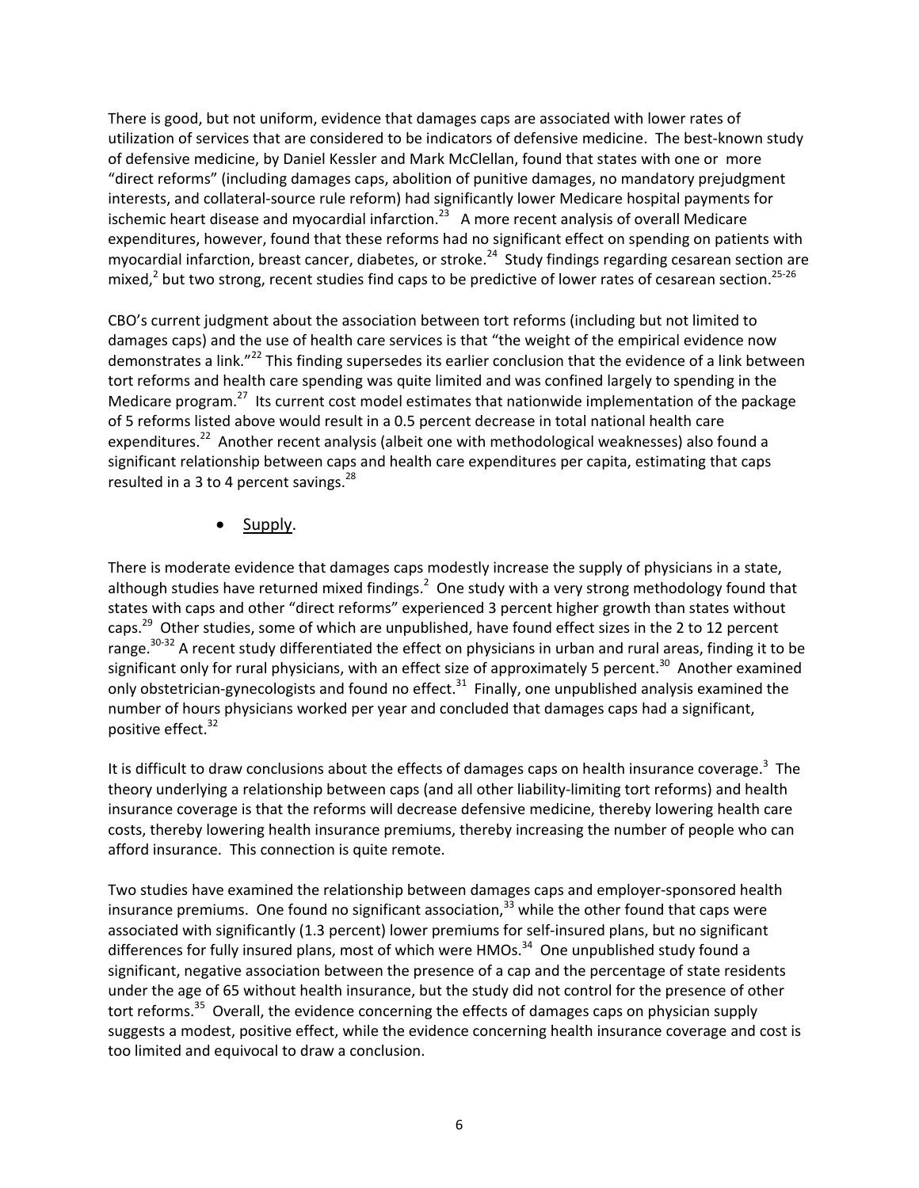There is good, but not uniform, evidence that damages caps are associated with lower rates of utilization of services that are considered to be indicators of defensive medicine. The best-known study of defensive medicine, by Daniel Kessler and Mark McClellan, found that states with one or more "direct reforms" (including damages caps, abolition of punitive damages, no mandatory prejudgment interests, and collateral-source rule reform) had significantly lower Medicare hospital payments for ischemic heart disease and myocardial infarction.[23] A more recent analysis of overall Medicare expenditures, however, found that these reforms had no significant effect on spending on patients with myocardial infarction, breast cancer, diabetes, or stroke.[24] Study findings regarding cesarean section are mixed,[2] but two strong, recent studies find caps to be predictive of lower rates of cesarean section.[25-26]

CBO's current judgment about the association between tort reforms (including but not limited to damages caps) and the use of health care services is that "the weight of the empirical evidence now demonstrates a link."[22] This finding supersedes its earlier conclusion that the evidence of a link between tort reforms and health care spending was quite limited and was confined largely to spending in the Medicare program.[27] Its current cost model estimates that nationwide implementation of the package of 5 reforms listed above would result in a 0.5 percent decrease in total national health care expenditures.[22] Another recent analysis (albeit one with methodological weaknesses) also found a significant relationship between caps and health care expenditures per capita, estimating that caps resulted in a 3 to 4 percent savings.[28]

- Supply.

There is moderate evidence that damages caps modestly increase the supply of physicians in a state, although studies have returned mixed findings.[2] One study with a very strong methodology found that states with caps and other "direct reforms" experienced 3 percent higher growth than states without caps.[29] Other studies, some of which are unpublished, have found effect sizes in the 2 to 12 percent range.[30-32] A recent study differentiated the effect on physicians in urban and rural areas, finding it to be significant only for rural physicians, with an effect size of approximately 5 percent.[30] Another examined only obstetrician-gynecologists and found no effect.[31] Finally, one unpublished analysis examined the number of hours physicians worked per year and concluded that damages caps had a significant, positive effect.[32]

It is difficult to draw conclusions about the effects of damages caps on health insurance coverage.[3] The theory underlying a relationship between caps (and all other liability-limiting tort reforms) and health insurance coverage is that the reforms will decrease defensive medicine, thereby lowering health care costs, thereby lowering health insurance premiums, thereby increasing the number of people who can afford insurance. This connection is quite remote.

Two studies have examined the relationship between damages caps and employer-sponsored health insurance premiums. One found no significant association,[33] while the other found that caps were associated with significantly (1.3 percent) lower premiums for self-insured plans, but no significant differences for fully insured plans, most of which were HMOs.[34] One unpublished study found a significant, negative association between the presence of a cap and the percentage of state residents under the age of 65 without health insurance, but the study did not control for the presence of other tort reforms.[35] Overall, the evidence concerning the effects of damages caps on physician supply suggests a modest, positive effect, while the evidence concerning health insurance coverage and cost is too limited and equivocal to draw a conclusion.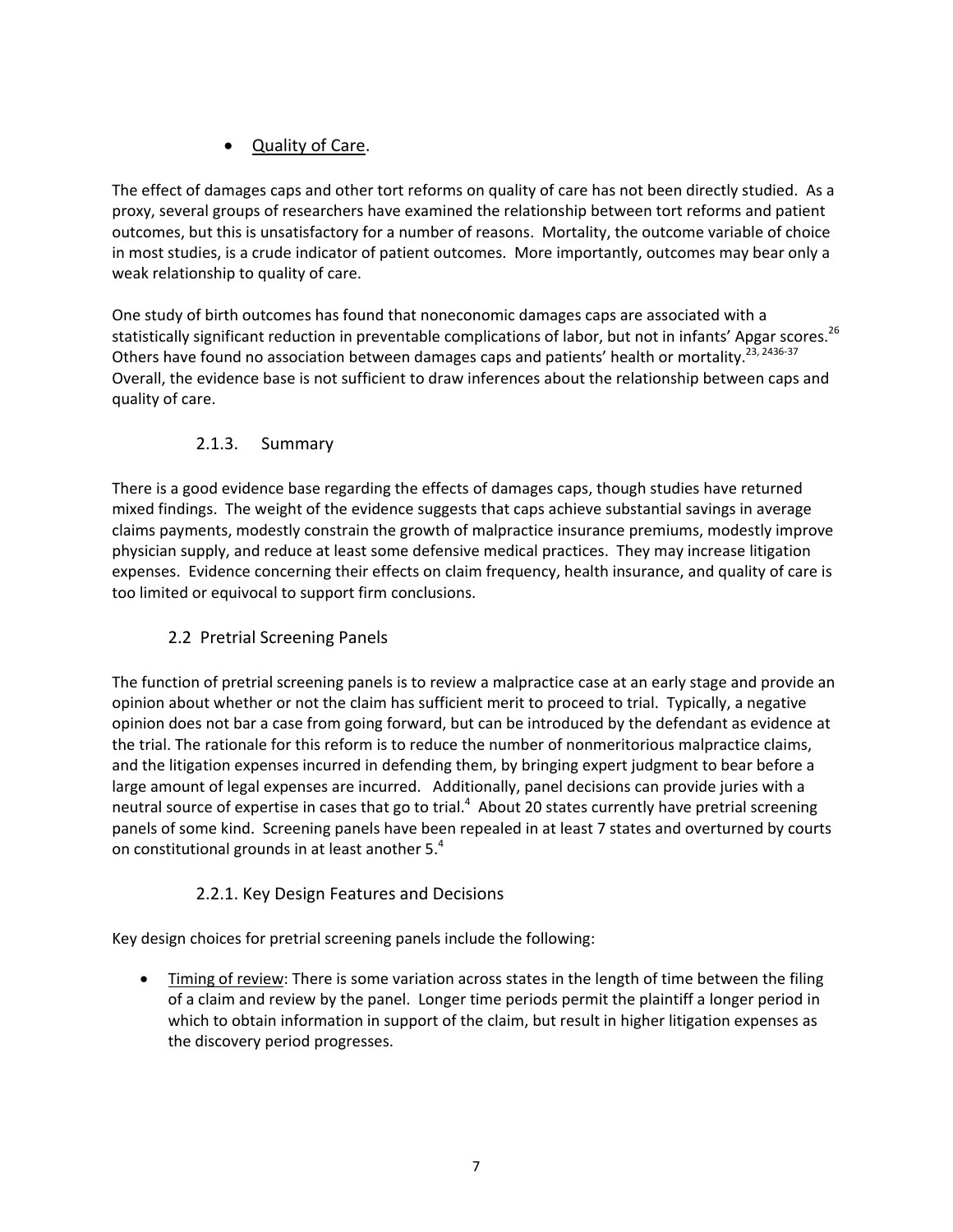- Quality of Care.

The effect of damages caps and other tort reforms on quality of care has not been directly studied. As a proxy, several groups of researchers have examined the relationship between tort reforms and patient outcomes, but this is unsatisfactory for a number of reasons. Mortality, the outcome variable of choice in most studies, is a crude indicator of patient outcomes. More importantly, outcomes may bear only a weak relationship to quality of care.

One study of birth outcomes has found that noneconomic damages caps are associated with a statistically significant reduction in preventable complications of labor, but not in infants' Apgar scores.[26] Others have found no association between damages caps and patients' health or mortality.[23, 2436-37] Overall, the evidence base is not sufficient to draw inferences about the relationship between caps and quality of care.

### 2.1.3. Summary

There is a good evidence base regarding the effects of damages caps, though studies have returned mixed findings. The weight of the evidence suggests that caps achieve substantial savings in average claims payments, modestly constrain the growth of malpractice insurance premiums, modestly improve physician supply, and reduce at least some defensive medical practices. They may increase litigation expenses. Evidence concerning their effects on claim frequency, health insurance, and quality of care is too limited or equivocal to support firm conclusions.

## 2.2 Pretrial Screening Panels

The function of pretrial screening panels is to review a malpractice case at an early stage and provide an opinion about whether or not the claim has sufficient merit to proceed to trial. Typically, a negative opinion does not bar a case from going forward, but can be introduced by the defendant as evidence at the trial. The rationale for this reform is to reduce the number of nonmeritorious malpractice claims, and the litigation expenses incurred in defending them, by bringing expert judgment to bear before a large amount of legal expenses are incurred. Additionally, panel decisions can provide juries with a neutral source of expertise in cases that go to trial.[4] About 20 states currently have pretrial screening panels of some kind. Screening panels have been repealed in at least 7 states and overturned by courts on constitutional grounds in at least another 5.[4]

### 2.2.1. Key Design Features and Decisions

Key design choices for pretrial screening panels include the following:

- Timing of review: There is some variation across states in the length of time between the filing of a claim and review by the panel. Longer time periods permit the plaintiff a longer period in which to obtain information in support of the claim, but result in higher litigation expenses as the discovery period progresses.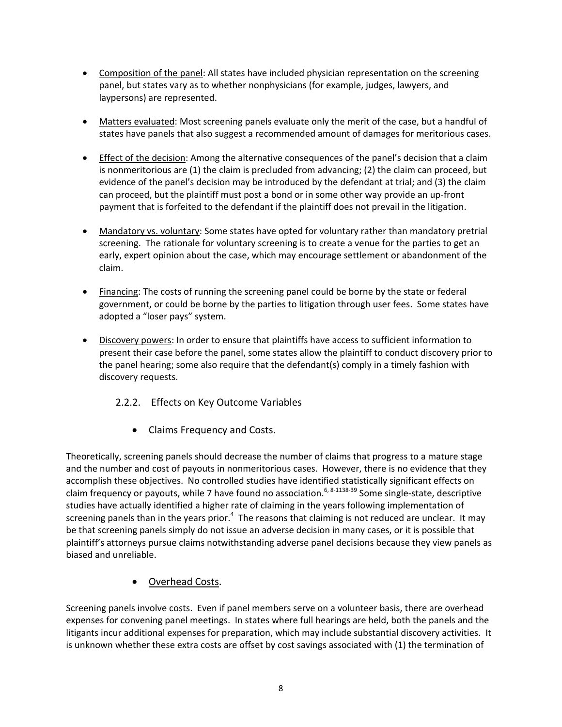- Composition of the panel: All states have included physician representation on the screening panel, but states vary as to whether nonphysicians (for example, judges, lawyers, and laypersons) are represented.

- Matters evaluated: Most screening panels evaluate only the merit of the case, but a handful of states have panels that also suggest a recommended amount of damages for meritorious cases.

- Effect of the decision: Among the alternative consequences of the panel's decision that a claim is nonmeritorious are (1) the claim is precluded from advancing; (2) the claim can proceed, but evidence of the panel's decision may be introduced by the defendant at trial; and (3) the claim can proceed, but the plaintiff must post a bond or in some other way provide an up-front payment that is forfeited to the defendant if the plaintiff does not prevail in the litigation.

- Mandatory vs. voluntary: Some states have opted for voluntary rather than mandatory pretrial screening. The rationale for voluntary screening is to create a venue for the parties to get an early, expert opinion about the case, which may encourage settlement or abandonment of the claim.

- Financing: The costs of running the screening panel could be borne by the state or federal government, or could be borne by the parties to litigation through user fees. Some states have adopted a "loser pays" system.

- Discovery powers: In order to ensure that plaintiffs have access to sufficient information to present their case before the panel, some states allow the plaintiff to conduct discovery prior to the panel hearing; some also require that the defendant(s) comply in a timely fashion with discovery requests.

### 2.2.2. Effects on Key Outcome Variables

- Claims Frequency and Costs.

Theoretically, screening panels should decrease the number of claims that progress to a mature stage and the number and cost of payouts in nonmeritorious cases. However, there is no evidence that they accomplish these objectives. No controlled studies have identified statistically significant effects on claim frequency or payouts, while 7 have found no association.[6, 8-1138-39] Some single-state, descriptive studies have actually identified a higher rate of claiming in the years following implementation of screening panels than in the years prior.[4] The reasons that claiming is not reduced are unclear. It may be that screening panels simply do not issue an adverse decision in many cases, or it is possible that plaintiff's attorneys pursue claims notwithstanding adverse panel decisions because they view panels as biased and unreliable.

- Overhead Costs.

Screening panels involve costs. Even if panel members serve on a volunteer basis, there are overhead expenses for convening panel meetings. In states where full hearings are held, both the panels and the litigants incur additional expenses for preparation, which may include substantial discovery activities. It is unknown whether these extra costs are offset by cost savings associated with (1) the termination of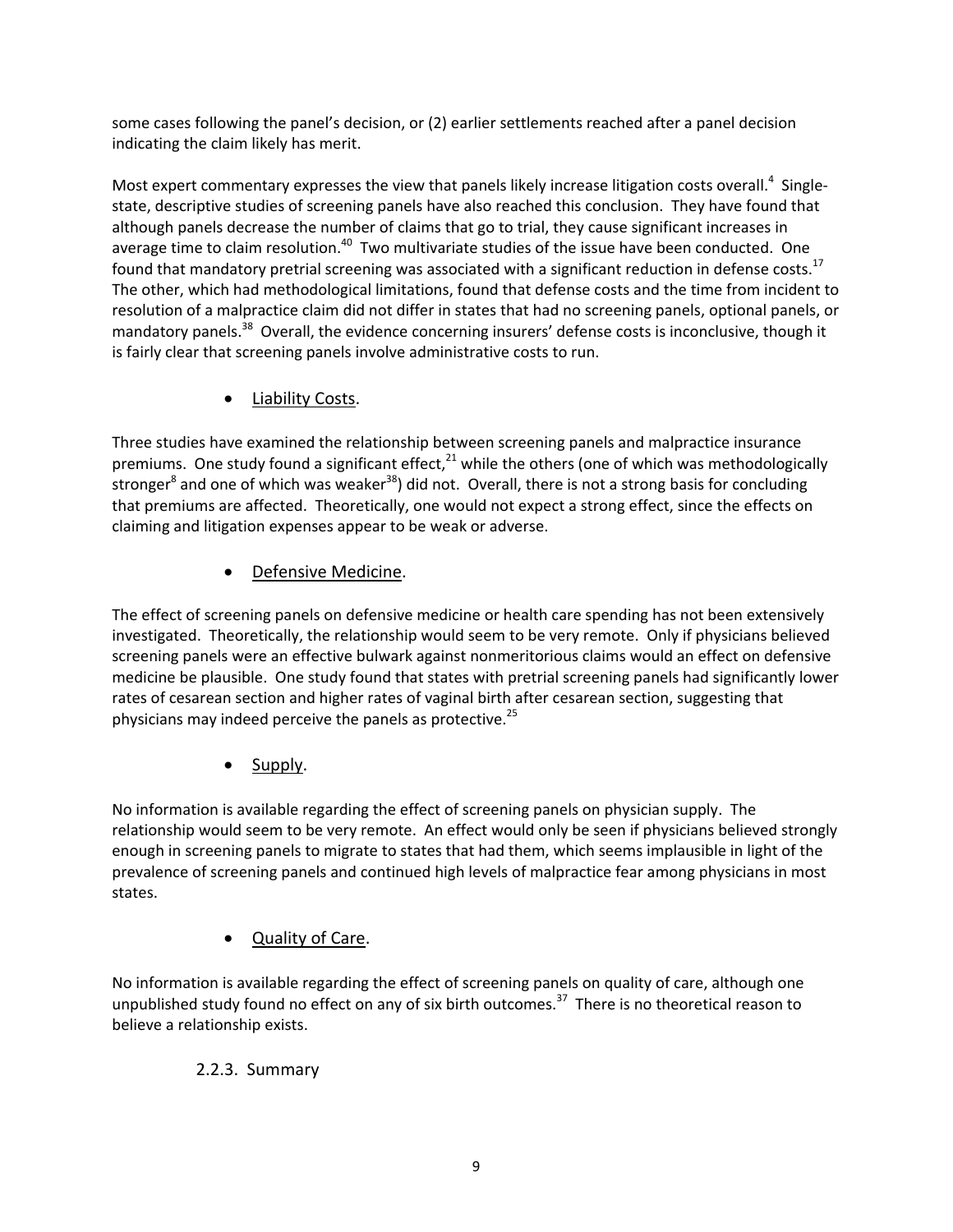some cases following the panel's decision, or (2) earlier settlements reached after a panel decision indicating the claim likely has merit.

Most expert commentary expresses the view that panels likely increase litigation costs overall.[4] Single-state, descriptive studies of screening panels have also reached this conclusion. They have found that although panels decrease the number of claims that go to trial, they cause significant increases in average time to claim resolution.[40] Two multivariate studies of the issue have been conducted. One found that mandatory pretrial screening was associated with a significant reduction in defense costs.[17] The other, which had methodological limitations, found that defense costs and the time from incident to resolution of a malpractice claim did not differ in states that had no screening panels, optional panels, or mandatory panels.[38] Overall, the evidence concerning insurers' defense costs is inconclusive, though it is fairly clear that screening panels involve administrative costs to run.

- Liability Costs.

Three studies have examined the relationship between screening panels and malpractice insurance premiums. One study found a significant effect,[21] while the others (one of which was methodologically stronger[8] and one of which was weaker[38]) did not. Overall, there is not a strong basis for concluding that premiums are affected. Theoretically, one would not expect a strong effect, since the effects on claiming and litigation expenses appear to be weak or adverse.

- Defensive Medicine.

The effect of screening panels on defensive medicine or health care spending has not been extensively investigated. Theoretically, the relationship would seem to be very remote. Only if physicians believed screening panels were an effective bulwark against nonmeritorious claims would an effect on defensive medicine be plausible. One study found that states with pretrial screening panels had significantly lower rates of cesarean section and higher rates of vaginal birth after cesarean section, suggesting that physicians may indeed perceive the panels as protective.[25]

- Supply.

No information is available regarding the effect of screening panels on physician supply. The relationship would seem to be very remote. An effect would only be seen if physicians believed strongly enough in screening panels to migrate to states that had them, which seems implausible in light of the prevalence of screening panels and continued high levels of malpractice fear among physicians in most states.

- Quality of Care.

No information is available regarding the effect of screening panels on quality of care, although one unpublished study found no effect on any of six birth outcomes.[37] There is no theoretical reason to believe a relationship exists.

### 2.2.3. Summary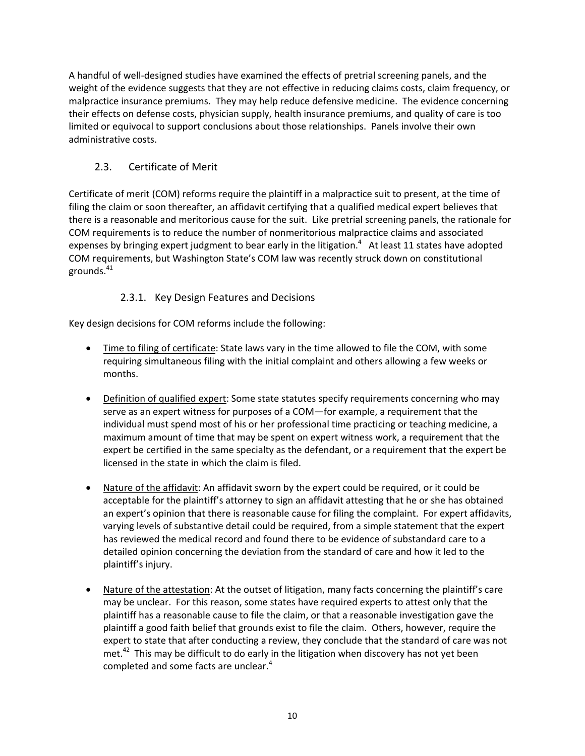A handful of well-designed studies have examined the effects of pretrial screening panels, and the weight of the evidence suggests that they are not effective in reducing claims costs, claim frequency, or malpractice insurance premiums. They may help reduce defensive medicine. The evidence concerning their effects on defense costs, physician supply, health insurance premiums, and quality of care is too limited or equivocal to support conclusions about those relationships. Panels involve their own administrative costs.

## 2.3. Certificate of Merit

Certificate of merit (COM) reforms require the plaintiff in a malpractice suit to present, at the time of filing the claim or soon thereafter, an affidavit certifying that a qualified medical expert believes that there is a reasonable and meritorious cause for the suit. Like pretrial screening panels, the rationale for COM requirements is to reduce the number of nonmeritorious malpractice claims and associated expenses by bringing expert judgment to bear early in the litigation.[4] At least 11 states have adopted COM requirements, but Washington State's COM law was recently struck down on constitutional grounds.[41]

### 2.3.1. Key Design Features and Decisions

Key design decisions for COM reforms include the following:

- Time to filing of certificate: State laws vary in the time allowed to file the COM, with some requiring simultaneous filing with the initial complaint and others allowing a few weeks or months.
- Definition of qualified expert: Some state statutes specify requirements concerning who may serve as an expert witness for purposes of a COM—for example, a requirement that the individual must spend most of his or her professional time practicing or teaching medicine, a maximum amount of time that may be spent on expert witness work, a requirement that the expert be certified in the same specialty as the defendant, or a requirement that the expert be licensed in the state in which the claim is filed.
- Nature of the affidavit: An affidavit sworn by the expert could be required, or it could be acceptable for the plaintiff's attorney to sign an affidavit attesting that he or she has obtained an expert's opinion that there is reasonable cause for filing the complaint. For expert affidavits, varying levels of substantive detail could be required, from a simple statement that the expert has reviewed the medical record and found there to be evidence of substandard care to a detailed opinion concerning the deviation from the standard of care and how it led to the plaintiff's injury.
- Nature of the attestation: At the outset of litigation, many facts concerning the plaintiff's care may be unclear. For this reason, some states have required experts to attest only that the plaintiff has a reasonable cause to file the claim, or that a reasonable investigation gave the plaintiff a good faith belief that grounds exist to file the claim. Others, however, require the expert to state that after conducting a review, they conclude that the standard of care was not met.[42] This may be difficult to do early in the litigation when discovery has not yet been completed and some facts are unclear.[4]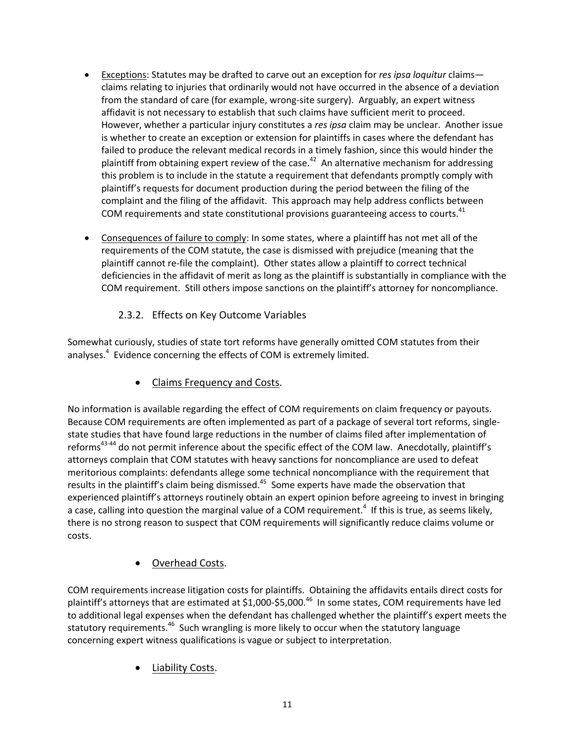- Exceptions: Statutes may be drafted to carve out an exception for *res ipsa loquitur* claims—claims relating to injuries that ordinarily would not have occurred in the absence of a deviation from the standard of care (for example, wrong-site surgery). Arguably, an expert witness affidavit is not necessary to establish that such claims have sufficient merit to proceed. However, whether a particular injury constitutes a *res ipsa* claim may be unclear. Another issue is whether to create an exception or extension for plaintiffs in cases where the defendant has failed to produce the relevant medical records in a timely fashion, since this would hinder the plaintiff from obtaining expert review of the case.[42] An alternative mechanism for addressing this problem is to include in the statute a requirement that defendants promptly comply with plaintiff's requests for document production during the period between the filing of the complaint and the filing of the affidavit. This approach may help address conflicts between COM requirements and state constitutional provisions guaranteeing access to courts.[41]

- Consequences of failure to comply: In some states, where a plaintiff has not met all of the requirements of the COM statute, the case is dismissed with prejudice (meaning that the plaintiff cannot re-file the complaint). Other states allow a plaintiff to correct technical deficiencies in the affidavit of merit as long as the plaintiff is substantially in compliance with the COM requirement. Still others impose sanctions on the plaintiff's attorney for noncompliance.

### 2.3.2. Effects on Key Outcome Variables

Somewhat curiously, studies of state tort reforms have generally omitted COM statutes from their analyses.[4] Evidence concerning the effects of COM is extremely limited.

- Claims Frequency and Costs.

No information is available regarding the effect of COM requirements on claim frequency or payouts. Because COM requirements are often implemented as part of a package of several tort reforms, single-state studies that have found large reductions in the number of claims filed after implementation of reforms[43-44] do not permit inference about the specific effect of the COM law. Anecdotally, plaintiff's attorneys complain that COM statutes with heavy sanctions for noncompliance are used to defeat meritorious complaints: defendants allege some technical noncompliance with the requirement that results in the plaintiff's claim being dismissed.[45] Some experts have made the observation that experienced plaintiff's attorneys routinely obtain an expert opinion before agreeing to invest in bringing a case, calling into question the marginal value of a COM requirement.[4] If this is true, as seems likely, there is no strong reason to suspect that COM requirements will significantly reduce claims volume or costs.

- Overhead Costs.

COM requirements increase litigation costs for plaintiffs. Obtaining the affidavits entails direct costs for plaintiff's attorneys that are estimated at $1,000-$5,000.[46] In some states, COM requirements have led to additional legal expenses when the defendant has challenged whether the plaintiff's expert meets the statutory requirements.[46] Such wrangling is more likely to occur when the statutory language concerning expert witness qualifications is vague or subject to interpretation.

- Liability Costs.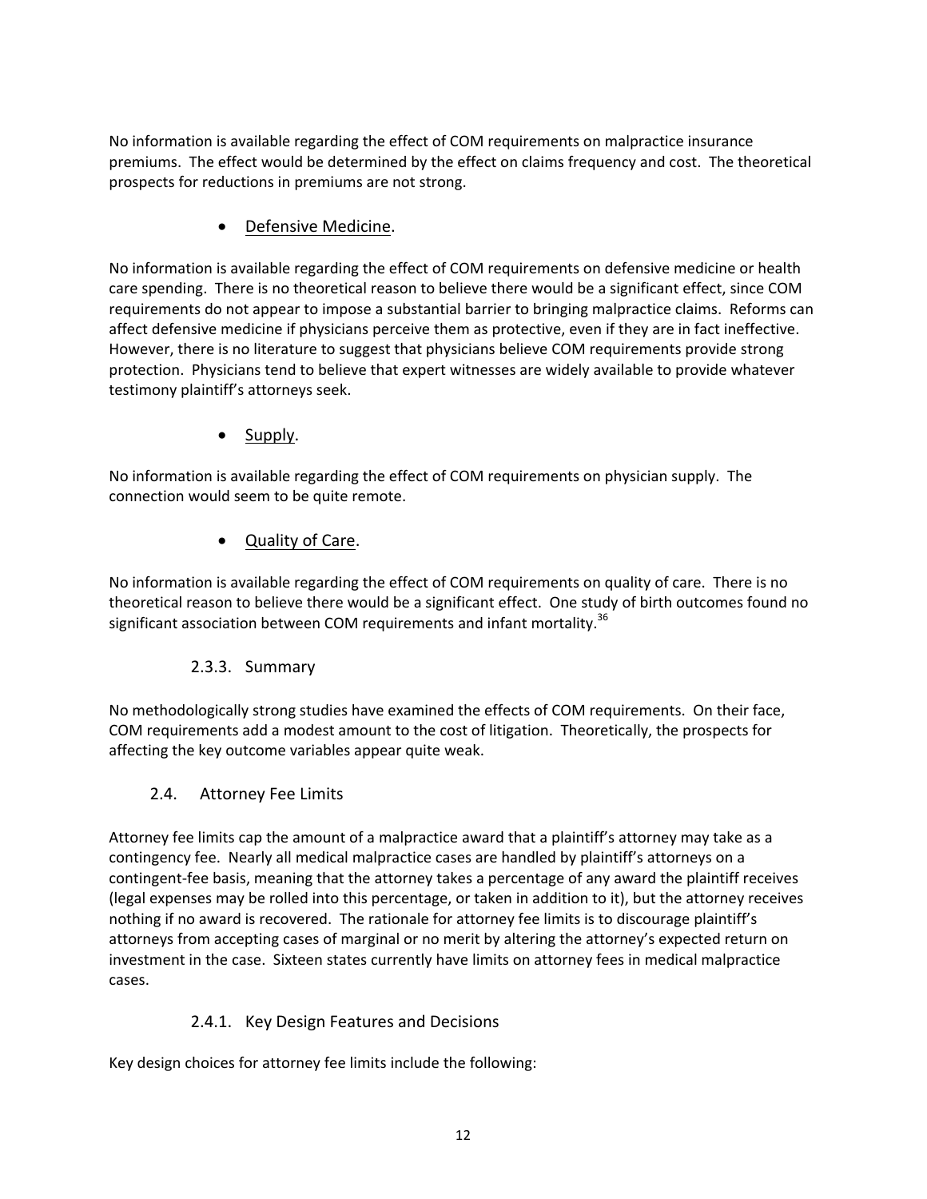No information is available regarding the effect of COM requirements on malpractice insurance premiums. The effect would be determined by the effect on claims frequency and cost. The theoretical prospects for reductions in premiums are not strong.

- Defensive Medicine.

No information is available regarding the effect of COM requirements on defensive medicine or health care spending. There is no theoretical reason to believe there would be a significant effect, since COM requirements do not appear to impose a substantial barrier to bringing malpractice claims. Reforms can affect defensive medicine if physicians perceive them as protective, even if they are in fact ineffective. However, there is no literature to suggest that physicians believe COM requirements provide strong protection. Physicians tend to believe that expert witnesses are widely available to provide whatever testimony plaintiff's attorneys seek.

- Supply.

No information is available regarding the effect of COM requirements on physician supply. The connection would seem to be quite remote.

- Quality of Care.

No information is available regarding the effect of COM requirements on quality of care. There is no theoretical reason to believe there would be a significant effect. One study of birth outcomes found no significant association between COM requirements and infant mortality.[36]

### 2.3.3. Summary

No methodologically strong studies have examined the effects of COM requirements. On their face, COM requirements add a modest amount to the cost of litigation. Theoretically, the prospects for affecting the key outcome variables appear quite weak.

## 2.4. Attorney Fee Limits

Attorney fee limits cap the amount of a malpractice award that a plaintiff's attorney may take as a contingency fee. Nearly all medical malpractice cases are handled by plaintiff's attorneys on a contingent-fee basis, meaning that the attorney takes a percentage of any award the plaintiff receives (legal expenses may be rolled into this percentage, or taken in addition to it), but the attorney receives nothing if no award is recovered. The rationale for attorney fee limits is to discourage plaintiff's attorneys from accepting cases of marginal or no merit by altering the attorney's expected return on investment in the case. Sixteen states currently have limits on attorney fees in medical malpractice cases.

### 2.4.1. Key Design Features and Decisions

Key design choices for attorney fee limits include the following: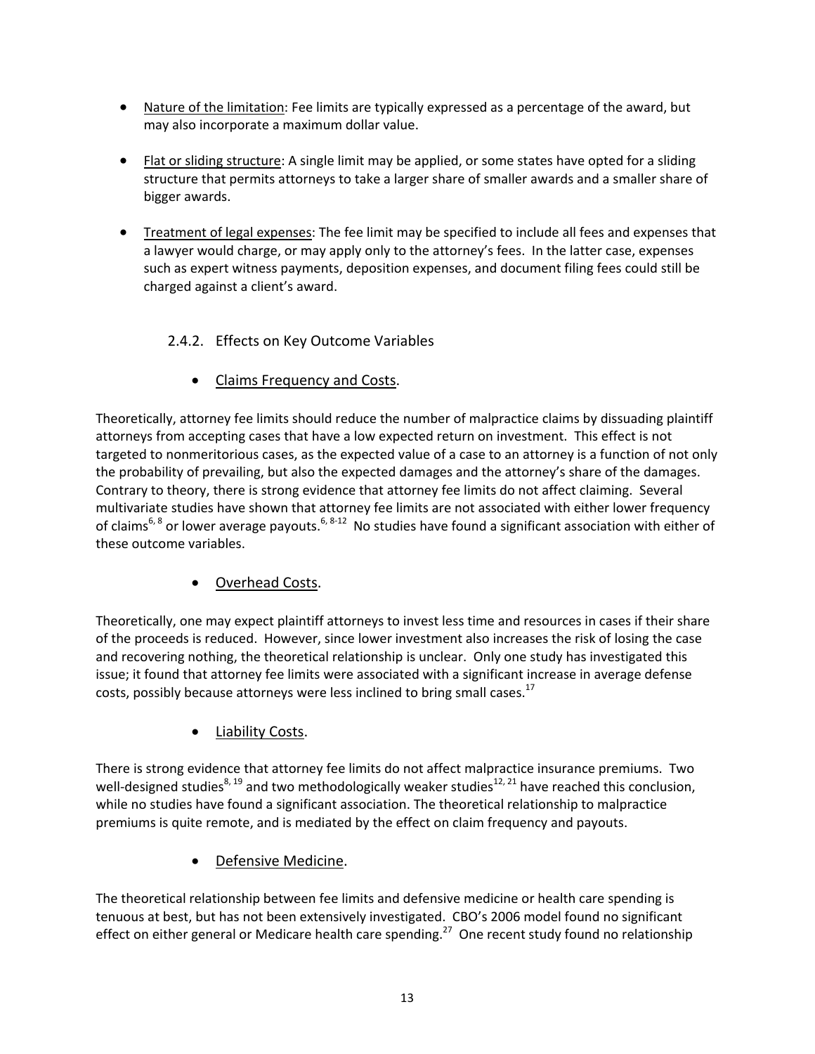- Nature of the limitation: Fee limits are typically expressed as a percentage of the award, but may also incorporate a maximum dollar value.

- Flat or sliding structure: A single limit may be applied, or some states have opted for a sliding structure that permits attorneys to take a larger share of smaller awards and a smaller share of bigger awards.

- Treatment of legal expenses: The fee limit may be specified to include all fees and expenses that a lawyer would charge, or may apply only to the attorney's fees. In the latter case, expenses such as expert witness payments, deposition expenses, and document filing fees could still be charged against a client's award.

### 2.4.2. Effects on Key Outcome Variables

- Claims Frequency and Costs.

Theoretically, attorney fee limits should reduce the number of malpractice claims by dissuading plaintiff attorneys from accepting cases that have a low expected return on investment. This effect is not targeted to nonmeritorious cases, as the expected value of a case to an attorney is a function of not only the probability of prevailing, but also the expected damages and the attorney's share of the damages. Contrary to theory, there is strong evidence that attorney fee limits do not affect claiming. Several multivariate studies have shown that attorney fee limits are not associated with either lower frequency of claims[6, 8] or lower average payouts.[6, 8-12] No studies have found a significant association with either of these outcome variables.

- Overhead Costs.

Theoretically, one may expect plaintiff attorneys to invest less time and resources in cases if their share of the proceeds is reduced. However, since lower investment also increases the risk of losing the case and recovering nothing, the theoretical relationship is unclear. Only one study has investigated this issue; it found that attorney fee limits were associated with a significant increase in average defense costs, possibly because attorneys were less inclined to bring small cases.[17]

- Liability Costs.

There is strong evidence that attorney fee limits do not affect malpractice insurance premiums. Two well-designed studies[8, 19] and two methodologically weaker studies[12, 21] have reached this conclusion, while no studies have found a significant association. The theoretical relationship to malpractice premiums is quite remote, and is mediated by the effect on claim frequency and payouts.

- Defensive Medicine.

The theoretical relationship between fee limits and defensive medicine or health care spending is tenuous at best, but has not been extensively investigated. CBO's 2006 model found no significant effect on either general or Medicare health care spending.[27] One recent study found no relationship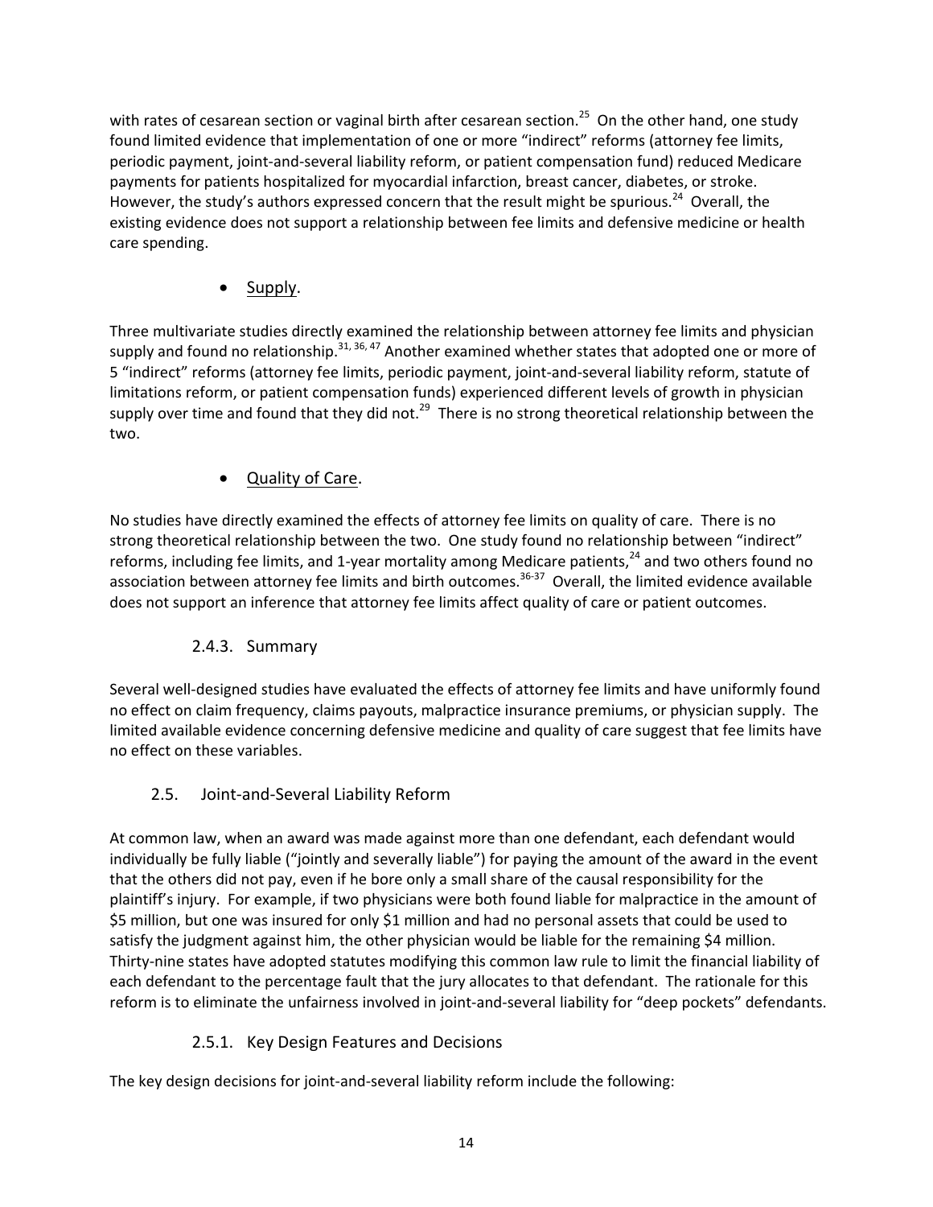with rates of cesarean section or vaginal birth after cesarean section.[25] On the other hand, one study found limited evidence that implementation of one or more "indirect" reforms (attorney fee limits, periodic payment, joint-and-several liability reform, or patient compensation fund) reduced Medicare payments for patients hospitalized for myocardial infarction, breast cancer, diabetes, or stroke. However, the study's authors expressed concern that the result might be spurious.[24] Overall, the existing evidence does not support a relationship between fee limits and defensive medicine or health care spending.

- Supply.

Three multivariate studies directly examined the relationship between attorney fee limits and physician supply and found no relationship.[31, 36, 47] Another examined whether states that adopted one or more of 5 "indirect" reforms (attorney fee limits, periodic payment, joint-and-several liability reform, statute of limitations reform, or patient compensation funds) experienced different levels of growth in physician supply over time and found that they did not.[29] There is no strong theoretical relationship between the two.

- Quality of Care.

No studies have directly examined the effects of attorney fee limits on quality of care. There is no strong theoretical relationship between the two. One study found no relationship between "indirect" reforms, including fee limits, and 1-year mortality among Medicare patients,[24] and two others found no association between attorney fee limits and birth outcomes.[36-37] Overall, the limited evidence available does not support an inference that attorney fee limits affect quality of care or patient outcomes.

### 2.4.3. Summary

Several well-designed studies have evaluated the effects of attorney fee limits and have uniformly found no effect on claim frequency, claims payouts, malpractice insurance premiums, or physician supply. The limited available evidence concerning defensive medicine and quality of care suggest that fee limits have no effect on these variables.

## 2.5. Joint-and-Several Liability Reform

At common law, when an award was made against more than one defendant, each defendant would individually be fully liable ("jointly and severally liable") for paying the amount of the award in the event that the others did not pay, even if he bore only a small share of the causal responsibility for the plaintiff's injury. For example, if two physicians were both found liable for malpractice in the amount of $5 million, but one was insured for only $1 million and had no personal assets that could be used to satisfy the judgment against him, the other physician would be liable for the remaining $4 million. Thirty-nine states have adopted statutes modifying this common law rule to limit the financial liability of each defendant to the percentage fault that the jury allocates to that defendant. The rationale for this reform is to eliminate the unfairness involved in joint-and-several liability for "deep pockets" defendants.

### 2.5.1. Key Design Features and Decisions

The key design decisions for joint-and-several liability reform include the following: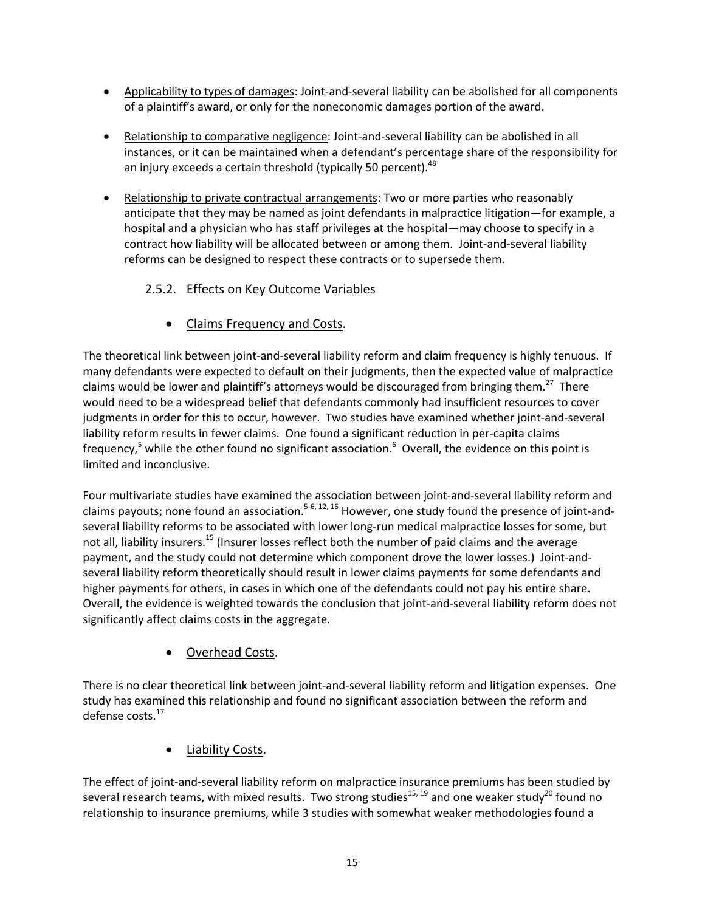- Applicability to types of damages: Joint-and-several liability can be abolished for all components of a plaintiff's award, or only for the noneconomic damages portion of the award.

- Relationship to comparative negligence: Joint-and-several liability can be abolished in all instances, or it can be maintained when a defendant's percentage share of the responsibility for an injury exceeds a certain threshold (typically 50 percent).[48]

- Relationship to private contractual arrangements: Two or more parties who reasonably anticipate that they may be named as joint defendants in malpractice litigation—for example, a hospital and a physician who has staff privileges at the hospital—may choose to specify in a contract how liability will be allocated between or among them. Joint-and-several liability reforms can be designed to respect these contracts or to supersede them.

### 2.5.2. Effects on Key Outcome Variables

- Claims Frequency and Costs.

The theoretical link between joint-and-several liability reform and claim frequency is highly tenuous. If many defendants were expected to default on their judgments, then the expected value of malpractice claims would be lower and plaintiff's attorneys would be discouraged from bringing them.[27] There would need to be a widespread belief that defendants commonly had insufficient resources to cover judgments in order for this to occur, however. Two studies have examined whether joint-and-several liability reform results in fewer claims. One found a significant reduction in per-capita claims frequency,[5] while the other found no significant association.[6] Overall, the evidence on this point is limited and inconclusive.

Four multivariate studies have examined the association between joint-and-several liability reform and claims payouts; none found an association.[5-6, 12, 16] However, one study found the presence of joint-and-several liability reforms to be associated with lower long-run medical malpractice losses for some, but not all, liability insurers.[15] (Insurer losses reflect both the number of paid claims and the average payment, and the study could not determine which component drove the lower losses.) Joint-and-several liability reform theoretically should result in lower claims payments for some defendants and higher payments for others, in cases in which one of the defendants could not pay his entire share. Overall, the evidence is weighted towards the conclusion that joint-and-several liability reform does not significantly affect claims costs in the aggregate.

- Overhead Costs.

There is no clear theoretical link between joint-and-several liability reform and litigation expenses. One study has examined this relationship and found no significant association between the reform and defense costs.[17]

- Liability Costs.

The effect of joint-and-several liability reform on malpractice insurance premiums has been studied by several research teams, with mixed results. Two strong studies[15, 19] and one weaker study[20] found no relationship to insurance premiums, while 3 studies with somewhat weaker methodologies found a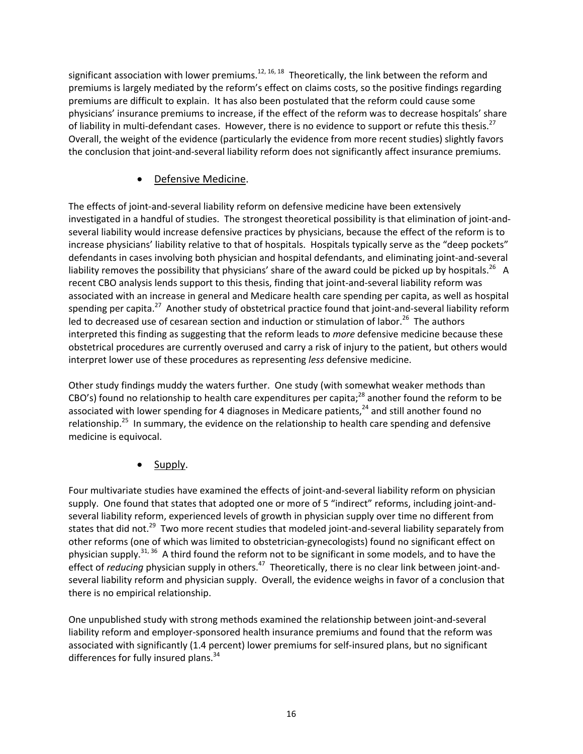significant association with lower premiums.[12, 16, 18] Theoretically, the link between the reform and premiums is largely mediated by the reform's effect on claims costs, so the positive findings regarding premiums are difficult to explain. It has also been postulated that the reform could cause some physicians' insurance premiums to increase, if the effect of the reform was to decrease hospitals' share of liability in multi-defendant cases. However, there is no evidence to support or refute this thesis.[27] Overall, the weight of the evidence (particularly the evidence from more recent studies) slightly favors the conclusion that joint-and-several liability reform does not significantly affect insurance premiums.

- Defensive Medicine.

The effects of joint-and-several liability reform on defensive medicine have been extensively investigated in a handful of studies. The strongest theoretical possibility is that elimination of joint-and-several liability would increase defensive practices by physicians, because the effect of the reform is to increase physicians' liability relative to that of hospitals. Hospitals typically serve as the "deep pockets" defendants in cases involving both physician and hospital defendants, and eliminating joint-and-several liability removes the possibility that physicians' share of the award could be picked up by hospitals.[26] A recent CBO analysis lends support to this thesis, finding that joint-and-several liability reform was associated with an increase in general and Medicare health care spending per capita, as well as hospital spending per capita.[27] Another study of obstetrical practice found that joint-and-several liability reform led to decreased use of cesarean section and induction or stimulation of labor.[26] The authors interpreted this finding as suggesting that the reform leads to *more* defensive medicine because these obstetrical procedures are currently overused and carry a risk of injury to the patient, but others would interpret lower use of these procedures as representing *less* defensive medicine.

Other study findings muddy the waters further. One study (with somewhat weaker methods than CBO's) found no relationship to health care expenditures per capita;[28] another found the reform to be associated with lower spending for 4 diagnoses in Medicare patients,[24] and still another found no relationship.[25] In summary, the evidence on the relationship to health care spending and defensive medicine is equivocal.

- Supply.

Four multivariate studies have examined the effects of joint-and-several liability reform on physician supply. One found that states that adopted one or more of 5 "indirect" reforms, including joint-and-several liability reform, experienced levels of growth in physician supply over time no different from states that did not.[29] Two more recent studies that modeled joint-and-several liability separately from other reforms (one of which was limited to obstetrician-gynecologists) found no significant effect on physician supply.[31, 36] A third found the reform not to be significant in some models, and to have the effect of *reducing* physician supply in others.[47] Theoretically, there is no clear link between joint-and-several liability reform and physician supply. Overall, the evidence weighs in favor of a conclusion that there is no empirical relationship.

One unpublished study with strong methods examined the relationship between joint-and-several liability reform and employer-sponsored health insurance premiums and found that the reform was associated with significantly (1.4 percent) lower premiums for self-insured plans, but no significant differences for fully insured plans.[34]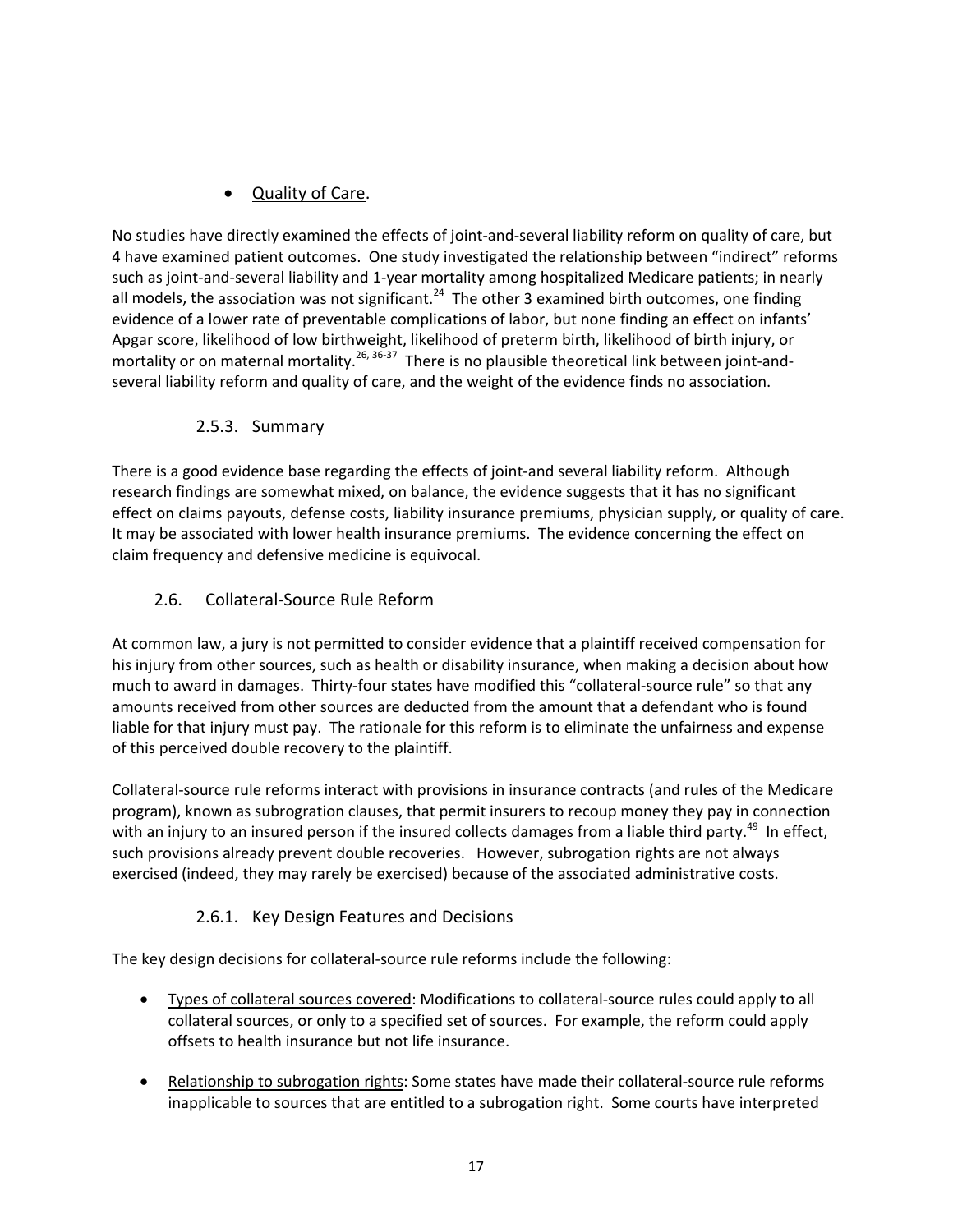- Quality of Care.

No studies have directly examined the effects of joint-and-several liability reform on quality of care, but 4 have examined patient outcomes. One study investigated the relationship between "indirect" reforms such as joint-and-several liability and 1-year mortality among hospitalized Medicare patients; in nearly all models, the association was not significant.[24] The other 3 examined birth outcomes, one finding evidence of a lower rate of preventable complications of labor, but none finding an effect on infants' Apgar score, likelihood of low birthweight, likelihood of preterm birth, likelihood of birth injury, or mortality or on maternal mortality.[26, 36-37] There is no plausible theoretical link between joint-and-several liability reform and quality of care, and the weight of the evidence finds no association.

### 2.5.3. Summary

There is a good evidence base regarding the effects of joint-and several liability reform. Although research findings are somewhat mixed, on balance, the evidence suggests that it has no significant effect on claims payouts, defense costs, liability insurance premiums, physician supply, or quality of care. It may be associated with lower health insurance premiums. The evidence concerning the effect on claim frequency and defensive medicine is equivocal.

## 2.6. Collateral-Source Rule Reform

At common law, a jury is not permitted to consider evidence that a plaintiff received compensation for his injury from other sources, such as health or disability insurance, when making a decision about how much to award in damages. Thirty-four states have modified this "collateral-source rule" so that any amounts received from other sources are deducted from the amount that a defendant who is found liable for that injury must pay. The rationale for this reform is to eliminate the unfairness and expense of this perceived double recovery to the plaintiff.

Collateral-source rule reforms interact with provisions in insurance contracts (and rules of the Medicare program), known as subrogration clauses, that permit insurers to recoup money they pay in connection with an injury to an insured person if the insured collects damages from a liable third party.[49] In effect, such provisions already prevent double recoveries. However, subrogation rights are not always exercised (indeed, they may rarely be exercised) because of the associated administrative costs.

### 2.6.1. Key Design Features and Decisions

The key design decisions for collateral-source rule reforms include the following:

- Types of collateral sources covered: Modifications to collateral-source rules could apply to all collateral sources, or only to a specified set of sources. For example, the reform could apply offsets to health insurance but not life insurance.
- Relationship to subrogation rights: Some states have made their collateral-source rule reforms inapplicable to sources that are entitled to a subrogation right. Some courts have interpreted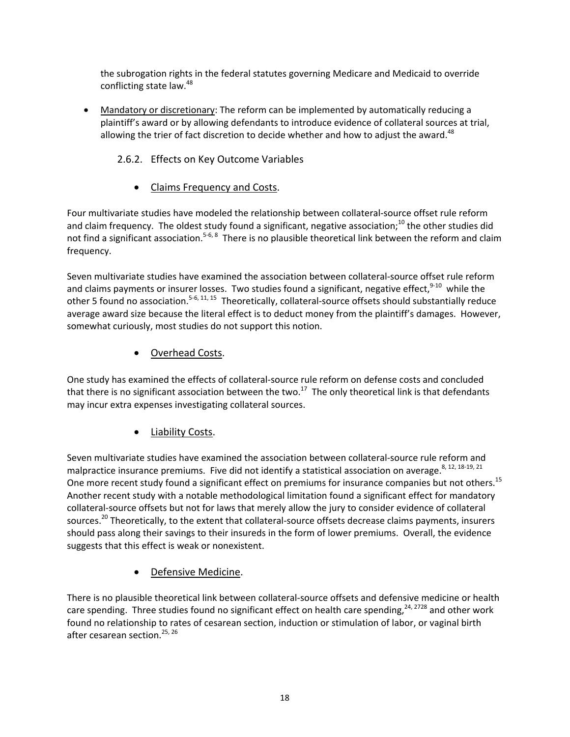the subrogation rights in the federal statutes governing Medicare and Medicaid to override conflicting state law.[48]

- Mandatory or discretionary: The reform can be implemented by automatically reducing a plaintiff's award or by allowing defendants to introduce evidence of collateral sources at trial, allowing the trier of fact discretion to decide whether and how to adjust the award.[48]

### 2.6.2. Effects on Key Outcome Variables

- Claims Frequency and Costs.

Four multivariate studies have modeled the relationship between collateral-source offset rule reform and claim frequency. The oldest study found a significant, negative association;[10] the other studies did not find a significant association.[5-6, 8] There is no plausible theoretical link between the reform and claim frequency.

Seven multivariate studies have examined the association between collateral-source offset rule reform and claims payments or insurer losses. Two studies found a significant, negative effect,[9-10] while the other 5 found no association.[5-6, 11, 15] Theoretically, collateral-source offsets should substantially reduce average award size because the literal effect is to deduct money from the plaintiff's damages. However, somewhat curiously, most studies do not support this notion.

- Overhead Costs.

One study has examined the effects of collateral-source rule reform on defense costs and concluded that there is no significant association between the two.[17] The only theoretical link is that defendants may incur extra expenses investigating collateral sources.

- Liability Costs.

Seven multivariate studies have examined the association between collateral-source rule reform and malpractice insurance premiums. Five did not identify a statistical association on average.[8, 12, 18-19, 21] One more recent study found a significant effect on premiums for insurance companies but not others.[15] Another recent study with a notable methodological limitation found a significant effect for mandatory collateral-source offsets but not for laws that merely allow the jury to consider evidence of collateral sources.[20] Theoretically, to the extent that collateral-source offsets decrease claims payments, insurers should pass along their savings to their insureds in the form of lower premiums. Overall, the evidence suggests that this effect is weak or nonexistent.

- Defensive Medicine.

There is no plausible theoretical link between collateral-source offsets and defensive medicine or health care spending. Three studies found no significant effect on health care spending,[24, 2728] and other work found no relationship to rates of cesarean section, induction or stimulation of labor, or vaginal birth after cesarean section.[25, 26]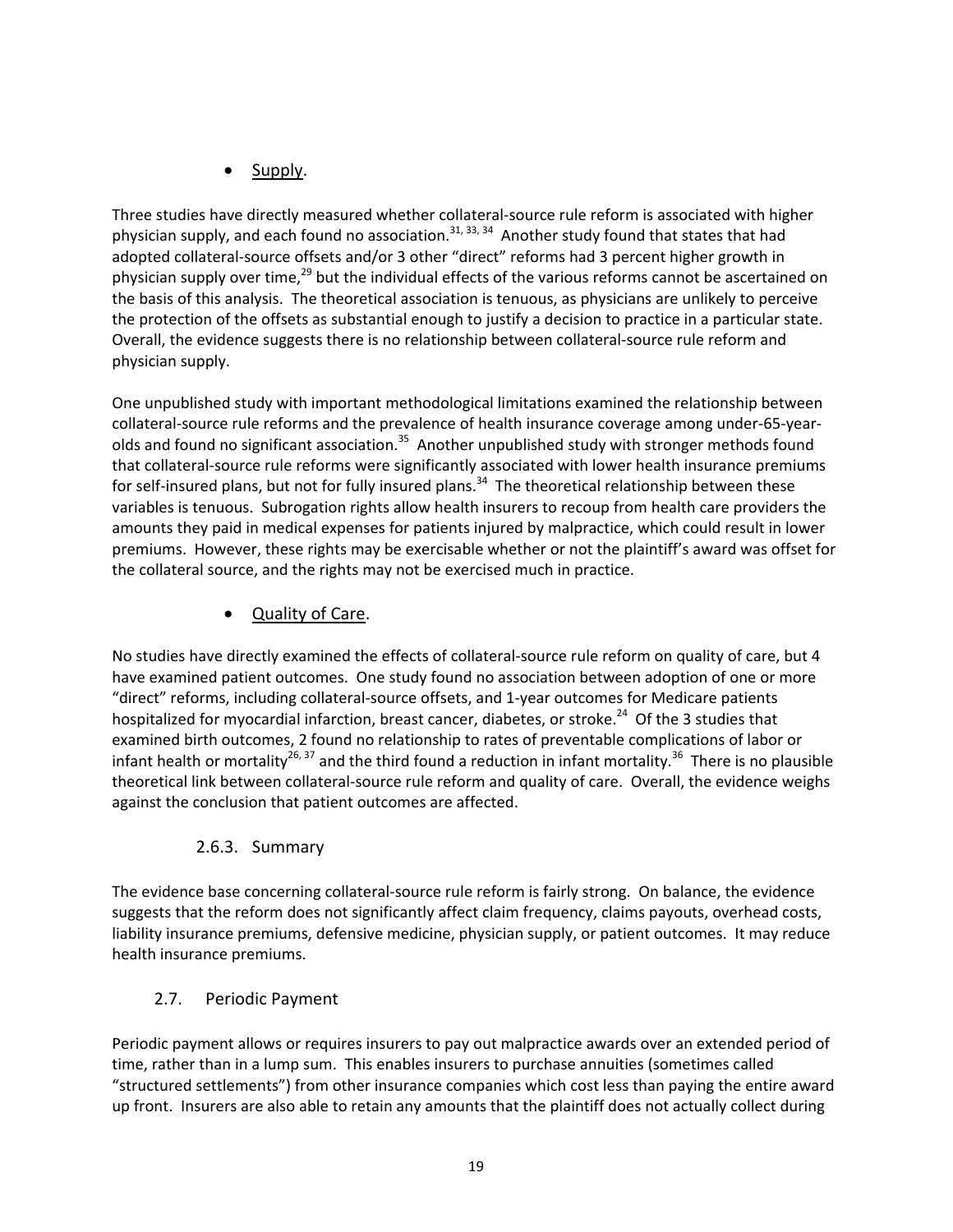- Supply.

Three studies have directly measured whether collateral-source rule reform is associated with higher physician supply, and each found no association.[31, 33, 34] Another study found that states that had adopted collateral-source offsets and/or 3 other "direct" reforms had 3 percent higher growth in physician supply over time,[29] but the individual effects of the various reforms cannot be ascertained on the basis of this analysis. The theoretical association is tenuous, as physicians are unlikely to perceive the protection of the offsets as substantial enough to justify a decision to practice in a particular state. Overall, the evidence suggests there is no relationship between collateral-source rule reform and physician supply.

One unpublished study with important methodological limitations examined the relationship between collateral-source rule reforms and the prevalence of health insurance coverage among under-65-year-olds and found no significant association.[35] Another unpublished study with stronger methods found that collateral-source rule reforms were significantly associated with lower health insurance premiums for self-insured plans, but not for fully insured plans.[34] The theoretical relationship between these variables is tenuous. Subrogation rights allow health insurers to recoup from health care providers the amounts they paid in medical expenses for patients injured by malpractice, which could result in lower premiums. However, these rights may be exercisable whether or not the plaintiff's award was offset for the collateral source, and the rights may not be exercised much in practice.

- Quality of Care.

No studies have directly examined the effects of collateral-source rule reform on quality of care, but 4 have examined patient outcomes. One study found no association between adoption of one or more "direct" reforms, including collateral-source offsets, and 1-year outcomes for Medicare patients hospitalized for myocardial infarction, breast cancer, diabetes, or stroke.[24] Of the 3 studies that examined birth outcomes, 2 found no relationship to rates of preventable complications of labor or infant health or mortality[26, 37] and the third found a reduction in infant mortality.[36] There is no plausible theoretical link between collateral-source rule reform and quality of care. Overall, the evidence weighs against the conclusion that patient outcomes are affected.

#### 2.6.3. Summary

The evidence base concerning collateral-source rule reform is fairly strong. On balance, the evidence suggests that the reform does not significantly affect claim frequency, claims payouts, overhead costs, liability insurance premiums, defensive medicine, physician supply, or patient outcomes. It may reduce health insurance premiums.

### 2.7. Periodic Payment

Periodic payment allows or requires insurers to pay out malpractice awards over an extended period of time, rather than in a lump sum. This enables insurers to purchase annuities (sometimes called "structured settlements") from other insurance companies which cost less than paying the entire award up front. Insurers are also able to retain any amounts that the plaintiff does not actually collect during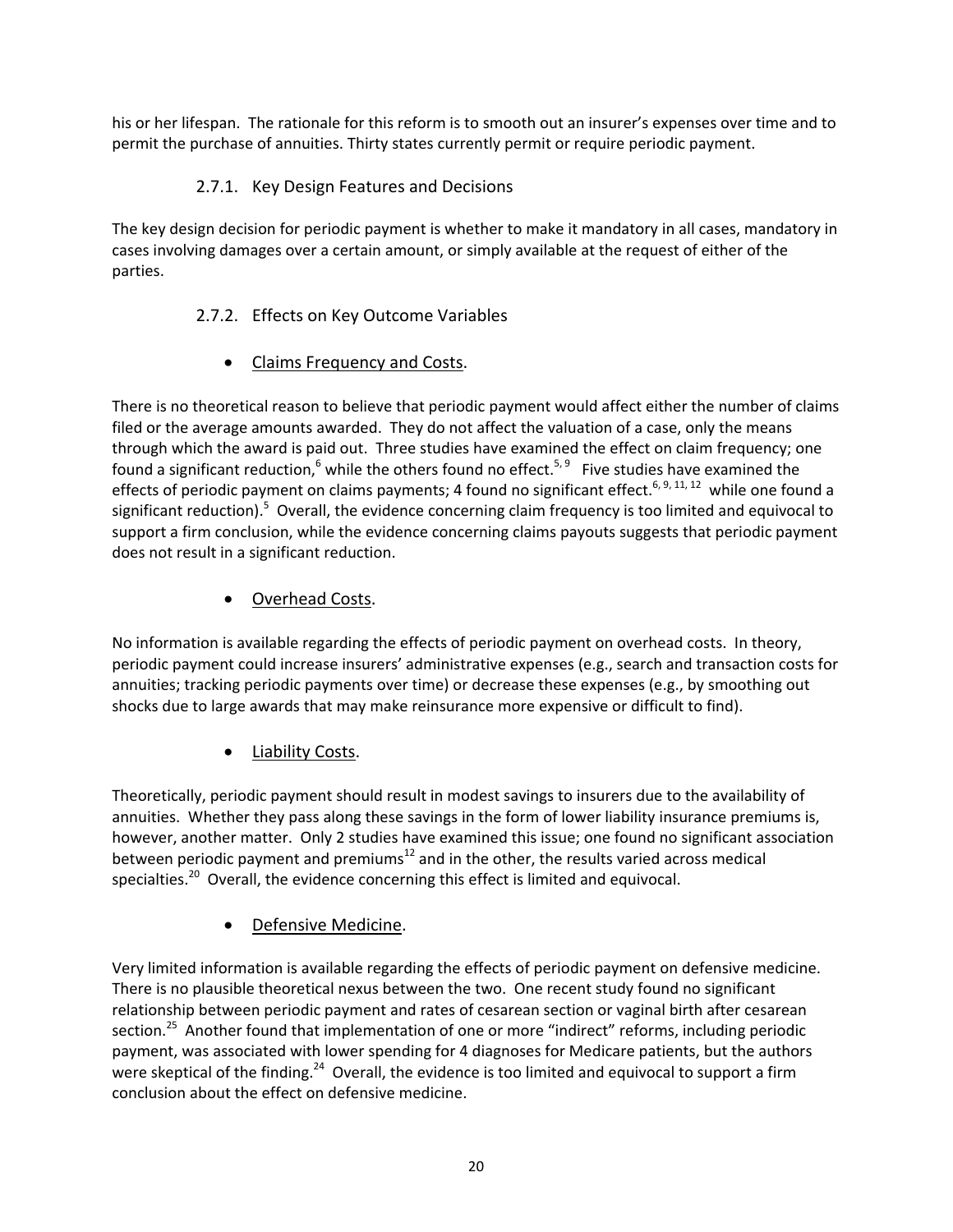his or her lifespan. The rationale for this reform is to smooth out an insurer's expenses over time and to permit the purchase of annuities. Thirty states currently permit or require periodic payment.

### 2.7.1. Key Design Features and Decisions

The key design decision for periodic payment is whether to make it mandatory in all cases, mandatory in cases involving damages over a certain amount, or simply available at the request of either of the parties.

### 2.7.2. Effects on Key Outcome Variables

- Claims Frequency and Costs.

There is no theoretical reason to believe that periodic payment would affect either the number of claims filed or the average amounts awarded. They do not affect the valuation of a case, only the means through which the award is paid out. Three studies have examined the effect on claim frequency; one found a significant reduction,[6] while the others found no effect.[5, 9] Five studies have examined the effects of periodic payment on claims payments; 4 found no significant effect.[6, 9, 11, 12] while one found a significant reduction).[5] Overall, the evidence concerning claim frequency is too limited and equivocal to support a firm conclusion, while the evidence concerning claims payouts suggests that periodic payment does not result in a significant reduction.

- Overhead Costs.

No information is available regarding the effects of periodic payment on overhead costs. In theory, periodic payment could increase insurers' administrative expenses (e.g., search and transaction costs for annuities; tracking periodic payments over time) or decrease these expenses (e.g., by smoothing out shocks due to large awards that may make reinsurance more expensive or difficult to find).

- Liability Costs.

Theoretically, periodic payment should result in modest savings to insurers due to the availability of annuities. Whether they pass along these savings in the form of lower liability insurance premiums is, however, another matter. Only 2 studies have examined this issue; one found no significant association between periodic payment and premiums[12] and in the other, the results varied across medical specialties.[20] Overall, the evidence concerning this effect is limited and equivocal.

- Defensive Medicine.

Very limited information is available regarding the effects of periodic payment on defensive medicine. There is no plausible theoretical nexus between the two. One recent study found no significant relationship between periodic payment and rates of cesarean section or vaginal birth after cesarean section.[25] Another found that implementation of one or more "indirect" reforms, including periodic payment, was associated with lower spending for 4 diagnoses for Medicare patients, but the authors were skeptical of the finding.[24] Overall, the evidence is too limited and equivocal to support a firm conclusion about the effect on defensive medicine.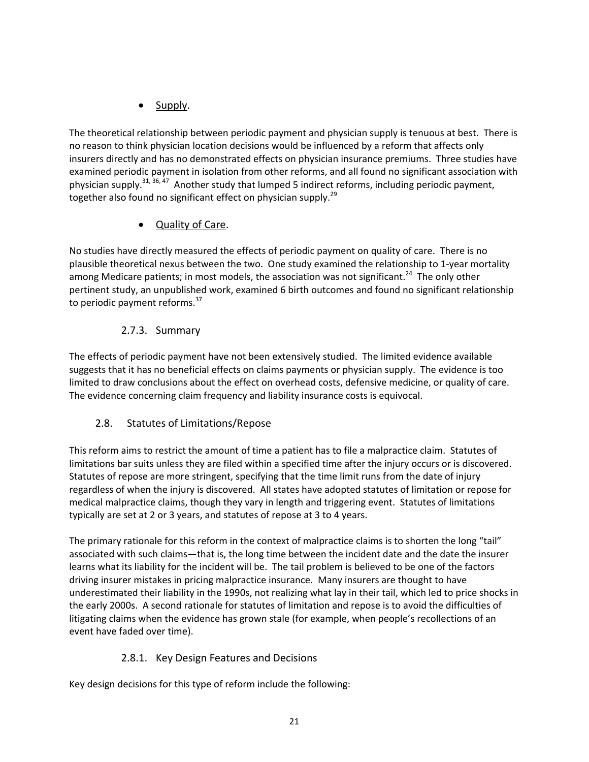- Supply.

The theoretical relationship between periodic payment and physician supply is tenuous at best. There is no reason to think physician location decisions would be influenced by a reform that affects only insurers directly and has no demonstrated effects on physician insurance premiums. Three studies have examined periodic payment in isolation from other reforms, and all found no significant association with physician supply.[31, 36, 47] Another study that lumped 5 indirect reforms, including periodic payment, together also found no significant effect on physician supply.[29]

- Quality of Care.

No studies have directly measured the effects of periodic payment on quality of care. There is no plausible theoretical nexus between the two. One study examined the relationship to 1-year mortality among Medicare patients; in most models, the association was not significant.[24] The only other pertinent study, an unpublished work, examined 6 birth outcomes and found no significant relationship to periodic payment reforms.[37]

#### 2.7.3. Summary

The effects of periodic payment have not been extensively studied. The limited evidence available suggests that it has no beneficial effects on claims payments or physician supply. The evidence is too limited to draw conclusions about the effect on overhead costs, defensive medicine, or quality of care. The evidence concerning claim frequency and liability insurance costs is equivocal.

### 2.8. Statutes of Limitations/Repose

This reform aims to restrict the amount of time a patient has to file a malpractice claim. Statutes of limitations bar suits unless they are filed within a specified time after the injury occurs or is discovered. Statutes of repose are more stringent, specifying that the time limit runs from the date of injury regardless of when the injury is discovered. All states have adopted statutes of limitation or repose for medical malpractice claims, though they vary in length and triggering event. Statutes of limitations typically are set at 2 or 3 years, and statutes of repose at 3 to 4 years.

The primary rationale for this reform in the context of malpractice claims is to shorten the long "tail" associated with such claims—that is, the long time between the incident date and the date the insurer learns what its liability for the incident will be. The tail problem is believed to be one of the factors driving insurer mistakes in pricing malpractice insurance. Many insurers are thought to have underestimated their liability in the 1990s, not realizing what lay in their tail, which led to price shocks in the early 2000s. A second rationale for statutes of limitation and repose is to avoid the difficulties of litigating claims when the evidence has grown stale (for example, when people's recollections of an event have faded over time).

#### 2.8.1. Key Design Features and Decisions

Key design decisions for this type of reform include the following: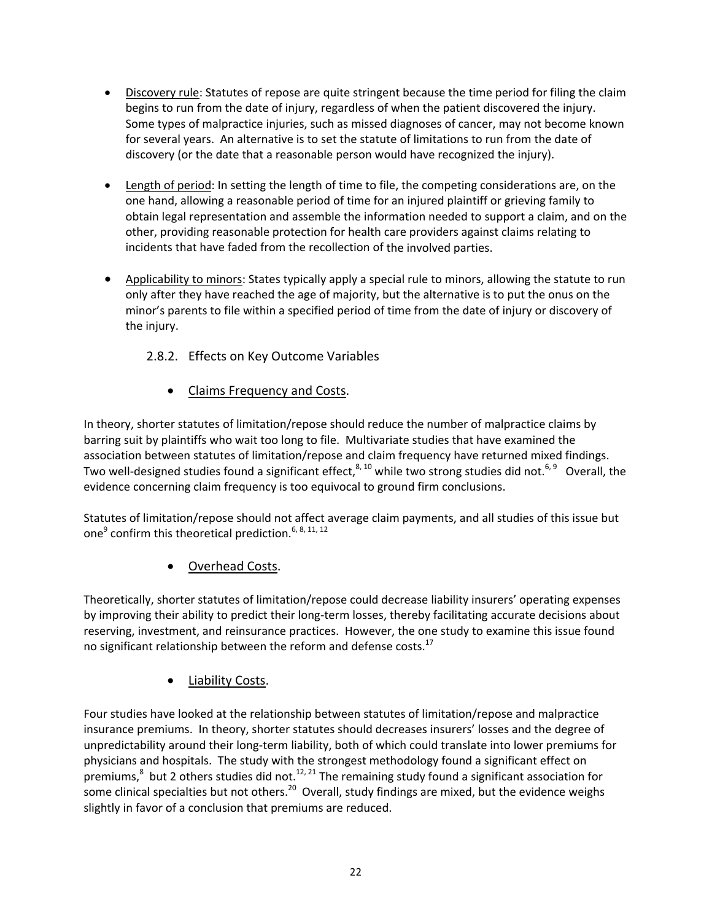- Discovery rule: Statutes of repose are quite stringent because the time period for filing the claim begins to run from the date of injury, regardless of when the patient discovered the injury. Some types of malpractice injuries, such as missed diagnoses of cancer, may not become known for several years. An alternative is to set the statute of limitations to run from the date of discovery (or the date that a reasonable person would have recognized the injury).

- Length of period: In setting the length of time to file, the competing considerations are, on the one hand, allowing a reasonable period of time for an injured plaintiff or grieving family to obtain legal representation and assemble the information needed to support a claim, and on the other, providing reasonable protection for health care providers against claims relating to incidents that have faded from the recollection of the involved parties.

- Applicability to minors: States typically apply a special rule to minors, allowing the statute to run only after they have reached the age of majority, but the alternative is to put the onus on the minor's parents to file within a specified period of time from the date of injury or discovery of the injury.

### 2.8.2. Effects on Key Outcome Variables

- Claims Frequency and Costs.

In theory, shorter statutes of limitation/repose should reduce the number of malpractice claims by barring suit by plaintiffs who wait too long to file. Multivariate studies that have examined the association between statutes of limitation/repose and claim frequency have returned mixed findings. Two well-designed studies found a significant effect,[8, 10] while two strong studies did not.[6, 9] Overall, the evidence concerning claim frequency is too equivocal to ground firm conclusions.

Statutes of limitation/repose should not affect average claim payments, and all studies of this issue but one[9] confirm this theoretical prediction.[6, 8, 11, 12]

- Overhead Costs.

Theoretically, shorter statutes of limitation/repose could decrease liability insurers' operating expenses by improving their ability to predict their long-term losses, thereby facilitating accurate decisions about reserving, investment, and reinsurance practices. However, the one study to examine this issue found no significant relationship between the reform and defense costs.[17]

- Liability Costs.

Four studies have looked at the relationship between statutes of limitation/repose and malpractice insurance premiums. In theory, shorter statutes should decreases insurers' losses and the degree of unpredictability around their long-term liability, both of which could translate into lower premiums for physicians and hospitals. The study with the strongest methodology found a significant effect on premiums,[8] but 2 others studies did not.[12, 21] The remaining study found a significant association for some clinical specialties but not others.[20] Overall, study findings are mixed, but the evidence weighs slightly in favor of a conclusion that premiums are reduced.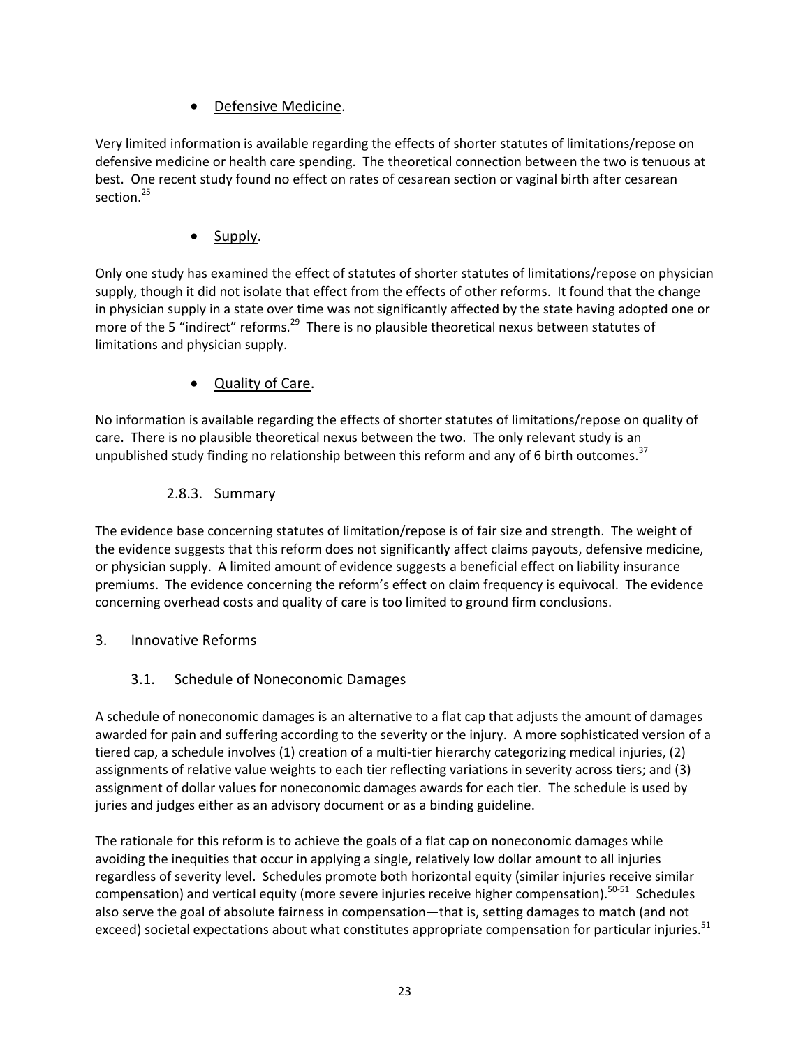- Defensive Medicine.

Very limited information is available regarding the effects of shorter statutes of limitations/repose on defensive medicine or health care spending. The theoretical connection between the two is tenuous at best. One recent study found no effect on rates of cesarean section or vaginal birth after cesarean section.[25]

- Supply.

Only one study has examined the effect of statutes of shorter statutes of limitations/repose on physician supply, though it did not isolate that effect from the effects of other reforms. It found that the change in physician supply in a state over time was not significantly affected by the state having adopted one or more of the 5 "indirect" reforms.[29] There is no plausible theoretical nexus between statutes of limitations and physician supply.

- Quality of Care.

No information is available regarding the effects of shorter statutes of limitations/repose on quality of care. There is no plausible theoretical nexus between the two. The only relevant study is an unpublished study finding no relationship between this reform and any of 6 birth outcomes.[37]

### 2.8.3. Summary

The evidence base concerning statutes of limitation/repose is of fair size and strength. The weight of the evidence suggests that this reform does not significantly affect claims payouts, defensive medicine, or physician supply. A limited amount of evidence suggests a beneficial effect on liability insurance premiums. The evidence concerning the reform's effect on claim frequency is equivocal. The evidence concerning overhead costs and quality of care is too limited to ground firm conclusions.

## 3. Innovative Reforms

### 3.1. Schedule of Noneconomic Damages

A schedule of noneconomic damages is an alternative to a flat cap that adjusts the amount of damages awarded for pain and suffering according to the severity or the injury. A more sophisticated version of a tiered cap, a schedule involves (1) creation of a multi-tier hierarchy categorizing medical injuries, (2) assignments of relative value weights to each tier reflecting variations in severity across tiers; and (3) assignment of dollar values for noneconomic damages awards for each tier. The schedule is used by juries and judges either as an advisory document or as a binding guideline.

The rationale for this reform is to achieve the goals of a flat cap on noneconomic damages while avoiding the inequities that occur in applying a single, relatively low dollar amount to all injuries regardless of severity level. Schedules promote both horizontal equity (similar injuries receive similar compensation) and vertical equity (more severe injuries receive higher compensation).[50-51] Schedules also serve the goal of absolute fairness in compensation—that is, setting damages to match (and not exceed) societal expectations about what constitutes appropriate compensation for particular injuries.[51]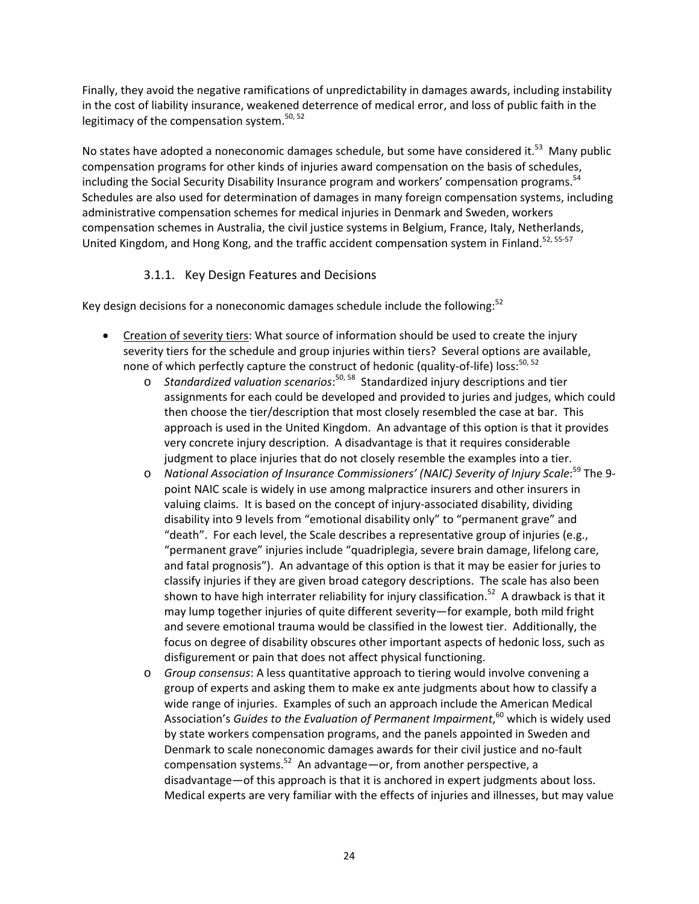Finally, they avoid the negative ramifications of unpredictability in damages awards, including instability in the cost of liability insurance, weakened deterrence of medical error, and loss of public faith in the legitimacy of the compensation system.[50, 52]

No states have adopted a noneconomic damages schedule, but some have considered it.[53] Many public compensation programs for other kinds of injuries award compensation on the basis of schedules, including the Social Security Disability Insurance program and workers' compensation programs.[54] Schedules are also used for determination of damages in many foreign compensation systems, including administrative compensation schemes for medical injuries in Denmark and Sweden, workers compensation schemes in Australia, the civil justice systems in Belgium, France, Italy, Netherlands, United Kingdom, and Hong Kong, and the traffic accident compensation system in Finland.[52, 55-57]

### 3.1.1. Key Design Features and Decisions

Key design decisions for a noneconomic damages schedule include the following:[52]

- Creation of severity tiers: What source of information should be used to create the injury severity tiers for the schedule and group injuries within tiers? Several options are available, none of which perfectly capture the construct of hedonic (quality-of-life) loss:[50, 52]
  - *Standardized valuation scenarios*:[50, 58] Standardized injury descriptions and tier assignments for each could be developed and provided to juries and judges, which could then choose the tier/description that most closely resembled the case at bar. This approach is used in the United Kingdom. An advantage of this option is that it provides very concrete injury description. A disadvantage is that it requires considerable judgment to place injuries that do not closely resemble the examples into a tier.
  - *National Association of Insurance Commissioners' (NAIC) Severity of Injury Scale*:[59] The 9-point NAIC scale is widely in use among malpractice insurers and other insurers in valuing claims. It is based on the concept of injury-associated disability, dividing disability into 9 levels from "emotional disability only" to "permanent grave" and "death". For each level, the Scale describes a representative group of injuries (e.g., "permanent grave" injuries include "quadriplegia, severe brain damage, lifelong care, and fatal prognosis"). An advantage of this option is that it may be easier for juries to classify injuries if they are given broad category descriptions. The scale has also been shown to have high interrater reliability for injury classification.[52] A drawback is that it may lump together injuries of quite different severity—for example, both mild fright and severe emotional trauma would be classified in the lowest tier. Additionally, the focus on degree of disability obscures other important aspects of hedonic loss, such as disfigurement or pain that does not affect physical functioning.
  - *Group consensus*: A less quantitative approach to tiering would involve convening a group of experts and asking them to make ex ante judgments about how to classify a wide range of injuries. Examples of such an approach include the American Medical Association's *Guides to the Evaluation of Permanent Impairment*,[60] which is widely used by state workers compensation programs, and the panels appointed in Sweden and Denmark to scale noneconomic damages awards for their civil justice and no-fault compensation systems.[52] An advantage—or, from another perspective, a disadvantage—of this approach is that it is anchored in expert judgments about loss. Medical experts are very familiar with the effects of injuries and illnesses, but may value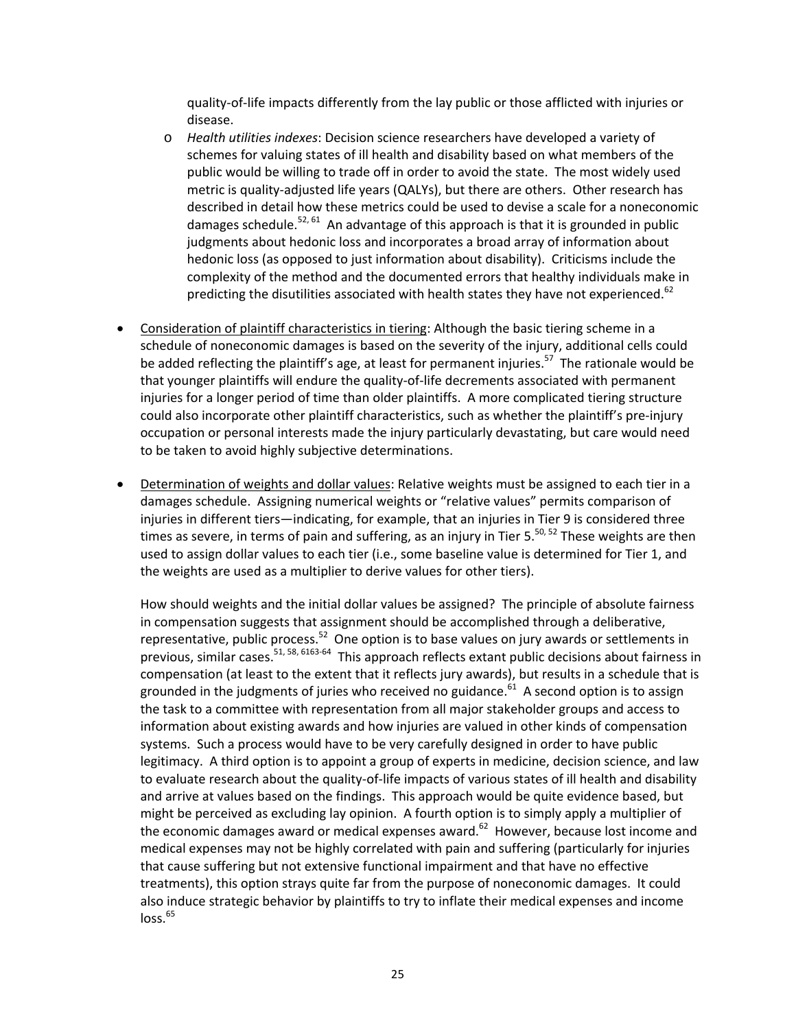quality-of-life impacts differently from the lay public or those afflicted with injuries or disease.

  - *Health utilities indexes*: Decision science researchers have developed a variety of schemes for valuing states of ill health and disability based on what members of the public would be willing to trade off in order to avoid the state. The most widely used metric is quality-adjusted life years (QALYs), but there are others. Other research has described in detail how these metrics could be used to devise a scale for a noneconomic damages schedule.[52, 61] An advantage of this approach is that it is grounded in public judgments about hedonic loss and incorporates a broad array of information about hedonic loss (as opposed to just information about disability). Criticisms include the complexity of the method and the documented errors that healthy individuals make in predicting the disutilities associated with health states they have not experienced.[62]

- Consideration of plaintiff characteristics in tiering: Although the basic tiering scheme in a schedule of noneconomic damages is based on the severity of the injury, additional cells could be added reflecting the plaintiff's age, at least for permanent injuries.[57] The rationale would be that younger plaintiffs will endure the quality-of-life decrements associated with permanent injuries for a longer period of time than older plaintiffs. A more complicated tiering structure could also incorporate other plaintiff characteristics, such as whether the plaintiff's pre-injury occupation or personal interests made the injury particularly devastating, but care would need to be taken to avoid highly subjective determinations.

- Determination of weights and dollar values: Relative weights must be assigned to each tier in a damages schedule. Assigning numerical weights or "relative values" permits comparison of injuries in different tiers—indicating, for example, that an injuries in Tier 9 is considered three times as severe, in terms of pain and suffering, as an injury in Tier 5.[50, 52] These weights are then used to assign dollar values to each tier (i.e., some baseline value is determined for Tier 1, and the weights are used as a multiplier to derive values for other tiers).

  How should weights and the initial dollar values be assigned? The principle of absolute fairness in compensation suggests that assignment should be accomplished through a deliberative, representative, public process.[52] One option is to base values on jury awards or settlements in previous, similar cases.[51, 58, 6163-64] This approach reflects extant public decisions about fairness in compensation (at least to the extent that it reflects jury awards), but results in a schedule that is grounded in the judgments of juries who received no guidance.[61] A second option is to assign the task to a committee with representation from all major stakeholder groups and access to information about existing awards and how injuries are valued in other kinds of compensation systems. Such a process would have to be very carefully designed in order to have public legitimacy. A third option is to appoint a group of experts in medicine, decision science, and law to evaluate research about the quality-of-life impacts of various states of ill health and disability and arrive at values based on the findings. This approach would be quite evidence based, but might be perceived as excluding lay opinion. A fourth option is to simply apply a multiplier of the economic damages award or medical expenses award.[62] However, because lost income and medical expenses may not be highly correlated with pain and suffering (particularly for injuries that cause suffering but not extensive functional impairment and that have no effective treatments), this option strays quite far from the purpose of noneconomic damages. It could also induce strategic behavior by plaintiffs to try to inflate their medical expenses and income loss.[65]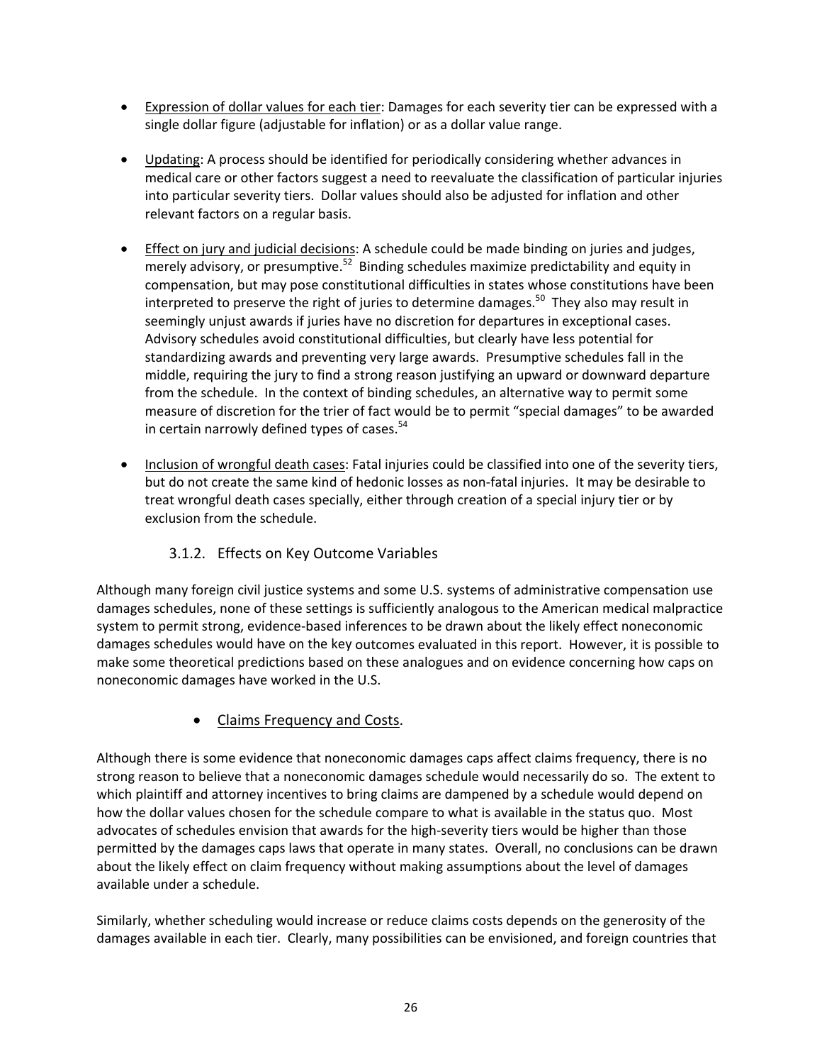- Expression of dollar values for each tier: Damages for each severity tier can be expressed with a single dollar figure (adjustable for inflation) or as a dollar value range.

- Updating: A process should be identified for periodically considering whether advances in medical care or other factors suggest a need to reevaluate the classification of particular injuries into particular severity tiers. Dollar values should also be adjusted for inflation and other relevant factors on a regular basis.

- Effect on jury and judicial decisions: A schedule could be made binding on juries and judges, merely advisory, or presumptive.[52] Binding schedules maximize predictability and equity in compensation, but may pose constitutional difficulties in states whose constitutions have been interpreted to preserve the right of juries to determine damages.[50] They also may result in seemingly unjust awards if juries have no discretion for departures in exceptional cases. Advisory schedules avoid constitutional difficulties, but clearly have less potential for standardizing awards and preventing very large awards. Presumptive schedules fall in the middle, requiring the jury to find a strong reason justifying an upward or downward departure from the schedule. In the context of binding schedules, an alternative way to permit some measure of discretion for the trier of fact would be to permit "special damages" to be awarded in certain narrowly defined types of cases.[54]

- Inclusion of wrongful death cases: Fatal injuries could be classified into one of the severity tiers, but do not create the same kind of hedonic losses as non-fatal injuries. It may be desirable to treat wrongful death cases specially, either through creation of a special injury tier or by exclusion from the schedule.

### 3.1.2. Effects on Key Outcome Variables

Although many foreign civil justice systems and some U.S. systems of administrative compensation use damages schedules, none of these settings is sufficiently analogous to the American medical malpractice system to permit strong, evidence-based inferences to be drawn about the likely effect noneconomic damages schedules would have on the key outcomes evaluated in this report. However, it is possible to make some theoretical predictions based on these analogues and on evidence concerning how caps on noneconomic damages have worked in the U.S.

- Claims Frequency and Costs.

Although there is some evidence that noneconomic damages caps affect claims frequency, there is no strong reason to believe that a noneconomic damages schedule would necessarily do so. The extent to which plaintiff and attorney incentives to bring claims are dampened by a schedule would depend on how the dollar values chosen for the schedule compare to what is available in the status quo. Most advocates of schedules envision that awards for the high-severity tiers would be higher than those permitted by the damages caps laws that operate in many states. Overall, no conclusions can be drawn about the likely effect on claim frequency without making assumptions about the level of damages available under a schedule.

Similarly, whether scheduling would increase or reduce claims costs depends on the generosity of the damages available in each tier. Clearly, many possibilities can be envisioned, and foreign countries that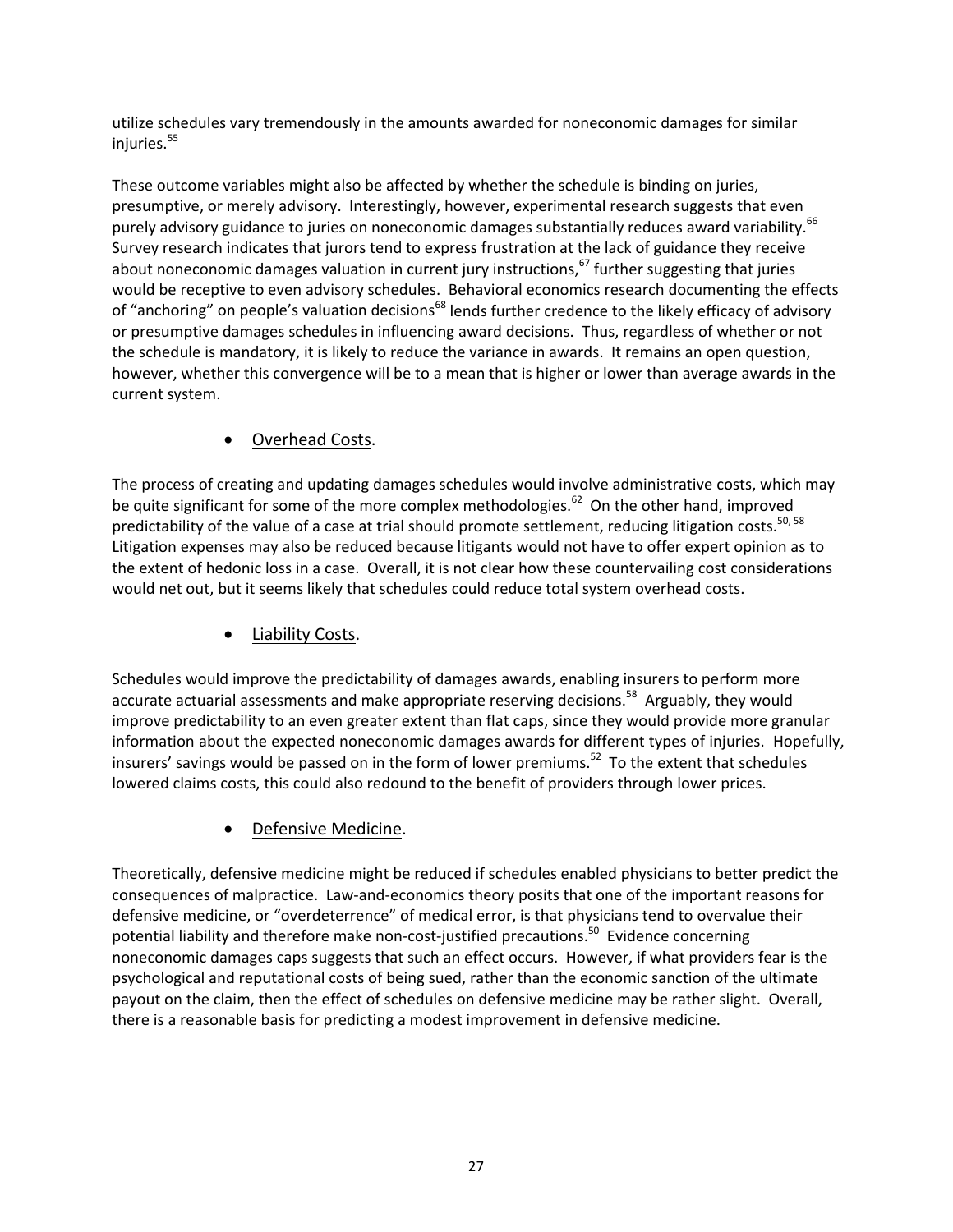utilize schedules vary tremendously in the amounts awarded for noneconomic damages for similar injuries.[55]

These outcome variables might also be affected by whether the schedule is binding on juries, presumptive, or merely advisory. Interestingly, however, experimental research suggests that even purely advisory guidance to juries on noneconomic damages substantially reduces award variability.[66] Survey research indicates that jurors tend to express frustration at the lack of guidance they receive about noneconomic damages valuation in current jury instructions,[67] further suggesting that juries would be receptive to even advisory schedules. Behavioral economics research documenting the effects of "anchoring" on people's valuation decisions[68] lends further credence to the likely efficacy of advisory or presumptive damages schedules in influencing award decisions. Thus, regardless of whether or not the schedule is mandatory, it is likely to reduce the variance in awards. It remains an open question, however, whether this convergence will be to a mean that is higher or lower than average awards in the current system.

- Overhead Costs.

The process of creating and updating damages schedules would involve administrative costs, which may be quite significant for some of the more complex methodologies.[62] On the other hand, improved predictability of the value of a case at trial should promote settlement, reducing litigation costs.[50, 58] Litigation expenses may also be reduced because litigants would not have to offer expert opinion as to the extent of hedonic loss in a case. Overall, it is not clear how these countervailing cost considerations would net out, but it seems likely that schedules could reduce total system overhead costs.

- Liability Costs.

Schedules would improve the predictability of damages awards, enabling insurers to perform more accurate actuarial assessments and make appropriate reserving decisions.[58] Arguably, they would improve predictability to an even greater extent than flat caps, since they would provide more granular information about the expected noneconomic damages awards for different types of injuries. Hopefully, insurers' savings would be passed on in the form of lower premiums.[52] To the extent that schedules lowered claims costs, this could also redound to the benefit of providers through lower prices.

- Defensive Medicine.

Theoretically, defensive medicine might be reduced if schedules enabled physicians to better predict the consequences of malpractice. Law-and-economics theory posits that one of the important reasons for defensive medicine, or "overdeterrence" of medical error, is that physicians tend to overvalue their potential liability and therefore make non-cost-justified precautions.[50] Evidence concerning noneconomic damages caps suggests that such an effect occurs. However, if what providers fear is the psychological and reputational costs of being sued, rather than the economic sanction of the ultimate payout on the claim, then the effect of schedules on defensive medicine may be rather slight. Overall, there is a reasonable basis for predicting a modest improvement in defensive medicine.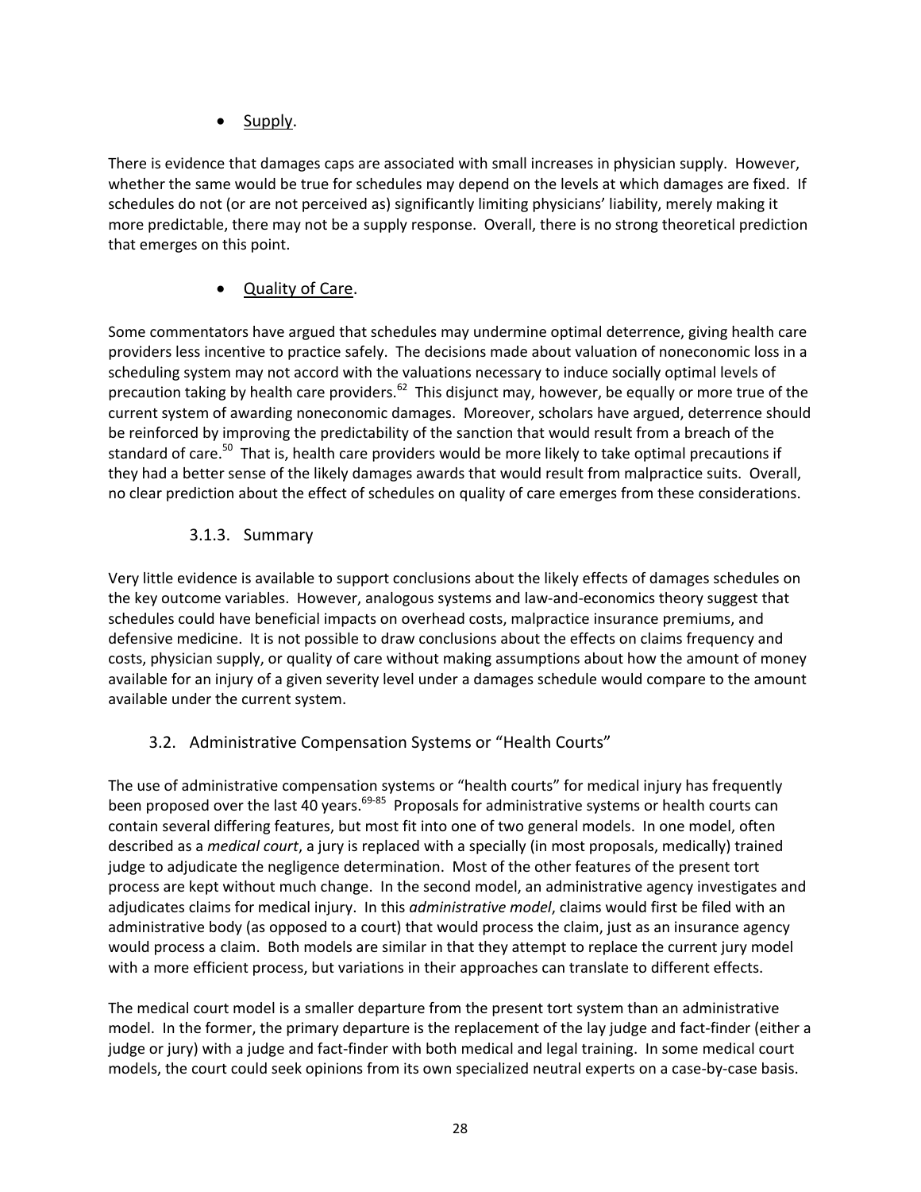- Supply.

There is evidence that damages caps are associated with small increases in physician supply. However, whether the same would be true for schedules may depend on the levels at which damages are fixed. If schedules do not (or are not perceived as) significantly limiting physicians' liability, merely making it more predictable, there may not be a supply response. Overall, there is no strong theoretical prediction that emerges on this point.

- Quality of Care.

Some commentators have argued that schedules may undermine optimal deterrence, giving health care providers less incentive to practice safely. The decisions made about valuation of noneconomic loss in a scheduling system may not accord with the valuations necessary to induce socially optimal levels of precaution taking by health care providers.[62] This disjunct may, however, be equally or more true of the current system of awarding noneconomic damages. Moreover, scholars have argued, deterrence should be reinforced by improving the predictability of the sanction that would result from a breach of the standard of care.[50] That is, health care providers would be more likely to take optimal precautions if they had a better sense of the likely damages awards that would result from malpractice suits. Overall, no clear prediction about the effect of schedules on quality of care emerges from these considerations.

#### 3.1.3. Summary

Very little evidence is available to support conclusions about the likely effects of damages schedules on the key outcome variables. However, analogous systems and law-and-economics theory suggest that schedules could have beneficial impacts on overhead costs, malpractice insurance premiums, and defensive medicine. It is not possible to draw conclusions about the effects on claims frequency and costs, physician supply, or quality of care without making assumptions about how the amount of money available for an injury of a given severity level under a damages schedule would compare to the amount available under the current system.

### 3.2. Administrative Compensation Systems or "Health Courts"

The use of administrative compensation systems or "health courts" for medical injury has frequently been proposed over the last 40 years.[69-85] Proposals for administrative systems or health courts can contain several differing features, but most fit into one of two general models. In one model, often described as a *medical court*, a jury is replaced with a specially (in most proposals, medically) trained judge to adjudicate the negligence determination. Most of the other features of the present tort process are kept without much change. In the second model, an administrative agency investigates and adjudicates claims for medical injury. In this *administrative model*, claims would first be filed with an administrative body (as opposed to a court) that would process the claim, just as an insurance agency would process a claim. Both models are similar in that they attempt to replace the current jury model with a more efficient process, but variations in their approaches can translate to different effects.

The medical court model is a smaller departure from the present tort system than an administrative model. In the former, the primary departure is the replacement of the lay judge and fact-finder (either a judge or jury) with a judge and fact-finder with both medical and legal training. In some medical court models, the court could seek opinions from its own specialized neutral experts on a case-by-case basis.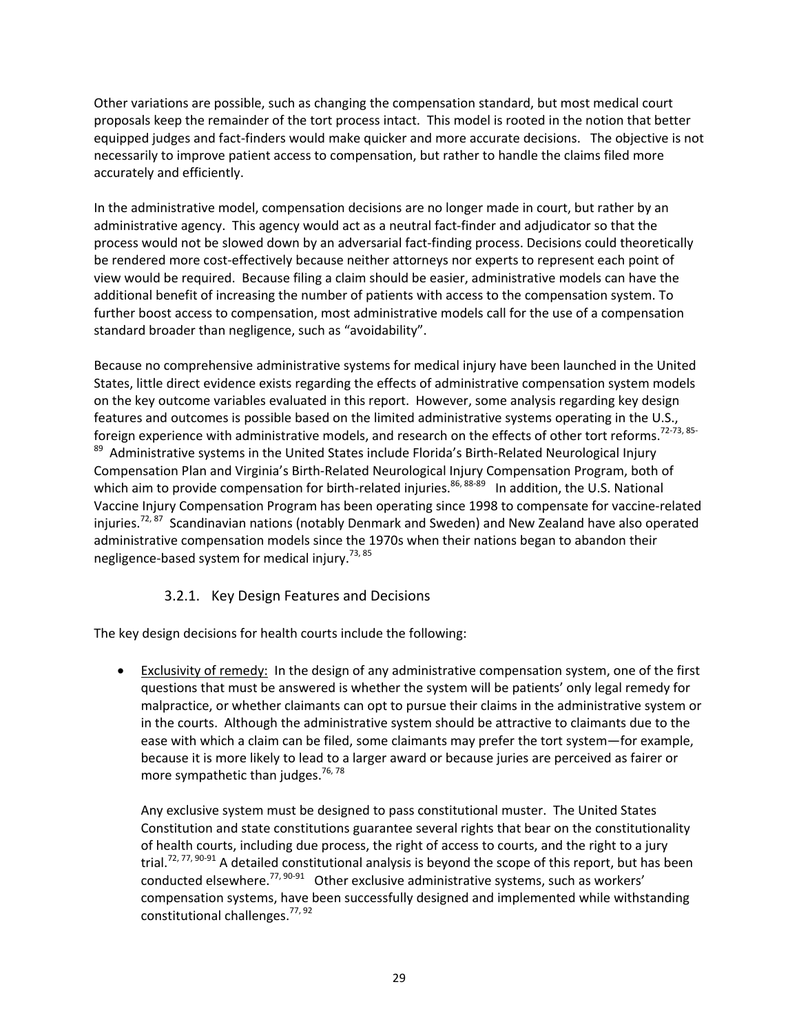Other variations are possible, such as changing the compensation standard, but most medical court proposals keep the remainder of the tort process intact. This model is rooted in the notion that better equipped judges and fact-finders would make quicker and more accurate decisions. The objective is not necessarily to improve patient access to compensation, but rather to handle the claims filed more accurately and efficiently.

In the administrative model, compensation decisions are no longer made in court, but rather by an administrative agency. This agency would act as a neutral fact-finder and adjudicator so that the process would not be slowed down by an adversarial fact-finding process. Decisions could theoretically be rendered more cost-effectively because neither attorneys nor experts to represent each point of view would be required. Because filing a claim should be easier, administrative models can have the additional benefit of increasing the number of patients with access to the compensation system. To further boost access to compensation, most administrative models call for the use of a compensation standard broader than negligence, such as "avoidability".

Because no comprehensive administrative systems for medical injury have been launched in the United States, little direct evidence exists regarding the effects of administrative compensation system models on the key outcome variables evaluated in this report. However, some analysis regarding key design features and outcomes is possible based on the limited administrative systems operating in the U.S., foreign experience with administrative models, and research on the effects of other tort reforms.[72-73, 85-89] Administrative systems in the United States include Florida's Birth-Related Neurological Injury Compensation Plan and Virginia's Birth-Related Neurological Injury Compensation Program, both of which aim to provide compensation for birth-related injuries.[86, 88-89] In addition, the U.S. National Vaccine Injury Compensation Program has been operating since 1998 to compensate for vaccine-related injuries.[72, 87] Scandinavian nations (notably Denmark and Sweden) and New Zealand have also operated administrative compensation models since the 1970s when their nations began to abandon their negligence-based system for medical injury.[73, 85]

### 3.2.1. Key Design Features and Decisions

The key design decisions for health courts include the following:

- Exclusivity of remedy: In the design of any administrative compensation system, one of the first questions that must be answered is whether the system will be patients' only legal remedy for malpractice, or whether claimants can opt to pursue their claims in the administrative system or in the courts. Although the administrative system should be attractive to claimants due to the ease with which a claim can be filed, some claimants may prefer the tort system—for example, because it is more likely to lead to a larger award or because juries are perceived as fairer or more sympathetic than judges.[76, 78]

  Any exclusive system must be designed to pass constitutional muster. The United States Constitution and state constitutions guarantee several rights that bear on the constitutionality of health courts, including due process, the right of access to courts, and the right to a jury trial.[72, 77, 90-91] A detailed constitutional analysis is beyond the scope of this report, but has been conducted elsewhere.[77, 90-91] Other exclusive administrative systems, such as workers' compensation systems, have been successfully designed and implemented while withstanding constitutional challenges.[77, 92]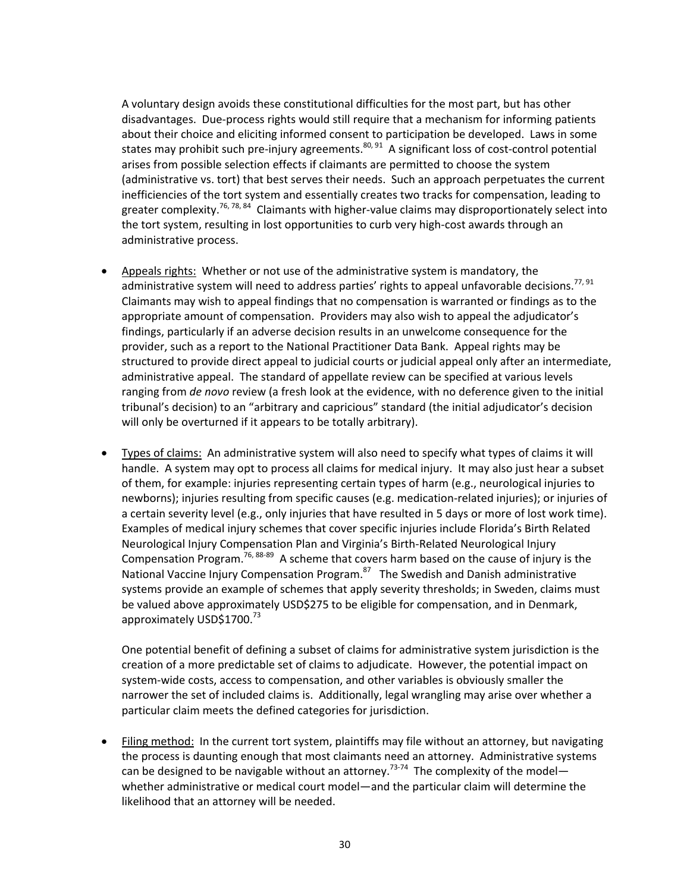A voluntary design avoids these constitutional difficulties for the most part, but has other disadvantages. Due-process rights would still require that a mechanism for informing patients about their choice and eliciting informed consent to participation be developed. Laws in some states may prohibit such pre-injury agreements.[80, 91] A significant loss of cost-control potential arises from possible selection effects if claimants are permitted to choose the system (administrative vs. tort) that best serves their needs. Such an approach perpetuates the current inefficiencies of the tort system and essentially creates two tracks for compensation, leading to greater complexity.[76, 78, 84] Claimants with higher-value claims may disproportionately select into the tort system, resulting in lost opportunities to curb very high-cost awards through an administrative process.

- <u>Appeals rights:</u> Whether or not use of the administrative system is mandatory, the administrative system will need to address parties' rights to appeal unfavorable decisions.[77, 91] Claimants may wish to appeal findings that no compensation is warranted or findings as to the appropriate amount of compensation. Providers may also wish to appeal the adjudicator's findings, particularly if an adverse decision results in an unwelcome consequence for the provider, such as a report to the National Practitioner Data Bank. Appeal rights may be structured to provide direct appeal to judicial courts or judicial appeal only after an intermediate, administrative appeal. The standard of appellate review can be specified at various levels ranging from *de novo* review (a fresh look at the evidence, with no deference given to the initial tribunal's decision) to an "arbitrary and capricious" standard (the initial adjudicator's decision will only be overturned if it appears to be totally arbitrary).

- <u>Types of claims:</u> An administrative system will also need to specify what types of claims it will handle. A system may opt to process all claims for medical injury. It may also just hear a subset of them, for example: injuries representing certain types of harm (e.g., neurological injuries to newborns); injuries resulting from specific causes (e.g. medication-related injuries); or injuries of a certain severity level (e.g., only injuries that have resulted in 5 days or more of lost work time). Examples of medical injury schemes that cover specific injuries include Florida's Birth Related Neurological Injury Compensation Plan and Virginia's Birth-Related Neurological Injury Compensation Program.[76, 88-89] A scheme that covers harm based on the cause of injury is the National Vaccine Injury Compensation Program.[87] The Swedish and Danish administrative systems provide an example of schemes that apply severity thresholds; in Sweden, claims must be valued above approximately USD$275 to be eligible for compensation, and in Denmark, approximately USD$1700.[73]

  One potential benefit of defining a subset of claims for administrative system jurisdiction is the creation of a more predictable set of claims to adjudicate. However, the potential impact on system-wide costs, access to compensation, and other variables is obviously smaller the narrower the set of included claims is. Additionally, legal wrangling may arise over whether a particular claim meets the defined categories for jurisdiction.

- <u>Filing method:</u> In the current tort system, plaintiffs may file without an attorney, but navigating the process is daunting enough that most claimants need an attorney. Administrative systems can be designed to be navigable without an attorney.[73-74] The complexity of the model—whether administrative or medical court model—and the particular claim will determine the likelihood that an attorney will be needed.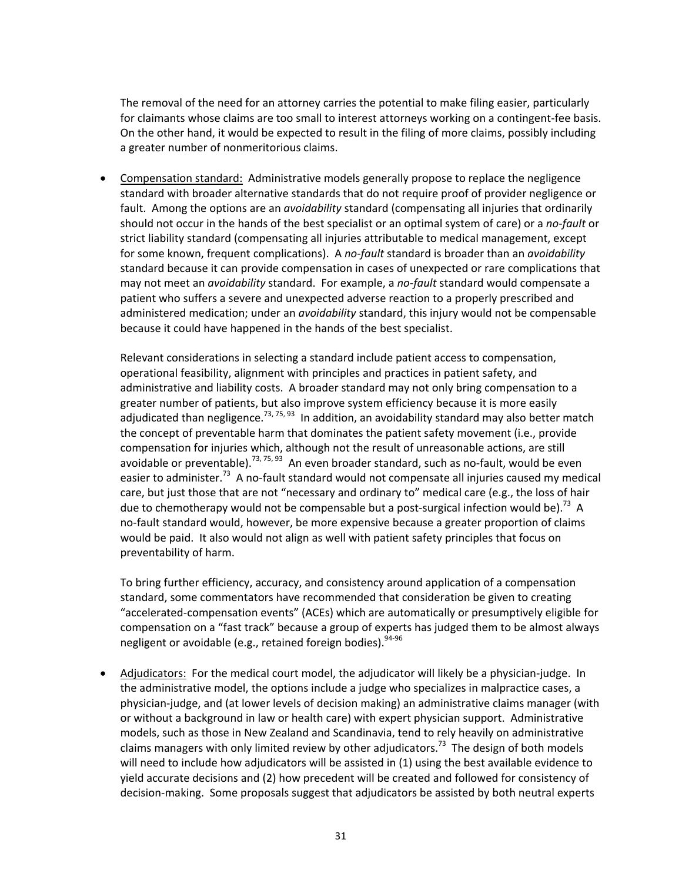The removal of the need for an attorney carries the potential to make filing easier, particularly for claimants whose claims are too small to interest attorneys working on a contingent-fee basis. On the other hand, it would be expected to result in the filing of more claims, possibly including a greater number of nonmeritorious claims.

- Compensation standard: Administrative models generally propose to replace the negligence standard with broader alternative standards that do not require proof of provider negligence or fault. Among the options are an *avoidability* standard (compensating all injuries that ordinarily should not occur in the hands of the best specialist or an optimal system of care) or a *no-fault* or strict liability standard (compensating all injuries attributable to medical management, except for some known, frequent complications). A *no-fault* standard is broader than an *avoidability* standard because it can provide compensation in cases of unexpected or rare complications that may not meet an *avoidability* standard. For example, a *no-fault* standard would compensate a patient who suffers a severe and unexpected adverse reaction to a properly prescribed and administered medication; under an *avoidability* standard, this injury would not be compensable because it could have happened in the hands of the best specialist.

  Relevant considerations in selecting a standard include patient access to compensation, operational feasibility, alignment with principles and practices in patient safety, and administrative and liability costs. A broader standard may not only bring compensation to a greater number of patients, but also improve system efficiency because it is more easily adjudicated than negligence.[73, 75, 93] In addition, an avoidability standard may also better match the concept of preventable harm that dominates the patient safety movement (i.e., provide compensation for injuries which, although not the result of unreasonable actions, are still avoidable or preventable).[73, 75, 93] An even broader standard, such as no-fault, would be even easier to administer.[73] A no-fault standard would not compensate all injuries caused my medical care, but just those that are not "necessary and ordinary to" medical care (e.g., the loss of hair due to chemotherapy would not be compensable but a post-surgical infection would be).[73] A no-fault standard would, however, be more expensive because a greater proportion of claims would be paid. It also would not align as well with patient safety principles that focus on preventability of harm.

  To bring further efficiency, accuracy, and consistency around application of a compensation standard, some commentators have recommended that consideration be given to creating "accelerated-compensation events" (ACEs) which are automatically or presumptively eligible for compensation on a "fast track" because a group of experts has judged them to be almost always negligent or avoidable (e.g., retained foreign bodies).[94-96]

- Adjudicators: For the medical court model, the adjudicator will likely be a physician-judge. In the administrative model, the options include a judge who specializes in malpractice cases, a physician-judge, and (at lower levels of decision making) an administrative claims manager (with or without a background in law or health care) with expert physician support. Administrative models, such as those in New Zealand and Scandinavia, tend to rely heavily on administrative claims managers with only limited review by other adjudicators.[73] The design of both models will need to include how adjudicators will be assisted in (1) using the best available evidence to yield accurate decisions and (2) how precedent will be created and followed for consistency of decision-making. Some proposals suggest that adjudicators be assisted by both neutral experts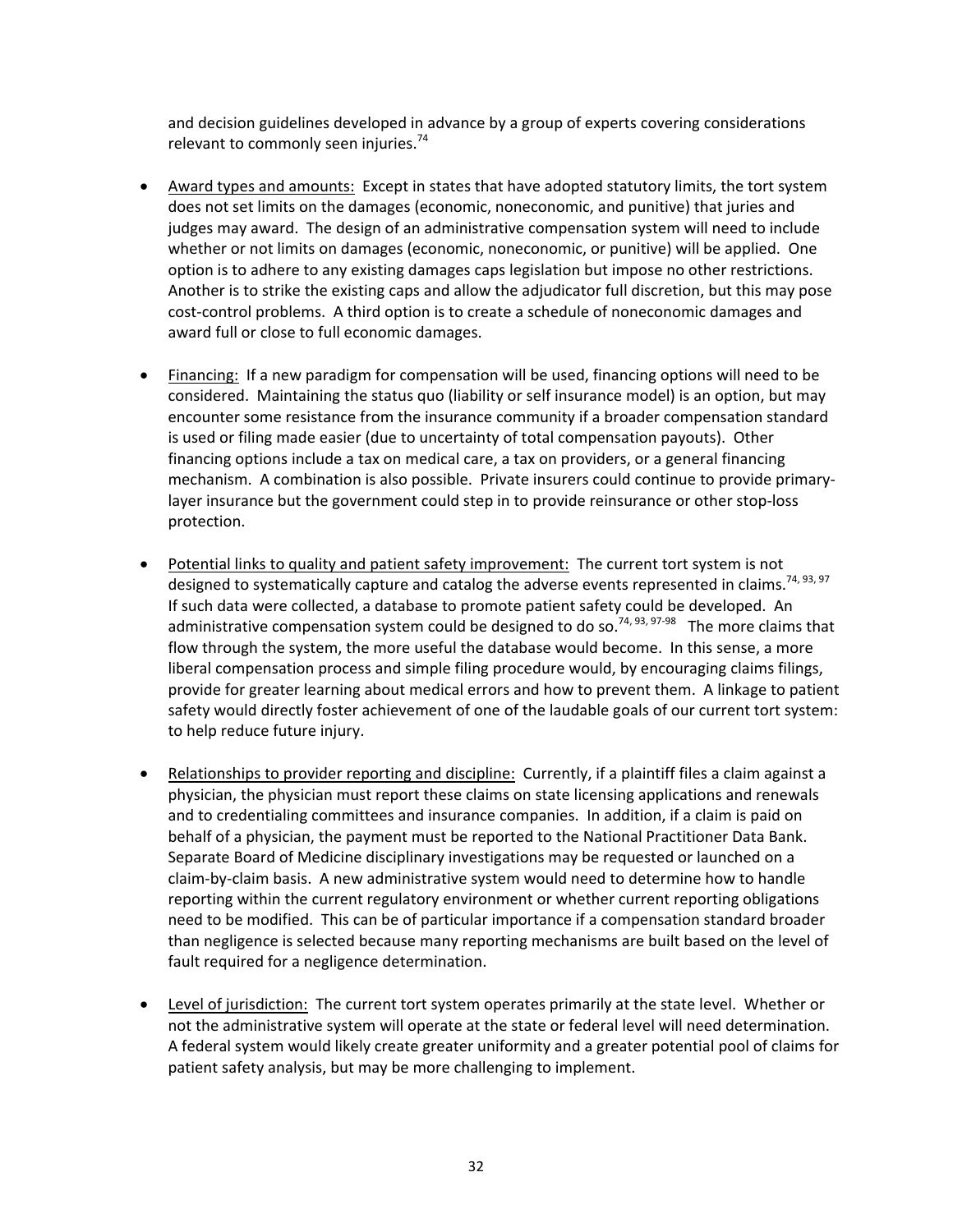and decision guidelines developed in advance by a group of experts covering considerations relevant to commonly seen injuries.[74]

- Award types and amounts: Except in states that have adopted statutory limits, the tort system does not set limits on the damages (economic, noneconomic, and punitive) that juries and judges may award. The design of an administrative compensation system will need to include whether or not limits on damages (economic, noneconomic, or punitive) will be applied. One option is to adhere to any existing damages caps legislation but impose no other restrictions. Another is to strike the existing caps and allow the adjudicator full discretion, but this may pose cost-control problems. A third option is to create a schedule of noneconomic damages and award full or close to full economic damages.

- Financing: If a new paradigm for compensation will be used, financing options will need to be considered. Maintaining the status quo (liability or self insurance model) is an option, but may encounter some resistance from the insurance community if a broader compensation standard is used or filing made easier (due to uncertainty of total compensation payouts). Other financing options include a tax on medical care, a tax on providers, or a general financing mechanism. A combination is also possible. Private insurers could continue to provide primary-layer insurance but the government could step in to provide reinsurance or other stop-loss protection.

- Potential links to quality and patient safety improvement: The current tort system is not designed to systematically capture and catalog the adverse events represented in claims.[74, 93, 97] If such data were collected, a database to promote patient safety could be developed. An administrative compensation system could be designed to do so.[74, 93, 97-98] The more claims that flow through the system, the more useful the database would become. In this sense, a more liberal compensation process and simple filing procedure would, by encouraging claims filings, provide for greater learning about medical errors and how to prevent them. A linkage to patient safety would directly foster achievement of one of the laudable goals of our current tort system: to help reduce future injury.

- Relationships to provider reporting and discipline: Currently, if a plaintiff files a claim against a physician, the physician must report these claims on state licensing applications and renewals and to credentialing committees and insurance companies. In addition, if a claim is paid on behalf of a physician, the payment must be reported to the National Practitioner Data Bank. Separate Board of Medicine disciplinary investigations may be requested or launched on a claim-by-claim basis. A new administrative system would need to determine how to handle reporting within the current regulatory environment or whether current reporting obligations need to be modified. This can be of particular importance if a compensation standard broader than negligence is selected because many reporting mechanisms are built based on the level of fault required for a negligence determination.

- Level of jurisdiction: The current tort system operates primarily at the state level. Whether or not the administrative system will operate at the state or federal level will need determination. A federal system would likely create greater uniformity and a greater potential pool of claims for patient safety analysis, but may be more challenging to implement.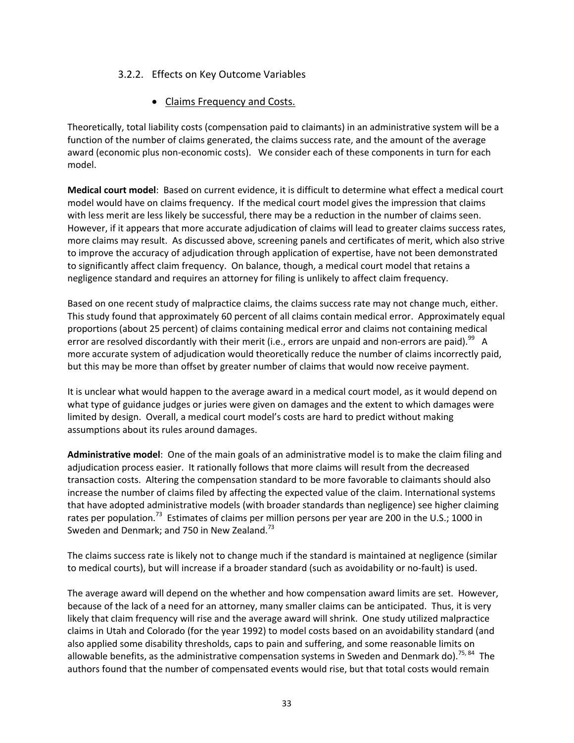### 3.2.2. Effects on Key Outcome Variables

- Claims Frequency and Costs.

Theoretically, total liability costs (compensation paid to claimants) in an administrative system will be a function of the number of claims generated, the claims success rate, and the amount of the average award (economic plus non-economic costs). We consider each of these components in turn for each model.

**Medical court model**: Based on current evidence, it is difficult to determine what effect a medical court model would have on claims frequency. If the medical court model gives the impression that claims with less merit are less likely be successful, there may be a reduction in the number of claims seen. However, if it appears that more accurate adjudication of claims will lead to greater claims success rates, more claims may result. As discussed above, screening panels and certificates of merit, which also strive to improve the accuracy of adjudication through application of expertise, have not been demonstrated to significantly affect claim frequency. On balance, though, a medical court model that retains a negligence standard and requires an attorney for filing is unlikely to affect claim frequency.

Based on one recent study of malpractice claims, the claims success rate may not change much, either. This study found that approximately 60 percent of all claims contain medical error. Approximately equal proportions (about 25 percent) of claims containing medical error and claims not containing medical error are resolved discordantly with their merit (i.e., errors are unpaid and non-errors are paid).[99] A more accurate system of adjudication would theoretically reduce the number of claims incorrectly paid, but this may be more than offset by greater number of claims that would now receive payment.

It is unclear what would happen to the average award in a medical court model, as it would depend on what type of guidance judges or juries were given on damages and the extent to which damages were limited by design. Overall, a medical court model's costs are hard to predict without making assumptions about its rules around damages.

**Administrative model**: One of the main goals of an administrative model is to make the claim filing and adjudication process easier. It rationally follows that more claims will result from the decreased transaction costs. Altering the compensation standard to be more favorable to claimants should also increase the number of claims filed by affecting the expected value of the claim. International systems that have adopted administrative models (with broader standards than negligence) see higher claiming rates per population.[73] Estimates of claims per million persons per year are 200 in the U.S.; 1000 in Sweden and Denmark; and 750 in New Zealand.[73]

The claims success rate is likely not to change much if the standard is maintained at negligence (similar to medical courts), but will increase if a broader standard (such as avoidability or no-fault) is used.

The average award will depend on the whether and how compensation award limits are set. However, because of the lack of a need for an attorney, many smaller claims can be anticipated. Thus, it is very likely that claim frequency will rise and the average award will shrink. One study utilized malpractice claims in Utah and Colorado (for the year 1992) to model costs based on an avoidability standard (and also applied some disability thresholds, caps to pain and suffering, and some reasonable limits on allowable benefits, as the administrative compensation systems in Sweden and Denmark do).[75, 84] The authors found that the number of compensated events would rise, but that total costs would remain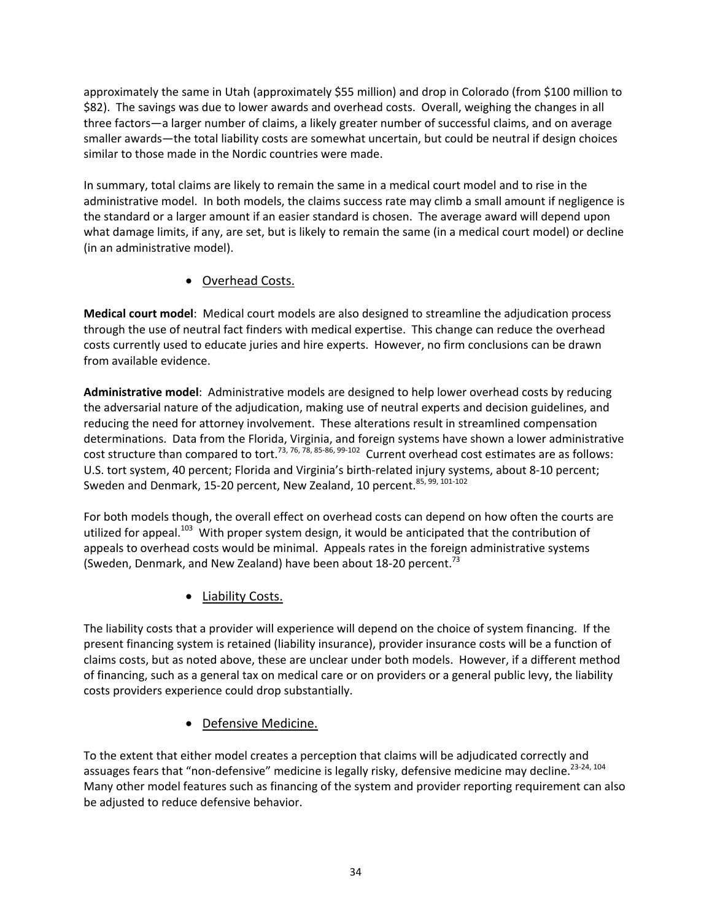approximately the same in Utah (approximately $55 million) and drop in Colorado (from $100 million to $82). The savings was due to lower awards and overhead costs. Overall, weighing the changes in all three factors—a larger number of claims, a likely greater number of successful claims, and on average smaller awards—the total liability costs are somewhat uncertain, but could be neutral if design choices similar to those made in the Nordic countries were made.

In summary, total claims are likely to remain the same in a medical court model and to rise in the administrative model. In both models, the claims success rate may climb a small amount if negligence is the standard or a larger amount if an easier standard is chosen. The average award will depend upon what damage limits, if any, are set, but is likely to remain the same (in a medical court model) or decline (in an administrative model).

- Overhead Costs.

**Medical court model**: Medical court models are also designed to streamline the adjudication process through the use of neutral fact finders with medical expertise. This change can reduce the overhead costs currently used to educate juries and hire experts. However, no firm conclusions can be drawn from available evidence.

**Administrative model**: Administrative models are designed to help lower overhead costs by reducing the adversarial nature of the adjudication, making use of neutral experts and decision guidelines, and reducing the need for attorney involvement. These alterations result in streamlined compensation determinations. Data from the Florida, Virginia, and foreign systems have shown a lower administrative cost structure than compared to tort.[73, 76, 78, 85-86, 99-102] Current overhead cost estimates are as follows: U.S. tort system, 40 percent; Florida and Virginia's birth-related injury systems, about 8-10 percent; Sweden and Denmark, 15-20 percent, New Zealand, 10 percent.[85, 99, 101-102]

For both models though, the overall effect on overhead costs can depend on how often the courts are utilized for appeal.[103] With proper system design, it would be anticipated that the contribution of appeals to overhead costs would be minimal. Appeals rates in the foreign administrative systems (Sweden, Denmark, and New Zealand) have been about 18-20 percent.[73]

- Liability Costs.

The liability costs that a provider will experience will depend on the choice of system financing. If the present financing system is retained (liability insurance), provider insurance costs will be a function of claims costs, but as noted above, these are unclear under both models. However, if a different method of financing, such as a general tax on medical care or on providers or a general public levy, the liability costs providers experience could drop substantially.

- Defensive Medicine.

To the extent that either model creates a perception that claims will be adjudicated correctly and assuages fears that "non-defensive" medicine is legally risky, defensive medicine may decline.[23-24, 104] Many other model features such as financing of the system and provider reporting requirement can also be adjusted to reduce defensive behavior.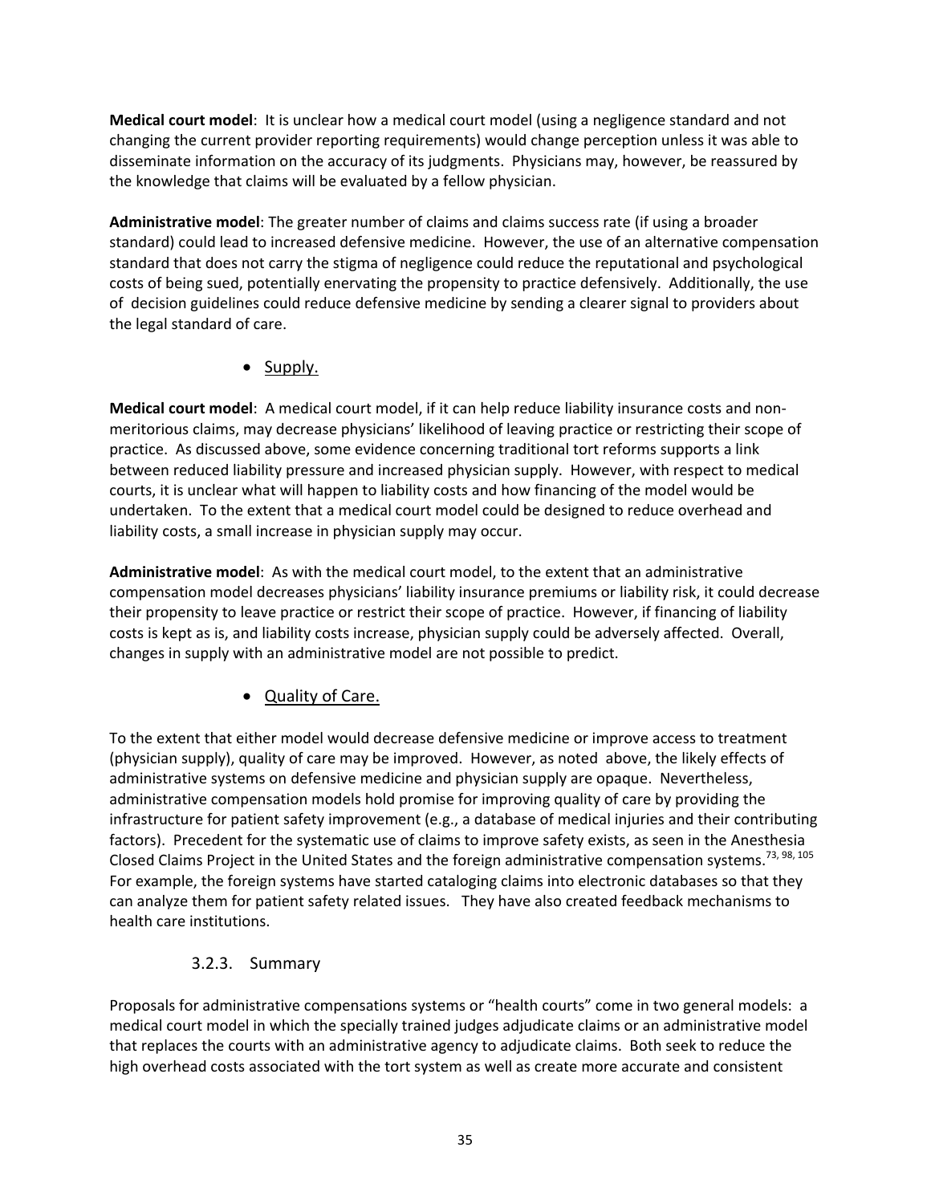**Medical court model**: It is unclear how a medical court model (using a negligence standard and not changing the current provider reporting requirements) would change perception unless it was able to disseminate information on the accuracy of its judgments. Physicians may, however, be reassured by the knowledge that claims will be evaluated by a fellow physician.

**Administrative model**: The greater number of claims and claims success rate (if using a broader standard) could lead to increased defensive medicine. However, the use of an alternative compensation standard that does not carry the stigma of negligence could reduce the reputational and psychological costs of being sued, potentially enervating the propensity to practice defensively. Additionally, the use of decision guidelines could reduce defensive medicine by sending a clearer signal to providers about the legal standard of care.

- Supply.

**Medical court model**: A medical court model, if it can help reduce liability insurance costs and non-meritorious claims, may decrease physicians' likelihood of leaving practice or restricting their scope of practice. As discussed above, some evidence concerning traditional tort reforms supports a link between reduced liability pressure and increased physician supply. However, with respect to medical courts, it is unclear what will happen to liability costs and how financing of the model would be undertaken. To the extent that a medical court model could be designed to reduce overhead and liability costs, a small increase in physician supply may occur.

**Administrative model**: As with the medical court model, to the extent that an administrative compensation model decreases physicians' liability insurance premiums or liability risk, it could decrease their propensity to leave practice or restrict their scope of practice. However, if financing of liability costs is kept as is, and liability costs increase, physician supply could be adversely affected. Overall, changes in supply with an administrative model are not possible to predict.

- Quality of Care.

To the extent that either model would decrease defensive medicine or improve access to treatment (physician supply), quality of care may be improved. However, as noted above, the likely effects of administrative systems on defensive medicine and physician supply are opaque. Nevertheless, administrative compensation models hold promise for improving quality of care by providing the infrastructure for patient safety improvement (e.g., a database of medical injuries and their contributing factors). Precedent for the systematic use of claims to improve safety exists, as seen in the Anesthesia Closed Claims Project in the United States and the foreign administrative compensation systems.[73, 98, 105] For example, the foreign systems have started cataloging claims into electronic databases so that they can analyze them for patient safety related issues. They have also created feedback mechanisms to health care institutions.

### 3.2.3. Summary

Proposals for administrative compensations systems or "health courts" come in two general models: a medical court model in which the specially trained judges adjudicate claims or an administrative model that replaces the courts with an administrative agency to adjudicate claims. Both seek to reduce the high overhead costs associated with the tort system as well as create more accurate and consistent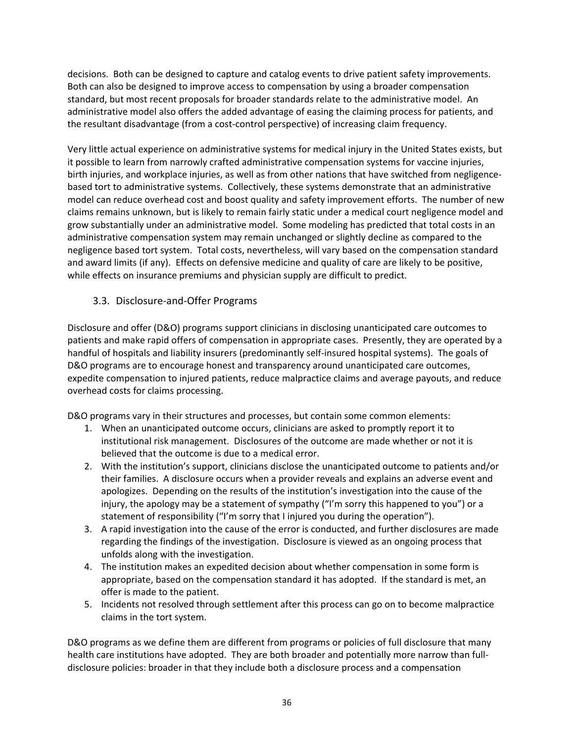decisions. Both can be designed to capture and catalog events to drive patient safety improvements. Both can also be designed to improve access to compensation by using a broader compensation standard, but most recent proposals for broader standards relate to the administrative model. An administrative model also offers the added advantage of easing the claiming process for patients, and the resultant disadvantage (from a cost-control perspective) of increasing claim frequency.

Very little actual experience on administrative systems for medical injury in the United States exists, but it possible to learn from narrowly crafted administrative compensation systems for vaccine injuries, birth injuries, and workplace injuries, as well as from other nations that have switched from negligence-based tort to administrative systems. Collectively, these systems demonstrate that an administrative model can reduce overhead cost and boost quality and safety improvement efforts. The number of new claims remains unknown, but is likely to remain fairly static under a medical court negligence model and grow substantially under an administrative model. Some modeling has predicted that total costs in an administrative compensation system may remain unchanged or slightly decline as compared to the negligence based tort system. Total costs, nevertheless, will vary based on the compensation standard and award limits (if any). Effects on defensive medicine and quality of care are likely to be positive, while effects on insurance premiums and physician supply are difficult to predict.

### 3.3. Disclosure-and-Offer Programs

Disclosure and offer (D&O) programs support clinicians in disclosing unanticipated care outcomes to patients and make rapid offers of compensation in appropriate cases. Presently, they are operated by a handful of hospitals and liability insurers (predominantly self-insured hospital systems). The goals of D&O programs are to encourage honest and transparency around unanticipated care outcomes, expedite compensation to injured patients, reduce malpractice claims and average payouts, and reduce overhead costs for claims processing.

D&O programs vary in their structures and processes, but contain some common elements:

1. When an unanticipated outcome occurs, clinicians are asked to promptly report it to institutional risk management. Disclosures of the outcome are made whether or not it is believed that the outcome is due to a medical error.
2. With the institution's support, clinicians disclose the unanticipated outcome to patients and/or their families. A disclosure occurs when a provider reveals and explains an adverse event and apologizes. Depending on the results of the institution's investigation into the cause of the injury, the apology may be a statement of sympathy ("I'm sorry this happened to you") or a statement of responsibility ("I'm sorry that I injured you during the operation").
3. A rapid investigation into the cause of the error is conducted, and further disclosures are made regarding the findings of the investigation. Disclosure is viewed as an ongoing process that unfolds along with the investigation.
4. The institution makes an expedited decision about whether compensation in some form is appropriate, based on the compensation standard it has adopted. If the standard is met, an offer is made to the patient.
5. Incidents not resolved through settlement after this process can go on to become malpractice claims in the tort system.

D&O programs as we define them are different from programs or policies of full disclosure that many health care institutions have adopted. They are both broader and potentially more narrow than full-disclosure policies: broader in that they include both a disclosure process and a compensation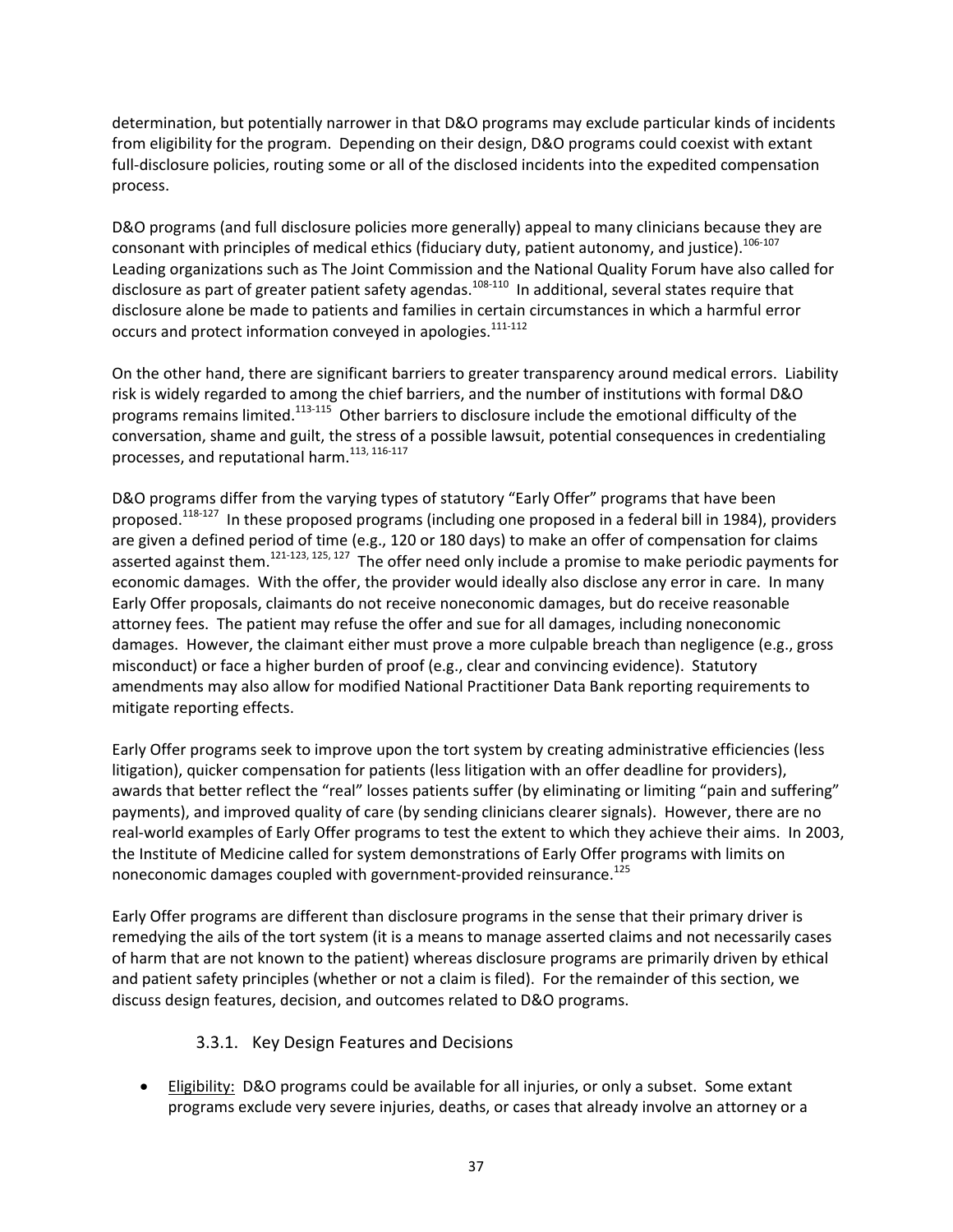determination, but potentially narrower in that D&O programs may exclude particular kinds of incidents from eligibility for the program. Depending on their design, D&O programs could coexist with extant full-disclosure policies, routing some or all of the disclosed incidents into the expedited compensation process.

D&O programs (and full disclosure policies more generally) appeal to many clinicians because they are consonant with principles of medical ethics (fiduciary duty, patient autonomy, and justice).[106-107] Leading organizations such as The Joint Commission and the National Quality Forum have also called for disclosure as part of greater patient safety agendas.[108-110] In additional, several states require that disclosure alone be made to patients and families in certain circumstances in which a harmful error occurs and protect information conveyed in apologies.[111-112]

On the other hand, there are significant barriers to greater transparency around medical errors. Liability risk is widely regarded to among the chief barriers, and the number of institutions with formal D&O programs remains limited.[113-115] Other barriers to disclosure include the emotional difficulty of the conversation, shame and guilt, the stress of a possible lawsuit, potential consequences in credentialing processes, and reputational harm.[113, 116-117]

D&O programs differ from the varying types of statutory "Early Offer" programs that have been proposed.[118-127] In these proposed programs (including one proposed in a federal bill in 1984), providers are given a defined period of time (e.g., 120 or 180 days) to make an offer of compensation for claims asserted against them.[121-123, 125, 127] The offer need only include a promise to make periodic payments for economic damages. With the offer, the provider would ideally also disclose any error in care. In many Early Offer proposals, claimants do not receive noneconomic damages, but do receive reasonable attorney fees. The patient may refuse the offer and sue for all damages, including noneconomic damages. However, the claimant either must prove a more culpable breach than negligence (e.g., gross misconduct) or face a higher burden of proof (e.g., clear and convincing evidence). Statutory amendments may also allow for modified National Practitioner Data Bank reporting requirements to mitigate reporting effects.

Early Offer programs seek to improve upon the tort system by creating administrative efficiencies (less litigation), quicker compensation for patients (less litigation with an offer deadline for providers), awards that better reflect the "real" losses patients suffer (by eliminating or limiting "pain and suffering" payments), and improved quality of care (by sending clinicians clearer signals). However, there are no real-world examples of Early Offer programs to test the extent to which they achieve their aims. In 2003, the Institute of Medicine called for system demonstrations of Early Offer programs with limits on noneconomic damages coupled with government-provided reinsurance.[125]

Early Offer programs are different than disclosure programs in the sense that their primary driver is remedying the ails of the tort system (it is a means to manage asserted claims and not necessarily cases of harm that are not known to the patient) whereas disclosure programs are primarily driven by ethical and patient safety principles (whether or not a claim is filed). For the remainder of this section, we discuss design features, decision, and outcomes related to D&O programs.

### 3.3.1. Key Design Features and Decisions

- Eligibility: D&O programs could be available for all injuries, or only a subset. Some extant programs exclude very severe injuries, deaths, or cases that already involve an attorney or a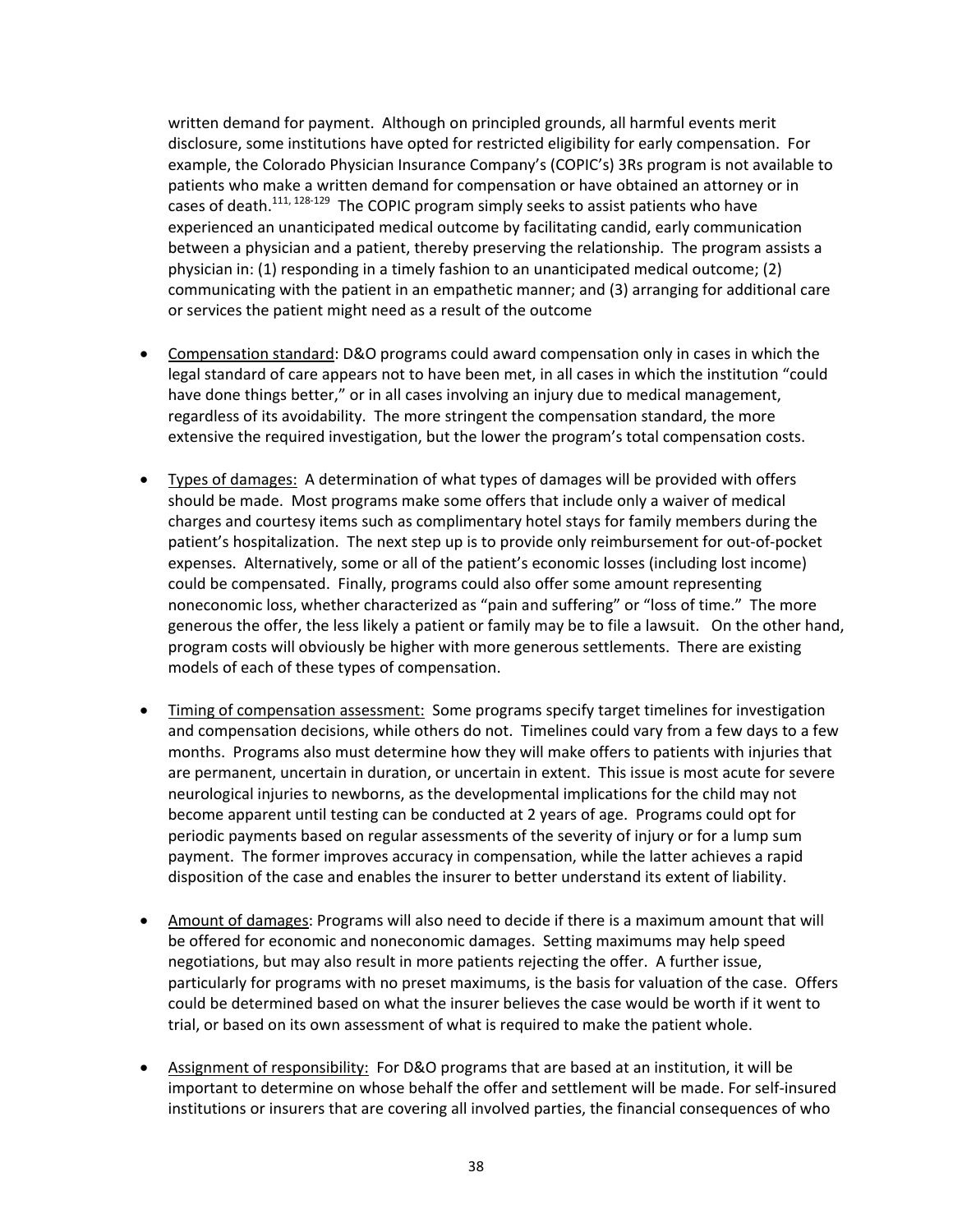written demand for payment. Although on principled grounds, all harmful events merit disclosure, some institutions have opted for restricted eligibility for early compensation. For example, the Colorado Physician Insurance Company's (COPIC's) 3Rs program is not available to patients who make a written demand for compensation or have obtained an attorney or in cases of death.[111, 128-129] The COPIC program simply seeks to assist patients who have experienced an unanticipated medical outcome by facilitating candid, early communication between a physician and a patient, thereby preserving the relationship. The program assists a physician in: (1) responding in a timely fashion to an unanticipated medical outcome; (2) communicating with the patient in an empathetic manner; and (3) arranging for additional care or services the patient might need as a result of the outcome

- Compensation standard: D&O programs could award compensation only in cases in which the legal standard of care appears not to have been met, in all cases in which the institution "could have done things better," or in all cases involving an injury due to medical management, regardless of its avoidability. The more stringent the compensation standard, the more extensive the required investigation, but the lower the program's total compensation costs.

- Types of damages: A determination of what types of damages will be provided with offers should be made. Most programs make some offers that include only a waiver of medical charges and courtesy items such as complimentary hotel stays for family members during the patient's hospitalization. The next step up is to provide only reimbursement for out-of-pocket expenses. Alternatively, some or all of the patient's economic losses (including lost income) could be compensated. Finally, programs could also offer some amount representing noneconomic loss, whether characterized as "pain and suffering" or "loss of time." The more generous the offer, the less likely a patient or family may be to file a lawsuit. On the other hand, program costs will obviously be higher with more generous settlements. There are existing models of each of these types of compensation.

- Timing of compensation assessment: Some programs specify target timelines for investigation and compensation decisions, while others do not. Timelines could vary from a few days to a few months. Programs also must determine how they will make offers to patients with injuries that are permanent, uncertain in duration, or uncertain in extent. This issue is most acute for severe neurological injuries to newborns, as the developmental implications for the child may not become apparent until testing can be conducted at 2 years of age. Programs could opt for periodic payments based on regular assessments of the severity of injury or for a lump sum payment. The former improves accuracy in compensation, while the latter achieves a rapid disposition of the case and enables the insurer to better understand its extent of liability.

- Amount of damages: Programs will also need to decide if there is a maximum amount that will be offered for economic and noneconomic damages. Setting maximums may help speed negotiations, but may also result in more patients rejecting the offer. A further issue, particularly for programs with no preset maximums, is the basis for valuation of the case. Offers could be determined based on what the insurer believes the case would be worth if it went to trial, or based on its own assessment of what is required to make the patient whole.

- Assignment of responsibility: For D&O programs that are based at an institution, it will be important to determine on whose behalf the offer and settlement will be made. For self-insured institutions or insurers that are covering all involved parties, the financial consequences of who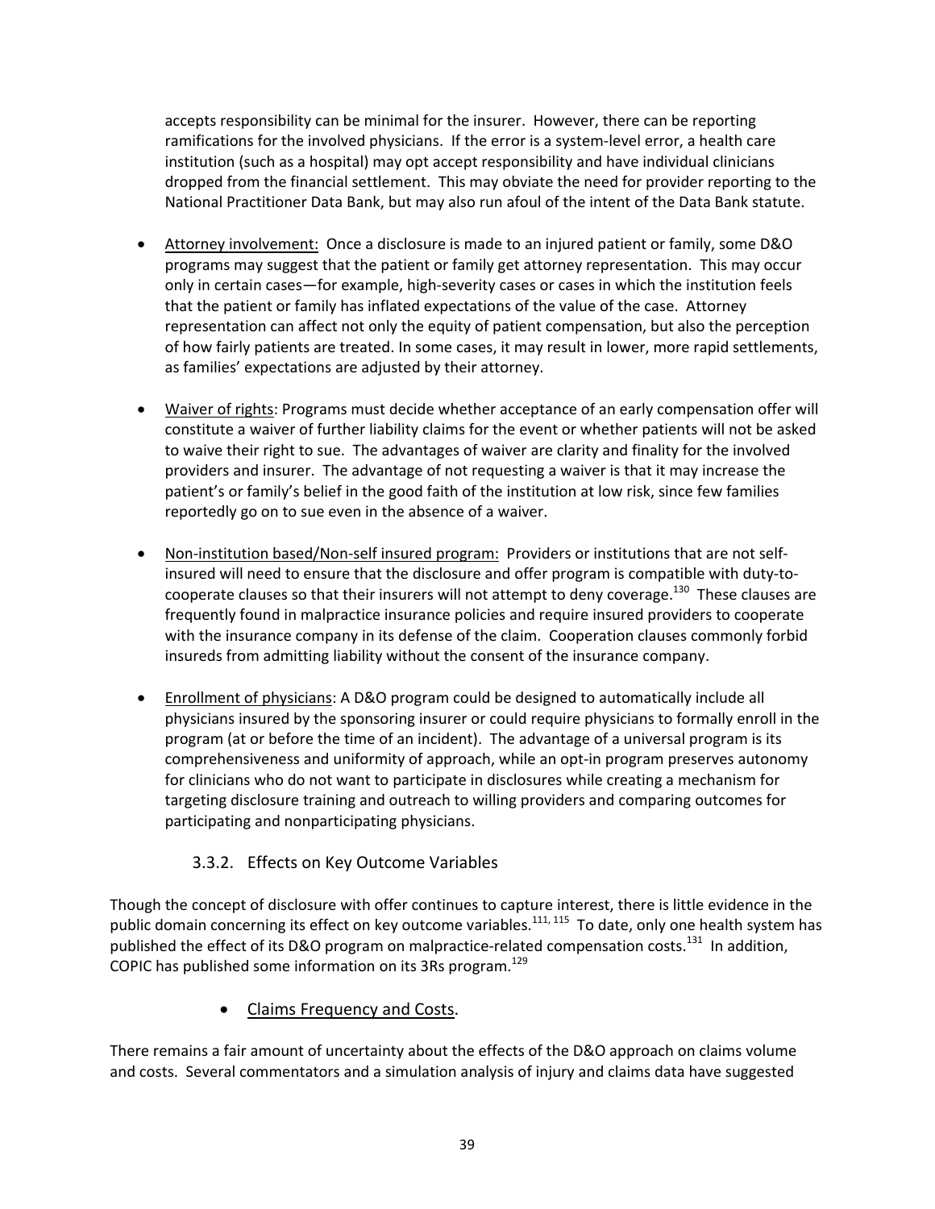accepts responsibility can be minimal for the insurer. However, there can be reporting ramifications for the involved physicians. If the error is a system-level error, a health care institution (such as a hospital) may opt accept responsibility and have individual clinicians dropped from the financial settlement. This may obviate the need for provider reporting to the National Practitioner Data Bank, but may also run afoul of the intent of the Data Bank statute.

- Attorney involvement: Once a disclosure is made to an injured patient or family, some D&O programs may suggest that the patient or family get attorney representation. This may occur only in certain cases—for example, high-severity cases or cases in which the institution feels that the patient or family has inflated expectations of the value of the case. Attorney representation can affect not only the equity of patient compensation, but also the perception of how fairly patients are treated. In some cases, it may result in lower, more rapid settlements, as families' expectations are adjusted by their attorney.

- Waiver of rights: Programs must decide whether acceptance of an early compensation offer will constitute a waiver of further liability claims for the event or whether patients will not be asked to waive their right to sue. The advantages of waiver are clarity and finality for the involved providers and insurer. The advantage of not requesting a waiver is that it may increase the patient's or family's belief in the good faith of the institution at low risk, since few families reportedly go on to sue even in the absence of a waiver.

- Non-institution based/Non-self insured program: Providers or institutions that are not self-insured will need to ensure that the disclosure and offer program is compatible with duty-to-cooperate clauses so that their insurers will not attempt to deny coverage.[130] These clauses are frequently found in malpractice insurance policies and require insured providers to cooperate with the insurance company in its defense of the claim. Cooperation clauses commonly forbid insureds from admitting liability without the consent of the insurance company.

- Enrollment of physicians: A D&O program could be designed to automatically include all physicians insured by the sponsoring insurer or could require physicians to formally enroll in the program (at or before the time of an incident). The advantage of a universal program is its comprehensiveness and uniformity of approach, while an opt-in program preserves autonomy for clinicians who do not want to participate in disclosures while creating a mechanism for targeting disclosure training and outreach to willing providers and comparing outcomes for participating and nonparticipating physicians.

### 3.3.2. Effects on Key Outcome Variables

Though the concept of disclosure with offer continues to capture interest, there is little evidence in the public domain concerning its effect on key outcome variables.[111, 115] To date, only one health system has published the effect of its D&O program on malpractice-related compensation costs.[131] In addition, COPIC has published some information on its 3Rs program.[129]

- Claims Frequency and Costs.

There remains a fair amount of uncertainty about the effects of the D&O approach on claims volume and costs. Several commentators and a simulation analysis of injury and claims data have suggested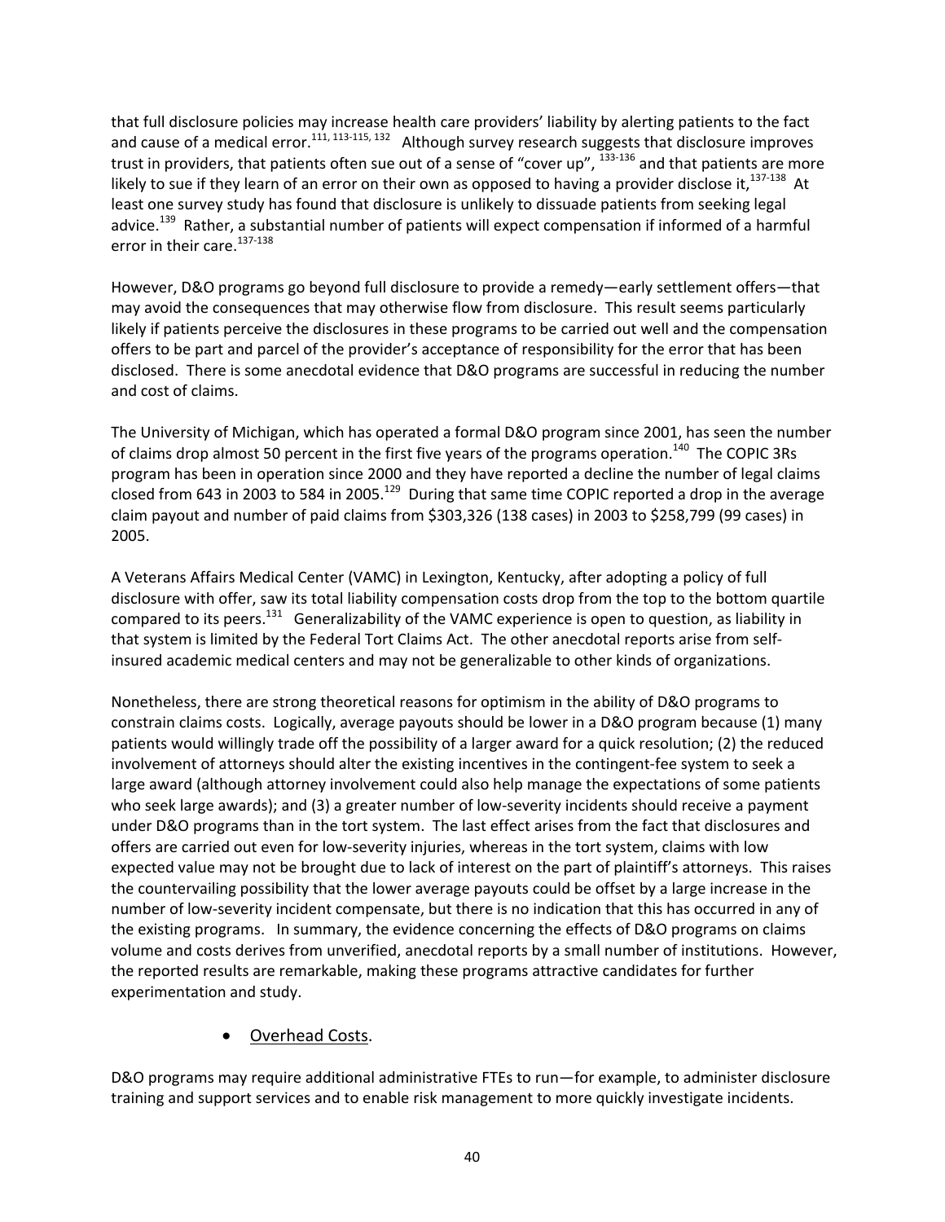that full disclosure policies may increase health care providers' liability by alerting patients to the fact and cause of a medical error.[111, 113-115, 132] Although survey research suggests that disclosure improves trust in providers, that patients often sue out of a sense of "cover up", [133-136] and that patients are more likely to sue if they learn of an error on their own as opposed to having a provider disclose it,[137-138] At least one survey study has found that disclosure is unlikely to dissuade patients from seeking legal advice.[139] Rather, a substantial number of patients will expect compensation if informed of a harmful error in their care.[137-138]

However, D&O programs go beyond full disclosure to provide a remedy—early settlement offers—that may avoid the consequences that may otherwise flow from disclosure. This result seems particularly likely if patients perceive the disclosures in these programs to be carried out well and the compensation offers to be part and parcel of the provider's acceptance of responsibility for the error that has been disclosed. There is some anecdotal evidence that D&O programs are successful in reducing the number and cost of claims.

The University of Michigan, which has operated a formal D&O program since 2001, has seen the number of claims drop almost 50 percent in the first five years of the programs operation.[140] The COPIC 3Rs program has been in operation since 2000 and they have reported a decline the number of legal claims closed from 643 in 2003 to 584 in 2005.[129] During that same time COPIC reported a drop in the average claim payout and number of paid claims from $303,326 (138 cases) in 2003 to $258,799 (99 cases) in 2005.

A Veterans Affairs Medical Center (VAMC) in Lexington, Kentucky, after adopting a policy of full disclosure with offer, saw its total liability compensation costs drop from the top to the bottom quartile compared to its peers.[131] Generalizability of the VAMC experience is open to question, as liability in that system is limited by the Federal Tort Claims Act. The other anecdotal reports arise from self-insured academic medical centers and may not be generalizable to other kinds of organizations.

Nonetheless, there are strong theoretical reasons for optimism in the ability of D&O programs to constrain claims costs. Logically, average payouts should be lower in a D&O program because (1) many patients would willingly trade off the possibility of a larger award for a quick resolution; (2) the reduced involvement of attorneys should alter the existing incentives in the contingent-fee system to seek a large award (although attorney involvement could also help manage the expectations of some patients who seek large awards); and (3) a greater number of low-severity incidents should receive a payment under D&O programs than in the tort system. The last effect arises from the fact that disclosures and offers are carried out even for low-severity injuries, whereas in the tort system, claims with low expected value may not be brought due to lack of interest on the part of plaintiff's attorneys. This raises the countervailing possibility that the lower average payouts could be offset by a large increase in the number of low-severity incident compensate, but there is no indication that this has occurred in any of the existing programs. In summary, the evidence concerning the effects of D&O programs on claims volume and costs derives from unverified, anecdotal reports by a small number of institutions. However, the reported results are remarkable, making these programs attractive candidates for further experimentation and study.

- Overhead Costs.

D&O programs may require additional administrative FTEs to run—for example, to administer disclosure training and support services and to enable risk management to more quickly investigate incidents.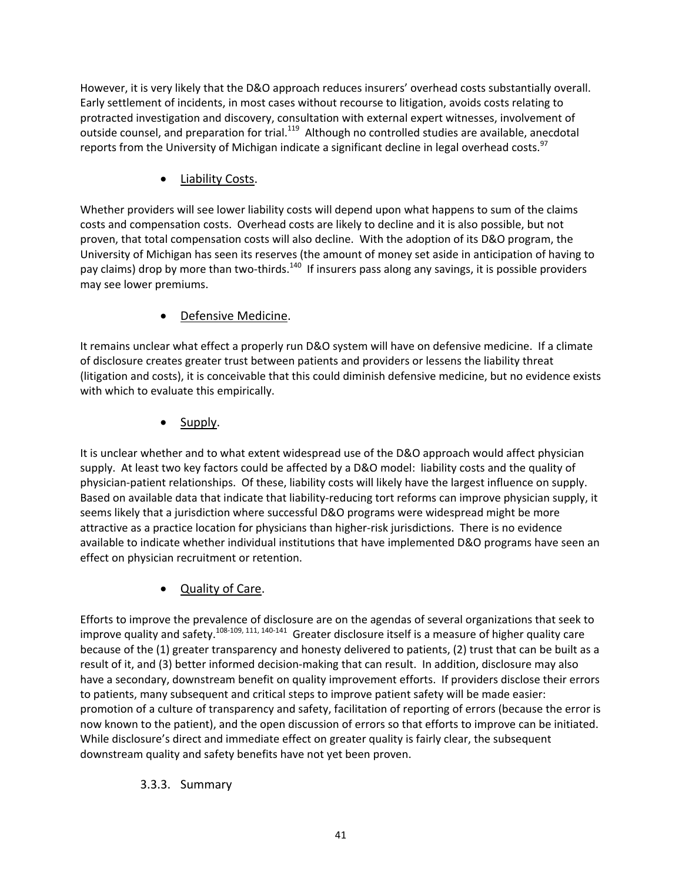However, it is very likely that the D&O approach reduces insurers' overhead costs substantially overall. Early settlement of incidents, in most cases without recourse to litigation, avoids costs relating to protracted investigation and discovery, consultation with external expert witnesses, involvement of outside counsel, and preparation for trial.[119] Although no controlled studies are available, anecdotal reports from the University of Michigan indicate a significant decline in legal overhead costs.[97]

- Liability Costs.

Whether providers will see lower liability costs will depend upon what happens to sum of the claims costs and compensation costs. Overhead costs are likely to decline and it is also possible, but not proven, that total compensation costs will also decline. With the adoption of its D&O program, the University of Michigan has seen its reserves (the amount of money set aside in anticipation of having to pay claims) drop by more than two-thirds.[140] If insurers pass along any savings, it is possible providers may see lower premiums.

- Defensive Medicine.

It remains unclear what effect a properly run D&O system will have on defensive medicine. If a climate of disclosure creates greater trust between patients and providers or lessens the liability threat (litigation and costs), it is conceivable that this could diminish defensive medicine, but no evidence exists with which to evaluate this empirically.

- Supply.

It is unclear whether and to what extent widespread use of the D&O approach would affect physician supply. At least two key factors could be affected by a D&O model: liability costs and the quality of physician-patient relationships. Of these, liability costs will likely have the largest influence on supply. Based on available data that indicate that liability-reducing tort reforms can improve physician supply, it seems likely that a jurisdiction where successful D&O programs were widespread might be more attractive as a practice location for physicians than higher-risk jurisdictions. There is no evidence available to indicate whether individual institutions that have implemented D&O programs have seen an effect on physician recruitment or retention.

- Quality of Care.

Efforts to improve the prevalence of disclosure are on the agendas of several organizations that seek to improve quality and safety.[108-109, 111, 140-141] Greater disclosure itself is a measure of higher quality care because of the (1) greater transparency and honesty delivered to patients, (2) trust that can be built as a result of it, and (3) better informed decision-making that can result. In addition, disclosure may also have a secondary, downstream benefit on quality improvement efforts. If providers disclose their errors to patients, many subsequent and critical steps to improve patient safety will be made easier: promotion of a culture of transparency and safety, facilitation of reporting of errors (because the error is now known to the patient), and the open discussion of errors so that efforts to improve can be initiated. While disclosure's direct and immediate effect on greater quality is fairly clear, the subsequent downstream quality and safety benefits have not yet been proven.

### 3.3.3. Summary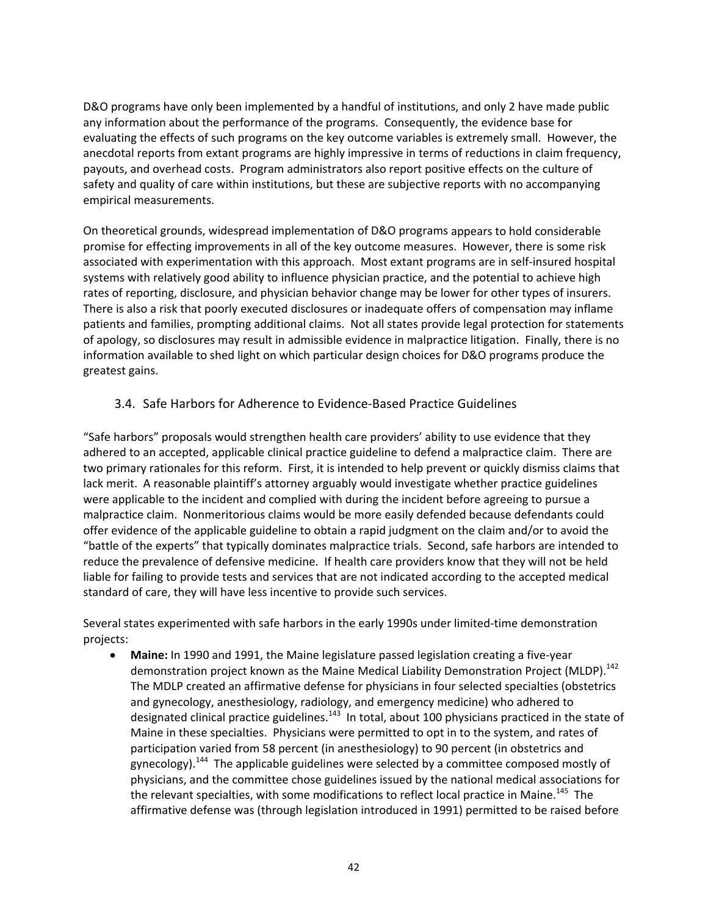D&O programs have only been implemented by a handful of institutions, and only 2 have made public any information about the performance of the programs. Consequently, the evidence base for evaluating the effects of such programs on the key outcome variables is extremely small. However, the anecdotal reports from extant programs are highly impressive in terms of reductions in claim frequency, payouts, and overhead costs. Program administrators also report positive effects on the culture of safety and quality of care within institutions, but these are subjective reports with no accompanying empirical measurements.

On theoretical grounds, widespread implementation of D&O programs appears to hold considerable promise for effecting improvements in all of the key outcome measures. However, there is some risk associated with experimentation with this approach. Most extant programs are in self-insured hospital systems with relatively good ability to influence physician practice, and the potential to achieve high rates of reporting, disclosure, and physician behavior change may be lower for other types of insurers. There is also a risk that poorly executed disclosures or inadequate offers of compensation may inflame patients and families, prompting additional claims. Not all states provide legal protection for statements of apology, so disclosures may result in admissible evidence in malpractice litigation. Finally, there is no information available to shed light on which particular design choices for D&O programs produce the greatest gains.

### 3.4. Safe Harbors for Adherence to Evidence-Based Practice Guidelines

"Safe harbors" proposals would strengthen health care providers' ability to use evidence that they adhered to an accepted, applicable clinical practice guideline to defend a malpractice claim. There are two primary rationales for this reform. First, it is intended to help prevent or quickly dismiss claims that lack merit. A reasonable plaintiff's attorney arguably would investigate whether practice guidelines were applicable to the incident and complied with during the incident before agreeing to pursue a malpractice claim. Nonmeritorious claims would be more easily defended because defendants could offer evidence of the applicable guideline to obtain a rapid judgment on the claim and/or to avoid the "battle of the experts" that typically dominates malpractice trials. Second, safe harbors are intended to reduce the prevalence of defensive medicine. If health care providers know that they will not be held liable for failing to provide tests and services that are not indicated according to the accepted medical standard of care, they will have less incentive to provide such services.

Several states experimented with safe harbors in the early 1990s under limited-time demonstration projects:

- **Maine:** In 1990 and 1991, the Maine legislature passed legislation creating a five-year demonstration project known as the Maine Medical Liability Demonstration Project (MLDP).[142] The MDLP created an affirmative defense for physicians in four selected specialties (obstetrics and gynecology, anesthesiology, radiology, and emergency medicine) who adhered to designated clinical practice guidelines.[143] In total, about 100 physicians practiced in the state of Maine in these specialties. Physicians were permitted to opt in to the system, and rates of participation varied from 58 percent (in anesthesiology) to 90 percent (in obstetrics and gynecology).[144] The applicable guidelines were selected by a committee composed mostly of physicians, and the committee chose guidelines issued by the national medical associations for the relevant specialties, with some modifications to reflect local practice in Maine.[145] The affirmative defense was (through legislation introduced in 1991) permitted to be raised before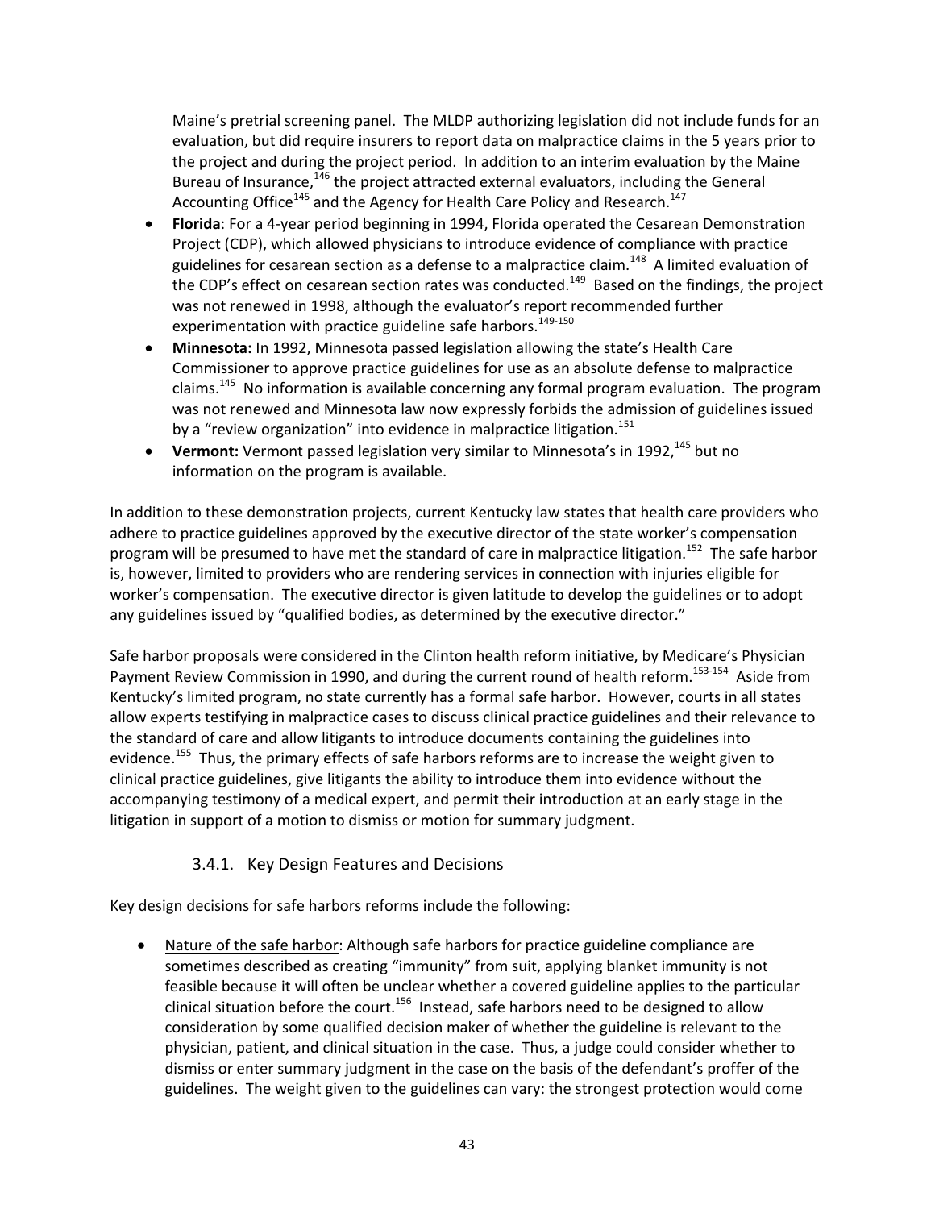Maine's pretrial screening panel. The MLDP authorizing legislation did not include funds for an evaluation, but did require insurers to report data on malpractice claims in the 5 years prior to the project and during the project period. In addition to an interim evaluation by the Maine Bureau of Insurance,[146] the project attracted external evaluators, including the General Accounting Office[145] and the Agency for Health Care Policy and Research.[147]

- **Florida**: For a 4-year period beginning in 1994, Florida operated the Cesarean Demonstration Project (CDP), which allowed physicians to introduce evidence of compliance with practice guidelines for cesarean section as a defense to a malpractice claim.[148] A limited evaluation of the CDP's effect on cesarean section rates was conducted.[149] Based on the findings, the project was not renewed in 1998, although the evaluator's report recommended further experimentation with practice guideline safe harbors.[149-150]
- **Minnesota:** In 1992, Minnesota passed legislation allowing the state's Health Care Commissioner to approve practice guidelines for use as an absolute defense to malpractice claims.[145] No information is available concerning any formal program evaluation. The program was not renewed and Minnesota law now expressly forbids the admission of guidelines issued by a "review organization" into evidence in malpractice litigation.[151]
- **Vermont:** Vermont passed legislation very similar to Minnesota's in 1992,[145] but no information on the program is available.

In addition to these demonstration projects, current Kentucky law states that health care providers who adhere to practice guidelines approved by the executive director of the state worker's compensation program will be presumed to have met the standard of care in malpractice litigation.[152] The safe harbor is, however, limited to providers who are rendering services in connection with injuries eligible for worker's compensation. The executive director is given latitude to develop the guidelines or to adopt any guidelines issued by "qualified bodies, as determined by the executive director."

Safe harbor proposals were considered in the Clinton health reform initiative, by Medicare's Physician Payment Review Commission in 1990, and during the current round of health reform.[153-154] Aside from Kentucky's limited program, no state currently has a formal safe harbor. However, courts in all states allow experts testifying in malpractice cases to discuss clinical practice guidelines and their relevance to the standard of care and allow litigants to introduce documents containing the guidelines into evidence.[155] Thus, the primary effects of safe harbors reforms are to increase the weight given to clinical practice guidelines, give litigants the ability to introduce them into evidence without the accompanying testimony of a medical expert, and permit their introduction at an early stage in the litigation in support of a motion to dismiss or motion for summary judgment.

### 3.4.1. Key Design Features and Decisions

Key design decisions for safe harbors reforms include the following:

- Nature of the safe harbor: Although safe harbors for practice guideline compliance are sometimes described as creating "immunity" from suit, applying blanket immunity is not feasible because it will often be unclear whether a covered guideline applies to the particular clinical situation before the court.[156] Instead, safe harbors need to be designed to allow consideration by some qualified decision maker of whether the guideline is relevant to the physician, patient, and clinical situation in the case. Thus, a judge could consider whether to dismiss or enter summary judgment in the case on the basis of the defendant's proffer of the guidelines. The weight given to the guidelines can vary: the strongest protection would come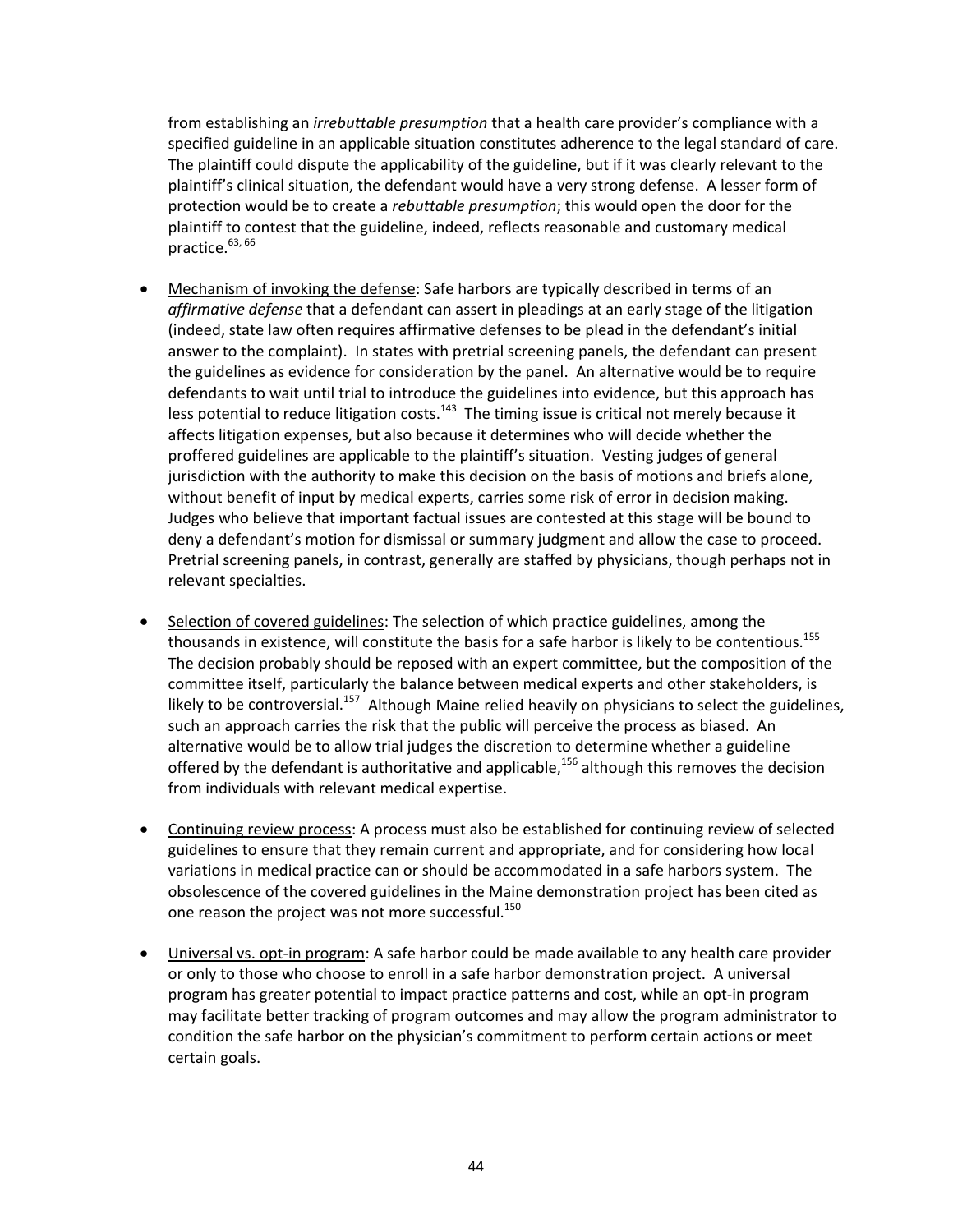from establishing an *irrebuttable presumption* that a health care provider's compliance with a specified guideline in an applicable situation constitutes adherence to the legal standard of care. The plaintiff could dispute the applicability of the guideline, but if it was clearly relevant to the plaintiff's clinical situation, the defendant would have a very strong defense. A lesser form of protection would be to create a *rebuttable presumption*; this would open the door for the plaintiff to contest that the guideline, indeed, reflects reasonable and customary medical practice.[63, 66]

- Mechanism of invoking the defense: Safe harbors are typically described in terms of an *affirmative defense* that a defendant can assert in pleadings at an early stage of the litigation (indeed, state law often requires affirmative defenses to be plead in the defendant's initial answer to the complaint). In states with pretrial screening panels, the defendant can present the guidelines as evidence for consideration by the panel. An alternative would be to require defendants to wait until trial to introduce the guidelines into evidence, but this approach has less potential to reduce litigation costs.[143] The timing issue is critical not merely because it affects litigation expenses, but also because it determines who will decide whether the proffered guidelines are applicable to the plaintiff's situation. Vesting judges of general jurisdiction with the authority to make this decision on the basis of motions and briefs alone, without benefit of input by medical experts, carries some risk of error in decision making. Judges who believe that important factual issues are contested at this stage will be bound to deny a defendant's motion for dismissal or summary judgment and allow the case to proceed. Pretrial screening panels, in contrast, generally are staffed by physicians, though perhaps not in relevant specialties.

- Selection of covered guidelines: The selection of which practice guidelines, among the thousands in existence, will constitute the basis for a safe harbor is likely to be contentious.[155] The decision probably should be reposed with an expert committee, but the composition of the committee itself, particularly the balance between medical experts and other stakeholders, is likely to be controversial.[157] Although Maine relied heavily on physicians to select the guidelines, such an approach carries the risk that the public will perceive the process as biased. An alternative would be to allow trial judges the discretion to determine whether a guideline offered by the defendant is authoritative and applicable,[156] although this removes the decision from individuals with relevant medical expertise.

- Continuing review process: A process must also be established for continuing review of selected guidelines to ensure that they remain current and appropriate, and for considering how local variations in medical practice can or should be accommodated in a safe harbors system. The obsolescence of the covered guidelines in the Maine demonstration project has been cited as one reason the project was not more successful.[150]

- Universal vs. opt-in program: A safe harbor could be made available to any health care provider or only to those who choose to enroll in a safe harbor demonstration project. A universal program has greater potential to impact practice patterns and cost, while an opt-in program may facilitate better tracking of program outcomes and may allow the program administrator to condition the safe harbor on the physician's commitment to perform certain actions or meet certain goals.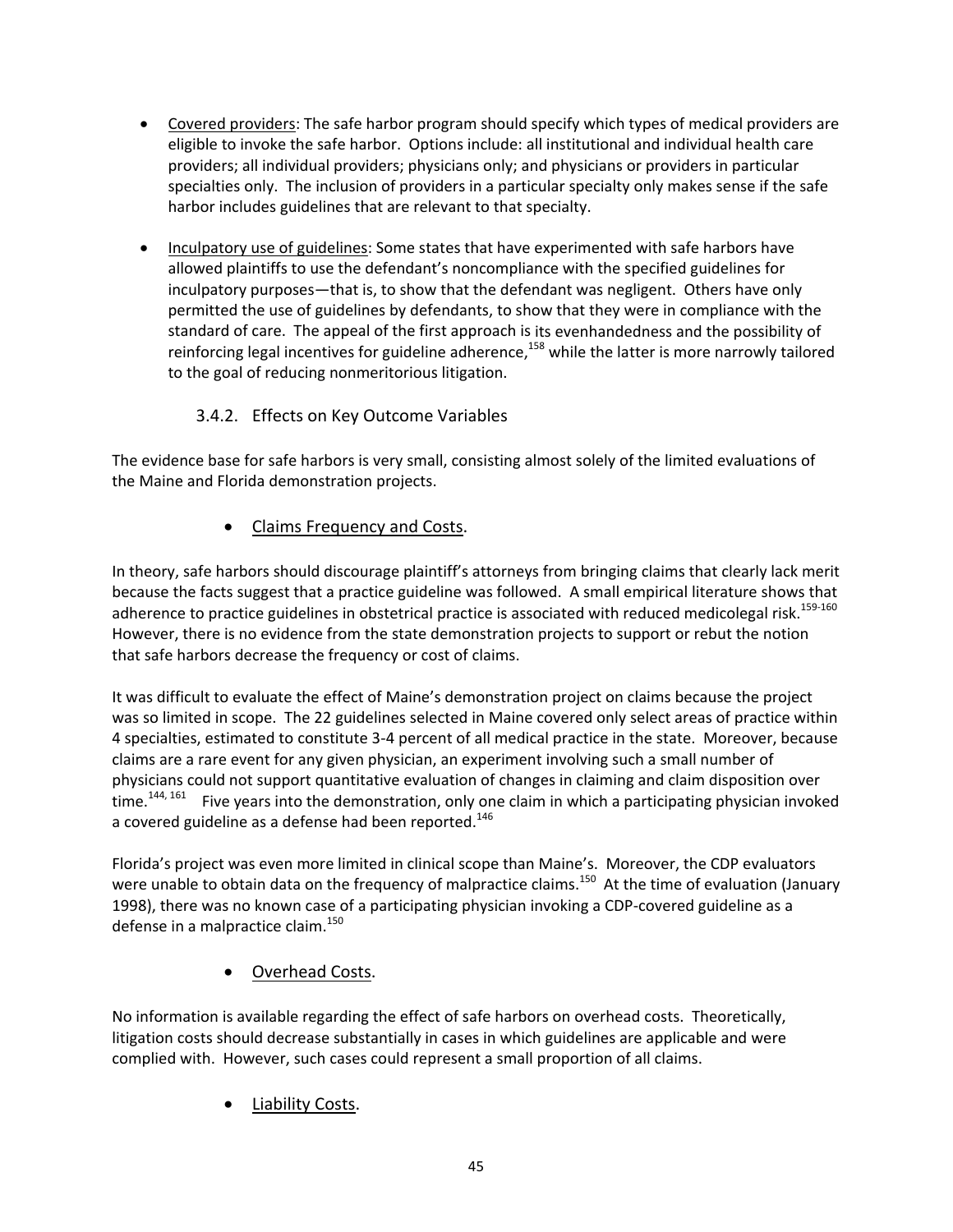- Covered providers: The safe harbor program should specify which types of medical providers are eligible to invoke the safe harbor. Options include: all institutional and individual health care providers; all individual providers; physicians only; and physicians or providers in particular specialties only. The inclusion of providers in a particular specialty only makes sense if the safe harbor includes guidelines that are relevant to that specialty.

- Inculpatory use of guidelines: Some states that have experimented with safe harbors have allowed plaintiffs to use the defendant's noncompliance with the specified guidelines for inculpatory purposes—that is, to show that the defendant was negligent. Others have only permitted the use of guidelines by defendants, to show that they were in compliance with the standard of care. The appeal of the first approach is its evenhandedness and the possibility of reinforcing legal incentives for guideline adherence,[158] while the latter is more narrowly tailored to the goal of reducing nonmeritorious litigation.

### 3.4.2. Effects on Key Outcome Variables

The evidence base for safe harbors is very small, consisting almost solely of the limited evaluations of the Maine and Florida demonstration projects.

- Claims Frequency and Costs.

In theory, safe harbors should discourage plaintiff's attorneys from bringing claims that clearly lack merit because the facts suggest that a practice guideline was followed. A small empirical literature shows that adherence to practice guidelines in obstetrical practice is associated with reduced medicolegal risk.[159-160] However, there is no evidence from the state demonstration projects to support or rebut the notion that safe harbors decrease the frequency or cost of claims.

It was difficult to evaluate the effect of Maine's demonstration project on claims because the project was so limited in scope. The 22 guidelines selected in Maine covered only select areas of practice within 4 specialties, estimated to constitute 3-4 percent of all medical practice in the state. Moreover, because claims are a rare event for any given physician, an experiment involving such a small number of physicians could not support quantitative evaluation of changes in claiming and claim disposition over time.[144, 161] Five years into the demonstration, only one claim in which a participating physician invoked a covered guideline as a defense had been reported.[146]

Florida's project was even more limited in clinical scope than Maine's. Moreover, the CDP evaluators were unable to obtain data on the frequency of malpractice claims.[150] At the time of evaluation (January 1998), there was no known case of a participating physician invoking a CDP-covered guideline as a defense in a malpractice claim.[150]

- Overhead Costs.

No information is available regarding the effect of safe harbors on overhead costs. Theoretically, litigation costs should decrease substantially in cases in which guidelines are applicable and were complied with. However, such cases could represent a small proportion of all claims.

- Liability Costs.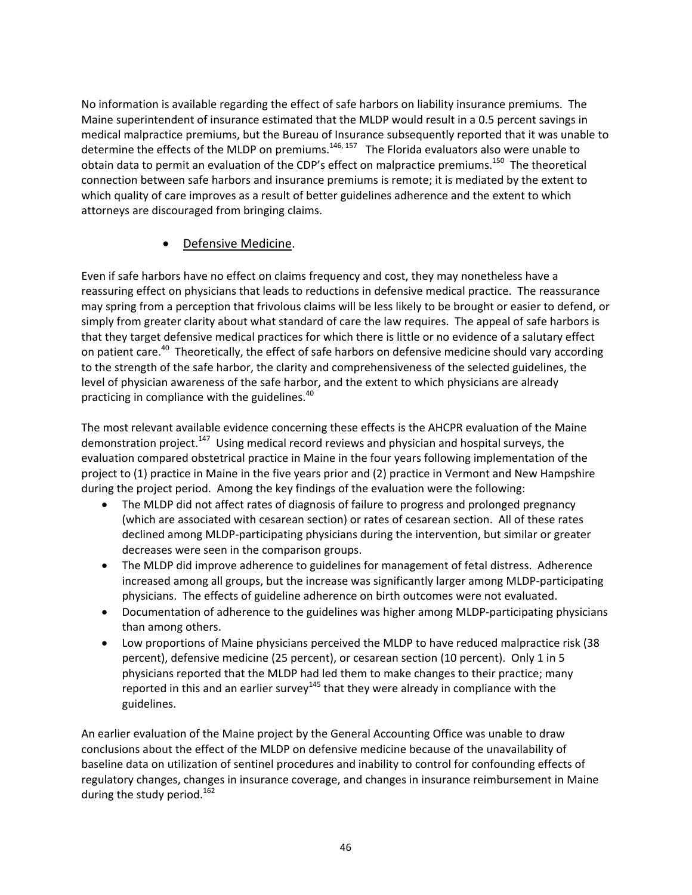No information is available regarding the effect of safe harbors on liability insurance premiums. The Maine superintendent of insurance estimated that the MLDP would result in a 0.5 percent savings in medical malpractice premiums, but the Bureau of Insurance subsequently reported that it was unable to determine the effects of the MLDP on premiums.[146, 157] The Florida evaluators also were unable to obtain data to permit an evaluation of the CDP's effect on malpractice premiums.[150] The theoretical connection between safe harbors and insurance premiums is remote; it is mediated by the extent to which quality of care improves as a result of better guidelines adherence and the extent to which attorneys are discouraged from bringing claims.

- Defensive Medicine.

Even if safe harbors have no effect on claims frequency and cost, they may nonetheless have a reassuring effect on physicians that leads to reductions in defensive medical practice. The reassurance may spring from a perception that frivolous claims will be less likely to be brought or easier to defend, or simply from greater clarity about what standard of care the law requires. The appeal of safe harbors is that they target defensive medical practices for which there is little or no evidence of a salutary effect on patient care.[40] Theoretically, the effect of safe harbors on defensive medicine should vary according to the strength of the safe harbor, the clarity and comprehensiveness of the selected guidelines, the level of physician awareness of the safe harbor, and the extent to which physicians are already practicing in compliance with the guidelines.[40]

The most relevant available evidence concerning these effects is the AHCPR evaluation of the Maine demonstration project.[147] Using medical record reviews and physician and hospital surveys, the evaluation compared obstetrical practice in Maine in the four years following implementation of the project to (1) practice in Maine in the five years prior and (2) practice in Vermont and New Hampshire during the project period. Among the key findings of the evaluation were the following:

- The MLDP did not affect rates of diagnosis of failure to progress and prolonged pregnancy (which are associated with cesarean section) or rates of cesarean section. All of these rates declined among MLDP-participating physicians during the intervention, but similar or greater decreases were seen in the comparison groups.
- The MLDP did improve adherence to guidelines for management of fetal distress. Adherence increased among all groups, but the increase was significantly larger among MLDP-participating physicians. The effects of guideline adherence on birth outcomes were not evaluated.
- Documentation of adherence to the guidelines was higher among MLDP-participating physicians than among others.
- Low proportions of Maine physicians perceived the MLDP to have reduced malpractice risk (38 percent), defensive medicine (25 percent), or cesarean section (10 percent). Only 1 in 5 physicians reported that the MLDP had led them to make changes to their practice; many reported in this and an earlier survey[145] that they were already in compliance with the guidelines.

An earlier evaluation of the Maine project by the General Accounting Office was unable to draw conclusions about the effect of the MLDP on defensive medicine because of the unavailability of baseline data on utilization of sentinel procedures and inability to control for confounding effects of regulatory changes, changes in insurance coverage, and changes in insurance reimbursement in Maine during the study period.[162]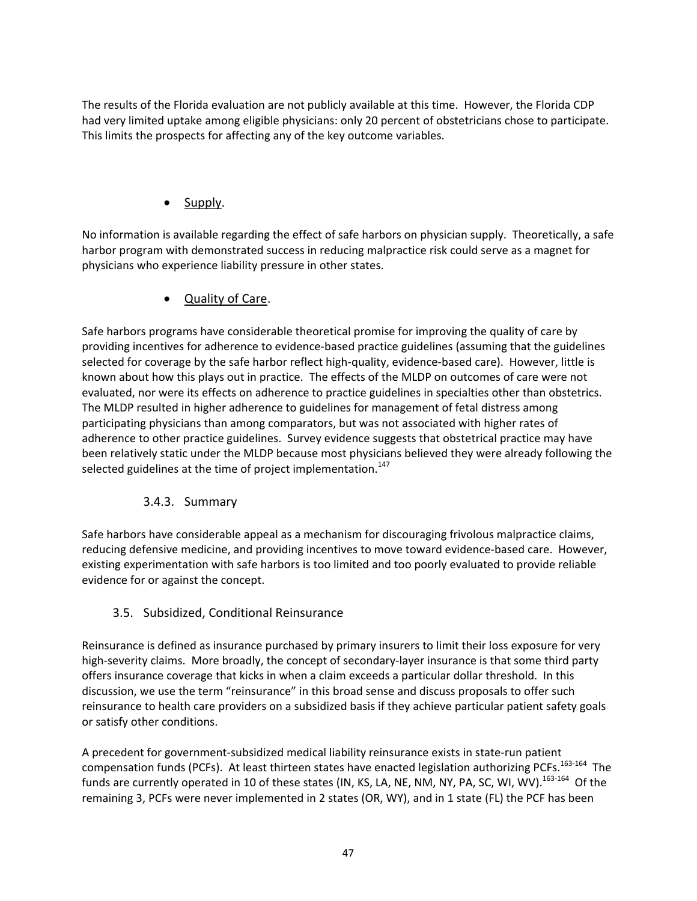The results of the Florida evaluation are not publicly available at this time. However, the Florida CDP had very limited uptake among eligible physicians: only 20 percent of obstetricians chose to participate. This limits the prospects for affecting any of the key outcome variables.

- Supply.

No information is available regarding the effect of safe harbors on physician supply. Theoretically, a safe harbor program with demonstrated success in reducing malpractice risk could serve as a magnet for physicians who experience liability pressure in other states.

- Quality of Care.

Safe harbors programs have considerable theoretical promise for improving the quality of care by providing incentives for adherence to evidence-based practice guidelines (assuming that the guidelines selected for coverage by the safe harbor reflect high-quality, evidence-based care). However, little is known about how this plays out in practice. The effects of the MLDP on outcomes of care were not evaluated, nor were its effects on adherence to practice guidelines in specialties other than obstetrics. The MLDP resulted in higher adherence to guidelines for management of fetal distress among participating physicians than among comparators, but was not associated with higher rates of adherence to other practice guidelines. Survey evidence suggests that obstetrical practice may have been relatively static under the MLDP because most physicians believed they were already following the selected guidelines at the time of project implementation.[147]

### 3.4.3. Summary

Safe harbors have considerable appeal as a mechanism for discouraging frivolous malpractice claims, reducing defensive medicine, and providing incentives to move toward evidence-based care. However, existing experimentation with safe harbors is too limited and too poorly evaluated to provide reliable evidence for or against the concept.

## 3.5. Subsidized, Conditional Reinsurance

Reinsurance is defined as insurance purchased by primary insurers to limit their loss exposure for very high-severity claims. More broadly, the concept of secondary-layer insurance is that some third party offers insurance coverage that kicks in when a claim exceeds a particular dollar threshold. In this discussion, we use the term "reinsurance" in this broad sense and discuss proposals to offer such reinsurance to health care providers on a subsidized basis if they achieve particular patient safety goals or satisfy other conditions.

A precedent for government-subsidized medical liability reinsurance exists in state-run patient compensation funds (PCFs). At least thirteen states have enacted legislation authorizing PCFs.[163-164] The funds are currently operated in 10 of these states (IN, KS, LA, NE, NM, NY, PA, SC, WI, WV).[163-164] Of the remaining 3, PCFs were never implemented in 2 states (OR, WY), and in 1 state (FL) the PCF has been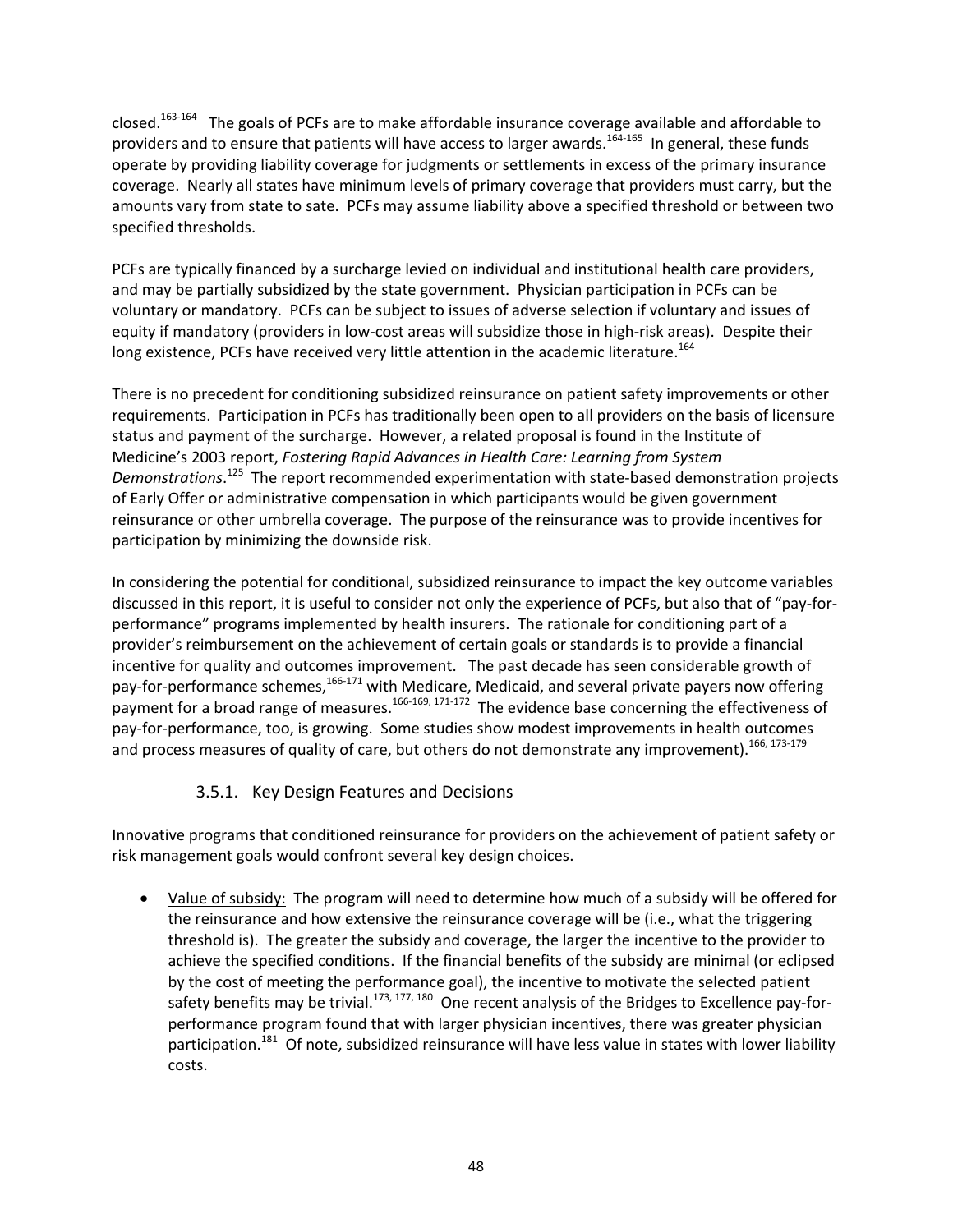closed.[163-164] The goals of PCFs are to make affordable insurance coverage available and affordable to providers and to ensure that patients will have access to larger awards.[164-165] In general, these funds operate by providing liability coverage for judgments or settlements in excess of the primary insurance coverage. Nearly all states have minimum levels of primary coverage that providers must carry, but the amounts vary from state to sate. PCFs may assume liability above a specified threshold or between two specified thresholds.

PCFs are typically financed by a surcharge levied on individual and institutional health care providers, and may be partially subsidized by the state government. Physician participation in PCFs can be voluntary or mandatory. PCFs can be subject to issues of adverse selection if voluntary and issues of equity if mandatory (providers in low-cost areas will subsidize those in high-risk areas). Despite their long existence, PCFs have received very little attention in the academic literature.[164]

There is no precedent for conditioning subsidized reinsurance on patient safety improvements or other requirements. Participation in PCFs has traditionally been open to all providers on the basis of licensure status and payment of the surcharge. However, a related proposal is found in the Institute of Medicine's 2003 report, *Fostering Rapid Advances in Health Care: Learning from System Demonstrations*.[125] The report recommended experimentation with state-based demonstration projects of Early Offer or administrative compensation in which participants would be given government reinsurance or other umbrella coverage. The purpose of the reinsurance was to provide incentives for participation by minimizing the downside risk.

In considering the potential for conditional, subsidized reinsurance to impact the key outcome variables discussed in this report, it is useful to consider not only the experience of PCFs, but also that of "pay-for-performance" programs implemented by health insurers. The rationale for conditioning part of a provider's reimbursement on the achievement of certain goals or standards is to provide a financial incentive for quality and outcomes improvement. The past decade has seen considerable growth of pay-for-performance schemes,[166-171] with Medicare, Medicaid, and several private payers now offering payment for a broad range of measures.[166-169, 171-172] The evidence base concerning the effectiveness of pay-for-performance, too, is growing. Some studies show modest improvements in health outcomes and process measures of quality of care, but others do not demonstrate any improvement).[166, 173-179]

### 3.5.1. Key Design Features and Decisions

Innovative programs that conditioned reinsurance for providers on the achievement of patient safety or risk management goals would confront several key design choices.

- Value of subsidy: The program will need to determine how much of a subsidy will be offered for the reinsurance and how extensive the reinsurance coverage will be (i.e., what the triggering threshold is). The greater the subsidy and coverage, the larger the incentive to the provider to achieve the specified conditions. If the financial benefits of the subsidy are minimal (or eclipsed by the cost of meeting the performance goal), the incentive to motivate the selected patient safety benefits may be trivial.[173, 177, 180] One recent analysis of the Bridges to Excellence pay-for-performance program found that with larger physician incentives, there was greater physician participation.[181] Of note, subsidized reinsurance will have less value in states with lower liability costs.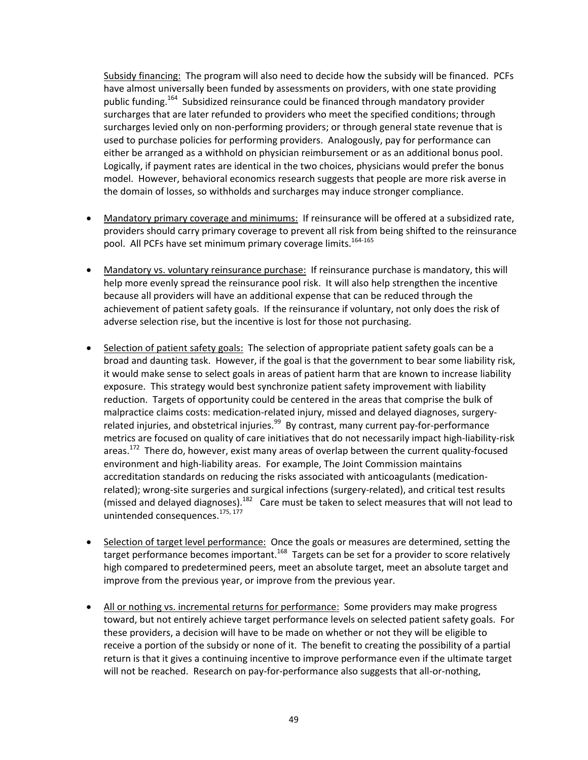Subsidy financing: The program will also need to decide how the subsidy will be financed. PCFs have almost universally been funded by assessments on providers, with one state providing public funding.[164] Subsidized reinsurance could be financed through mandatory provider surcharges that are later refunded to providers who meet the specified conditions; through surcharges levied only on non-performing providers; or through general state revenue that is used to purchase policies for performing providers. Analogously, pay for performance can either be arranged as a withhold on physician reimbursement or as an additional bonus pool. Logically, if payment rates are identical in the two choices, physicians would prefer the bonus model. However, behavioral economics research suggests that people are more risk averse in the domain of losses, so withholds and surcharges may induce stronger compliance.

- Mandatory primary coverage and minimums: If reinsurance will be offered at a subsidized rate, providers should carry primary coverage to prevent all risk from being shifted to the reinsurance pool. All PCFs have set minimum primary coverage limits.[164-165]

- Mandatory vs. voluntary reinsurance purchase: If reinsurance purchase is mandatory, this will help more evenly spread the reinsurance pool risk. It will also help strengthen the incentive because all providers will have an additional expense that can be reduced through the achievement of patient safety goals. If the reinsurance if voluntary, not only does the risk of adverse selection rise, but the incentive is lost for those not purchasing.

- Selection of patient safety goals: The selection of appropriate patient safety goals can be a broad and daunting task. However, if the goal is that the government to bear some liability risk, it would make sense to select goals in areas of patient harm that are known to increase liability exposure. This strategy would best synchronize patient safety improvement with liability reduction. Targets of opportunity could be centered in the areas that comprise the bulk of malpractice claims costs: medication-related injury, missed and delayed diagnoses, surgery-related injuries, and obstetrical injuries.[99] By contrast, many current pay-for-performance metrics are focused on quality of care initiatives that do not necessarily impact high-liability-risk areas.[172] There do, however, exist many areas of overlap between the current quality-focused environment and high-liability areas. For example, The Joint Commission maintains accreditation standards on reducing the risks associated with anticoagulants (medication-related); wrong-site surgeries and surgical infections (surgery-related), and critical test results (missed and delayed diagnoses).[182] Care must be taken to select measures that will not lead to unintended consequences.[175, 177]

- Selection of target level performance: Once the goals or measures are determined, setting the target performance becomes important.[168] Targets can be set for a provider to score relatively high compared to predetermined peers, meet an absolute target, meet an absolute target and improve from the previous year, or improve from the previous year.

- All or nothing vs. incremental returns for performance: Some providers may make progress toward, but not entirely achieve target performance levels on selected patient safety goals. For these providers, a decision will have to be made on whether or not they will be eligible to receive a portion of the subsidy or none of it. The benefit to creating the possibility of a partial return is that it gives a continuing incentive to improve performance even if the ultimate target will not be reached. Research on pay-for-performance also suggests that all-or-nothing,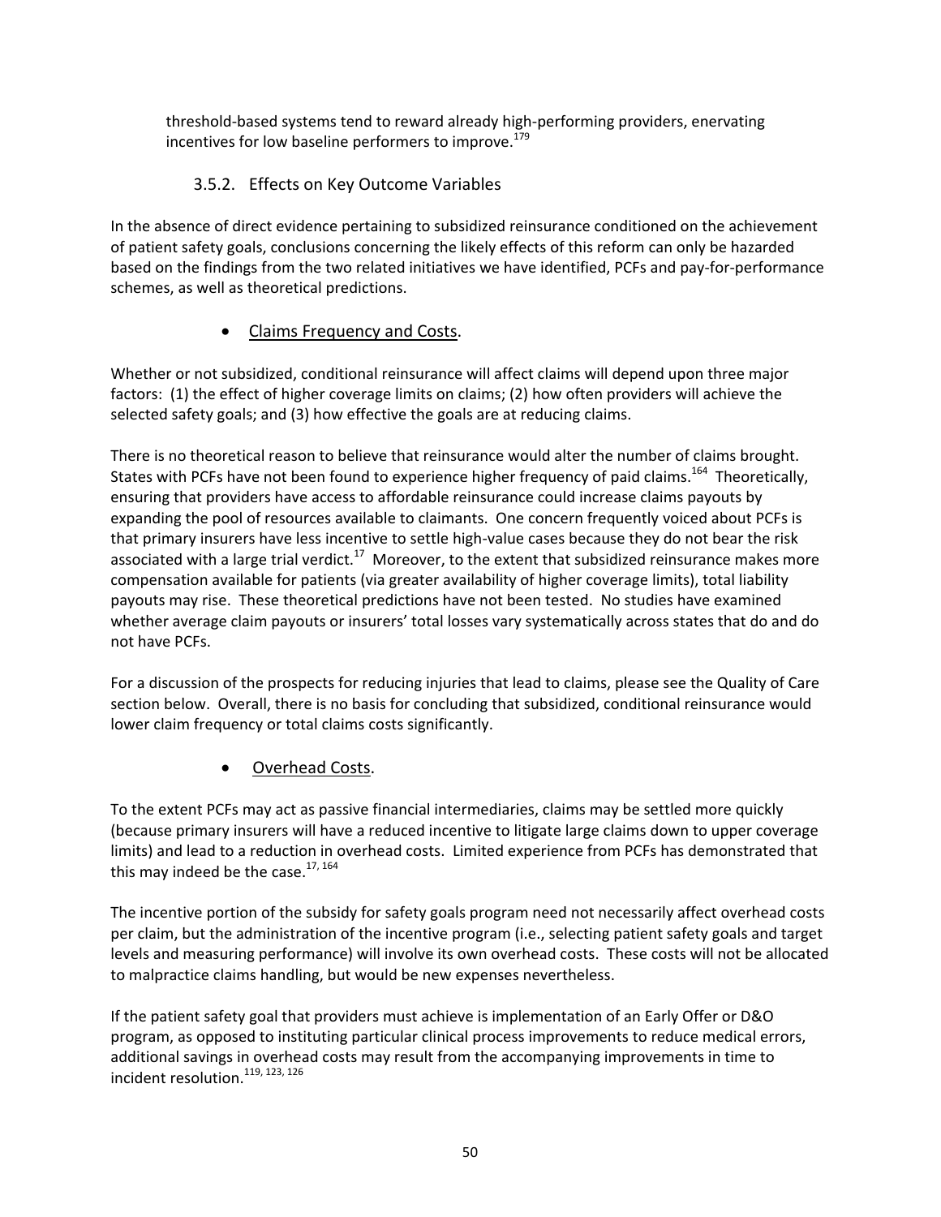threshold-based systems tend to reward already high-performing providers, enervating incentives for low baseline performers to improve.[179]

### 3.5.2. Effects on Key Outcome Variables

In the absence of direct evidence pertaining to subsidized reinsurance conditioned on the achievement of patient safety goals, conclusions concerning the likely effects of this reform can only be hazarded based on the findings from the two related initiatives we have identified, PCFs and pay-for-performance schemes, as well as theoretical predictions.

- Claims Frequency and Costs.

Whether or not subsidized, conditional reinsurance will affect claims will depend upon three major factors: (1) the effect of higher coverage limits on claims; (2) how often providers will achieve the selected safety goals; and (3) how effective the goals are at reducing claims.

There is no theoretical reason to believe that reinsurance would alter the number of claims brought. States with PCFs have not been found to experience higher frequency of paid claims.[164] Theoretically, ensuring that providers have access to affordable reinsurance could increase claims payouts by expanding the pool of resources available to claimants. One concern frequently voiced about PCFs is that primary insurers have less incentive to settle high-value cases because they do not bear the risk associated with a large trial verdict.[17] Moreover, to the extent that subsidized reinsurance makes more compensation available for patients (via greater availability of higher coverage limits), total liability payouts may rise. These theoretical predictions have not been tested. No studies have examined whether average claim payouts or insurers' total losses vary systematically across states that do and do not have PCFs.

For a discussion of the prospects for reducing injuries that lead to claims, please see the Quality of Care section below. Overall, there is no basis for concluding that subsidized, conditional reinsurance would lower claim frequency or total claims costs significantly.

- Overhead Costs.

To the extent PCFs may act as passive financial intermediaries, claims may be settled more quickly (because primary insurers will have a reduced incentive to litigate large claims down to upper coverage limits) and lead to a reduction in overhead costs. Limited experience from PCFs has demonstrated that this may indeed be the case.[17, 164]

The incentive portion of the subsidy for safety goals program need not necessarily affect overhead costs per claim, but the administration of the incentive program (i.e., selecting patient safety goals and target levels and measuring performance) will involve its own overhead costs. These costs will not be allocated to malpractice claims handling, but would be new expenses nevertheless.

If the patient safety goal that providers must achieve is implementation of an Early Offer or D&O program, as opposed to instituting particular clinical process improvements to reduce medical errors, additional savings in overhead costs may result from the accompanying improvements in time to incident resolution.[119, 123, 126]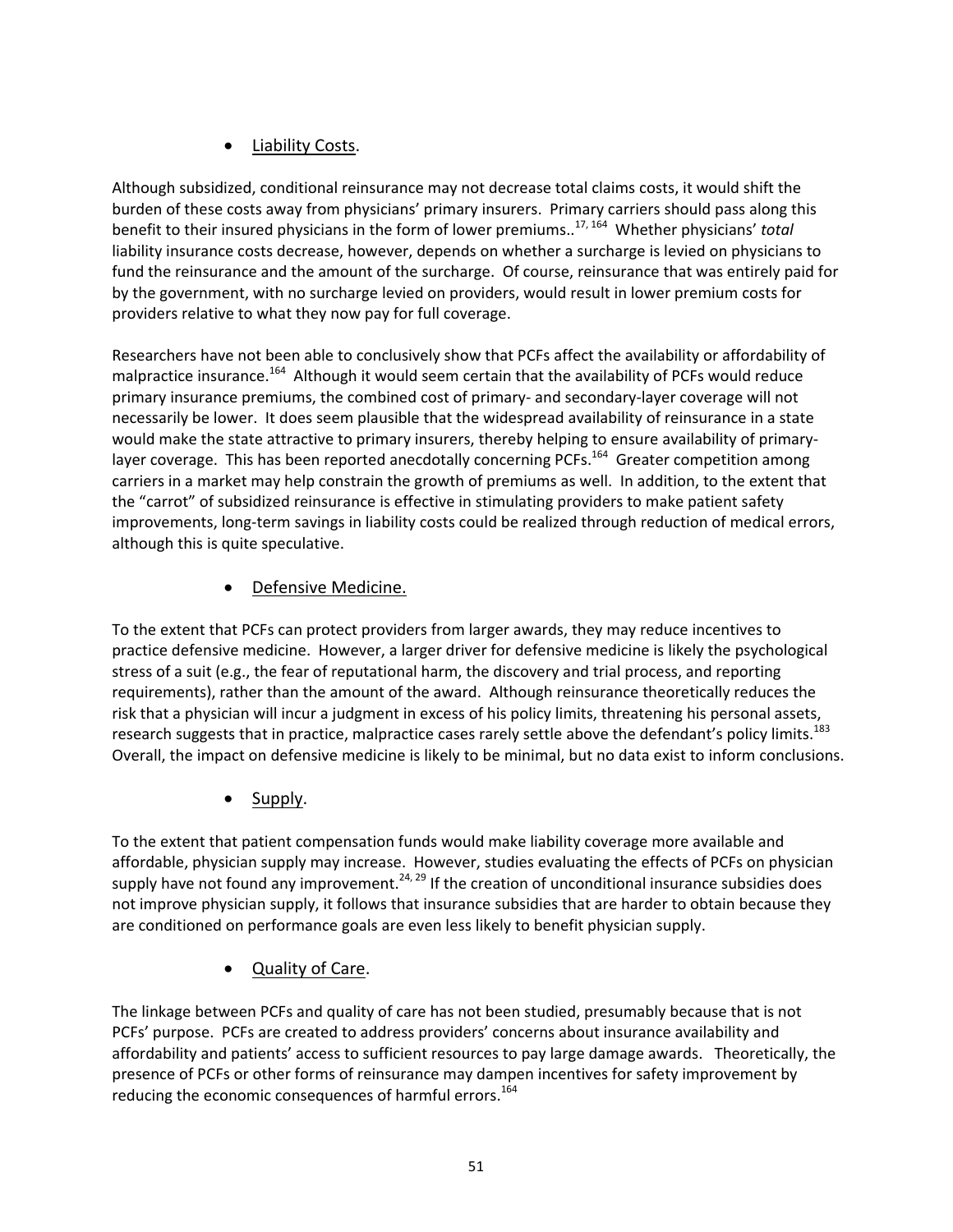- Liability Costs.

Although subsidized, conditional reinsurance may not decrease total claims costs, it would shift the burden of these costs away from physicians' primary insurers. Primary carriers should pass along this benefit to their insured physicians in the form of lower premiums..[17, 164] Whether physicians' *total* liability insurance costs decrease, however, depends on whether a surcharge is levied on physicians to fund the reinsurance and the amount of the surcharge. Of course, reinsurance that was entirely paid for by the government, with no surcharge levied on providers, would result in lower premium costs for providers relative to what they now pay for full coverage.

Researchers have not been able to conclusively show that PCFs affect the availability or affordability of malpractice insurance.[164] Although it would seem certain that the availability of PCFs would reduce primary insurance premiums, the combined cost of primary- and secondary-layer coverage will not necessarily be lower. It does seem plausible that the widespread availability of reinsurance in a state would make the state attractive to primary insurers, thereby helping to ensure availability of primary-layer coverage. This has been reported anecdotally concerning PCFs.[164] Greater competition among carriers in a market may help constrain the growth of premiums as well. In addition, to the extent that the "carrot" of subsidized reinsurance is effective in stimulating providers to make patient safety improvements, long-term savings in liability costs could be realized through reduction of medical errors, although this is quite speculative.

- Defensive Medicine.

To the extent that PCFs can protect providers from larger awards, they may reduce incentives to practice defensive medicine. However, a larger driver for defensive medicine is likely the psychological stress of a suit (e.g., the fear of reputational harm, the discovery and trial process, and reporting requirements), rather than the amount of the award. Although reinsurance theoretically reduces the risk that a physician will incur a judgment in excess of his policy limits, threatening his personal assets, research suggests that in practice, malpractice cases rarely settle above the defendant's policy limits.[183] Overall, the impact on defensive medicine is likely to be minimal, but no data exist to inform conclusions.

- Supply.

To the extent that patient compensation funds would make liability coverage more available and affordable, physician supply may increase. However, studies evaluating the effects of PCFs on physician supply have not found any improvement.[24, 29] If the creation of unconditional insurance subsidies does not improve physician supply, it follows that insurance subsidies that are harder to obtain because they are conditioned on performance goals are even less likely to benefit physician supply.

- Quality of Care.

The linkage between PCFs and quality of care has not been studied, presumably because that is not PCFs' purpose. PCFs are created to address providers' concerns about insurance availability and affordability and patients' access to sufficient resources to pay large damage awards. Theoretically, the presence of PCFs or other forms of reinsurance may dampen incentives for safety improvement by reducing the economic consequences of harmful errors.[164]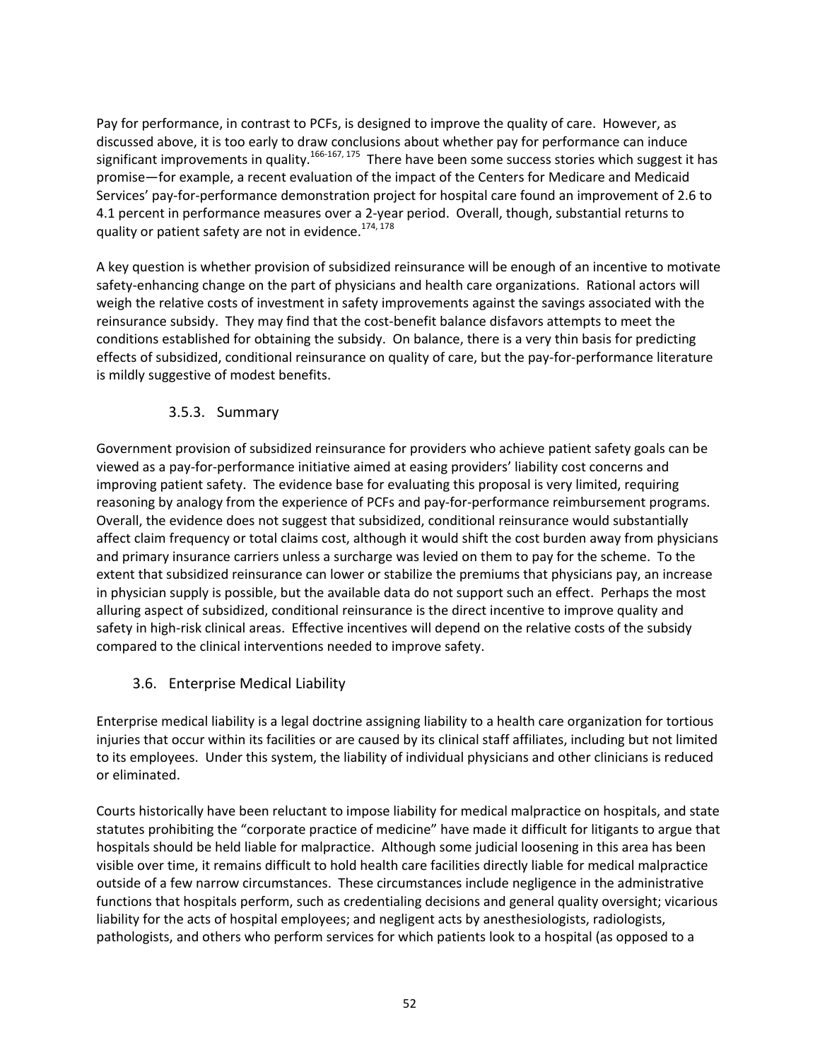Pay for performance, in contrast to PCFs, is designed to improve the quality of care. However, as discussed above, it is too early to draw conclusions about whether pay for performance can induce significant improvements in quality.[166-167, 175] There have been some success stories which suggest it has promise—for example, a recent evaluation of the impact of the Centers for Medicare and Medicaid Services' pay-for-performance demonstration project for hospital care found an improvement of 2.6 to 4.1 percent in performance measures over a 2-year period. Overall, though, substantial returns to quality or patient safety are not in evidence.[174, 178]

A key question is whether provision of subsidized reinsurance will be enough of an incentive to motivate safety-enhancing change on the part of physicians and health care organizations. Rational actors will weigh the relative costs of investment in safety improvements against the savings associated with the reinsurance subsidy. They may find that the cost-benefit balance disfavors attempts to meet the conditions established for obtaining the subsidy. On balance, there is a very thin basis for predicting effects of subsidized, conditional reinsurance on quality of care, but the pay-for-performance literature is mildly suggestive of modest benefits.

### 3.5.3. Summary

Government provision of subsidized reinsurance for providers who achieve patient safety goals can be viewed as a pay-for-performance initiative aimed at easing providers' liability cost concerns and improving patient safety. The evidence base for evaluating this proposal is very limited, requiring reasoning by analogy from the experience of PCFs and pay-for-performance reimbursement programs. Overall, the evidence does not suggest that subsidized, conditional reinsurance would substantially affect claim frequency or total claims cost, although it would shift the cost burden away from physicians and primary insurance carriers unless a surcharge was levied on them to pay for the scheme. To the extent that subsidized reinsurance can lower or stabilize the premiums that physicians pay, an increase in physician supply is possible, but the available data do not support such an effect. Perhaps the most alluring aspect of subsidized, conditional reinsurance is the direct incentive to improve quality and safety in high-risk clinical areas. Effective incentives will depend on the relative costs of the subsidy compared to the clinical interventions needed to improve safety.

## 3.6. Enterprise Medical Liability

Enterprise medical liability is a legal doctrine assigning liability to a health care organization for tortious injuries that occur within its facilities or are caused by its clinical staff affiliates, including but not limited to its employees. Under this system, the liability of individual physicians and other clinicians is reduced or eliminated.

Courts historically have been reluctant to impose liability for medical malpractice on hospitals, and state statutes prohibiting the "corporate practice of medicine" have made it difficult for litigants to argue that hospitals should be held liable for malpractice. Although some judicial loosening in this area has been visible over time, it remains difficult to hold health care facilities directly liable for medical malpractice outside of a few narrow circumstances. These circumstances include negligence in the administrative functions that hospitals perform, such as credentialing decisions and general quality oversight; vicarious liability for the acts of hospital employees; and negligent acts by anesthesiologists, radiologists, pathologists, and others who perform services for which patients look to a hospital (as opposed to a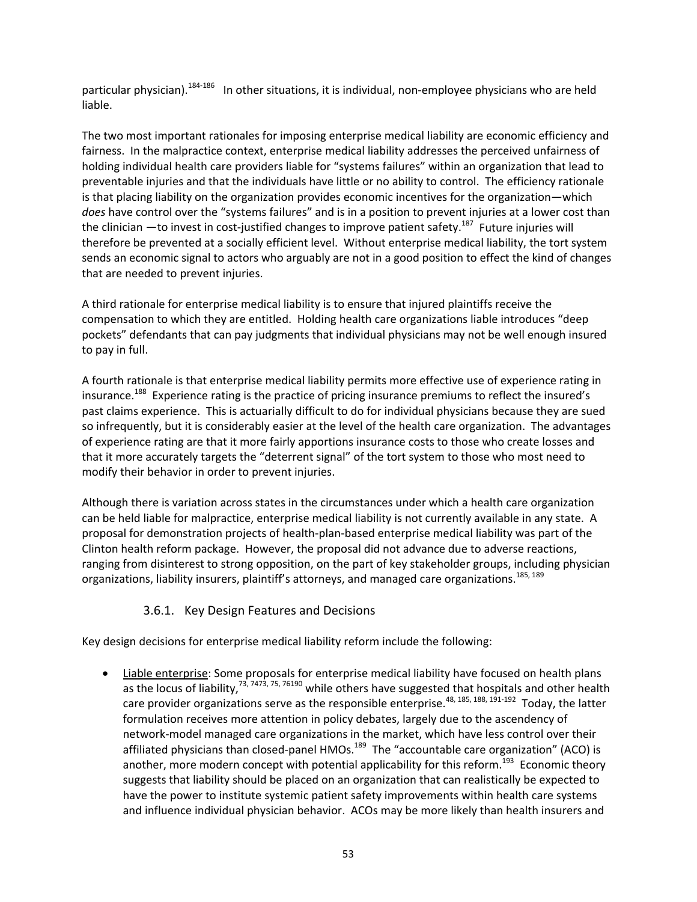particular physician).[184-186] In other situations, it is individual, non-employee physicians who are held liable.

The two most important rationales for imposing enterprise medical liability are economic efficiency and fairness. In the malpractice context, enterprise medical liability addresses the perceived unfairness of holding individual health care providers liable for "systems failures" within an organization that lead to preventable injuries and that the individuals have little or no ability to control. The efficiency rationale is that placing liability on the organization provides economic incentives for the organization—which *does* have control over the "systems failures" and is in a position to prevent injuries at a lower cost than the clinician —to invest in cost-justified changes to improve patient safety.[187] Future injuries will therefore be prevented at a socially efficient level. Without enterprise medical liability, the tort system sends an economic signal to actors who arguably are not in a good position to effect the kind of changes that are needed to prevent injuries.

A third rationale for enterprise medical liability is to ensure that injured plaintiffs receive the compensation to which they are entitled. Holding health care organizations liable introduces "deep pockets" defendants that can pay judgments that individual physicians may not be well enough insured to pay in full.

A fourth rationale is that enterprise medical liability permits more effective use of experience rating in insurance.[188] Experience rating is the practice of pricing insurance premiums to reflect the insured's past claims experience. This is actuarially difficult to do for individual physicians because they are sued so infrequently, but it is considerably easier at the level of the health care organization. The advantages of experience rating are that it more fairly apportions insurance costs to those who create losses and that it more accurately targets the "deterrent signal" of the tort system to those who most need to modify their behavior in order to prevent injuries.

Although there is variation across states in the circumstances under which a health care organization can be held liable for malpractice, enterprise medical liability is not currently available in any state. A proposal for demonstration projects of health-plan-based enterprise medical liability was part of the Clinton health reform package. However, the proposal did not advance due to adverse reactions, ranging from disinterest to strong opposition, on the part of key stakeholder groups, including physician organizations, liability insurers, plaintiff's attorneys, and managed care organizations.[185, 189]

### 3.6.1. Key Design Features and Decisions

Key design decisions for enterprise medical liability reform include the following:

- Liable enterprise: Some proposals for enterprise medical liability have focused on health plans as the locus of liability,[73, 7473, 75, 76190] while others have suggested that hospitals and other health care provider organizations serve as the responsible enterprise.[48, 185, 188, 191-192] Today, the latter formulation receives more attention in policy debates, largely due to the ascendency of network-model managed care organizations in the market, which have less control over their affiliated physicians than closed-panel HMOs.[189] The "accountable care organization" (ACO) is another, more modern concept with potential applicability for this reform.[193] Economic theory suggests that liability should be placed on an organization that can realistically be expected to have the power to institute systemic patient safety improvements within health care systems and influence individual physician behavior. ACOs may be more likely than health insurers and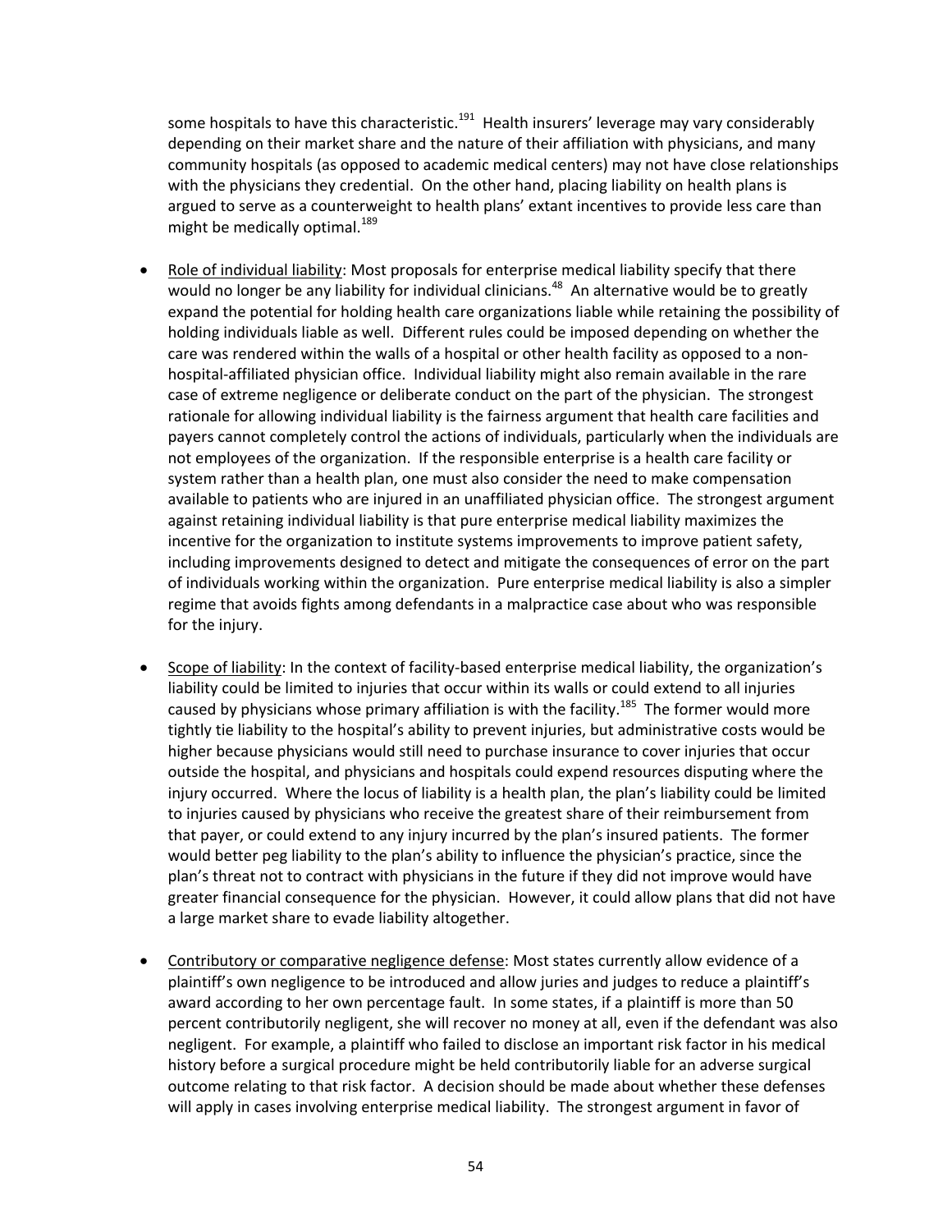some hospitals to have this characteristic.[191] Health insurers' leverage may vary considerably depending on their market share and the nature of their affiliation with physicians, and many community hospitals (as opposed to academic medical centers) may not have close relationships with the physicians they credential. On the other hand, placing liability on health plans is argued to serve as a counterweight to health plans' extant incentives to provide less care than might be medically optimal.[189]

- Role of individual liability: Most proposals for enterprise medical liability specify that there would no longer be any liability for individual clinicians.[48] An alternative would be to greatly expand the potential for holding health care organizations liable while retaining the possibility of holding individuals liable as well. Different rules could be imposed depending on whether the care was rendered within the walls of a hospital or other health facility as opposed to a non-hospital-affiliated physician office. Individual liability might also remain available in the rare case of extreme negligence or deliberate conduct on the part of the physician. The strongest rationale for allowing individual liability is the fairness argument that health care facilities and payers cannot completely control the actions of individuals, particularly when the individuals are not employees of the organization. If the responsible enterprise is a health care facility or system rather than a health plan, one must also consider the need to make compensation available to patients who are injured in an unaffiliated physician office. The strongest argument against retaining individual liability is that pure enterprise medical liability maximizes the incentive for the organization to institute systems improvements to improve patient safety, including improvements designed to detect and mitigate the consequences of error on the part of individuals working within the organization. Pure enterprise medical liability is also a simpler regime that avoids fights among defendants in a malpractice case about who was responsible for the injury.

- Scope of liability: In the context of facility-based enterprise medical liability, the organization's liability could be limited to injuries that occur within its walls or could extend to all injuries caused by physicians whose primary affiliation is with the facility.[185] The former would more tightly tie liability to the hospital's ability to prevent injuries, but administrative costs would be higher because physicians would still need to purchase insurance to cover injuries that occur outside the hospital, and physicians and hospitals could expend resources disputing where the injury occurred. Where the locus of liability is a health plan, the plan's liability could be limited to injuries caused by physicians who receive the greatest share of their reimbursement from that payer, or could extend to any injury incurred by the plan's insured patients. The former would better peg liability to the plan's ability to influence the physician's practice, since the plan's threat not to contract with physicians in the future if they did not improve would have greater financial consequence for the physician. However, it could allow plans that did not have a large market share to evade liability altogether.

- Contributory or comparative negligence defense: Most states currently allow evidence of a plaintiff's own negligence to be introduced and allow juries and judges to reduce a plaintiff's award according to her own percentage fault. In some states, if a plaintiff is more than 50 percent contributorily negligent, she will recover no money at all, even if the defendant was also negligent. For example, a plaintiff who failed to disclose an important risk factor in his medical history before a surgical procedure might be held contributorily liable for an adverse surgical outcome relating to that risk factor. A decision should be made about whether these defenses will apply in cases involving enterprise medical liability. The strongest argument in favor of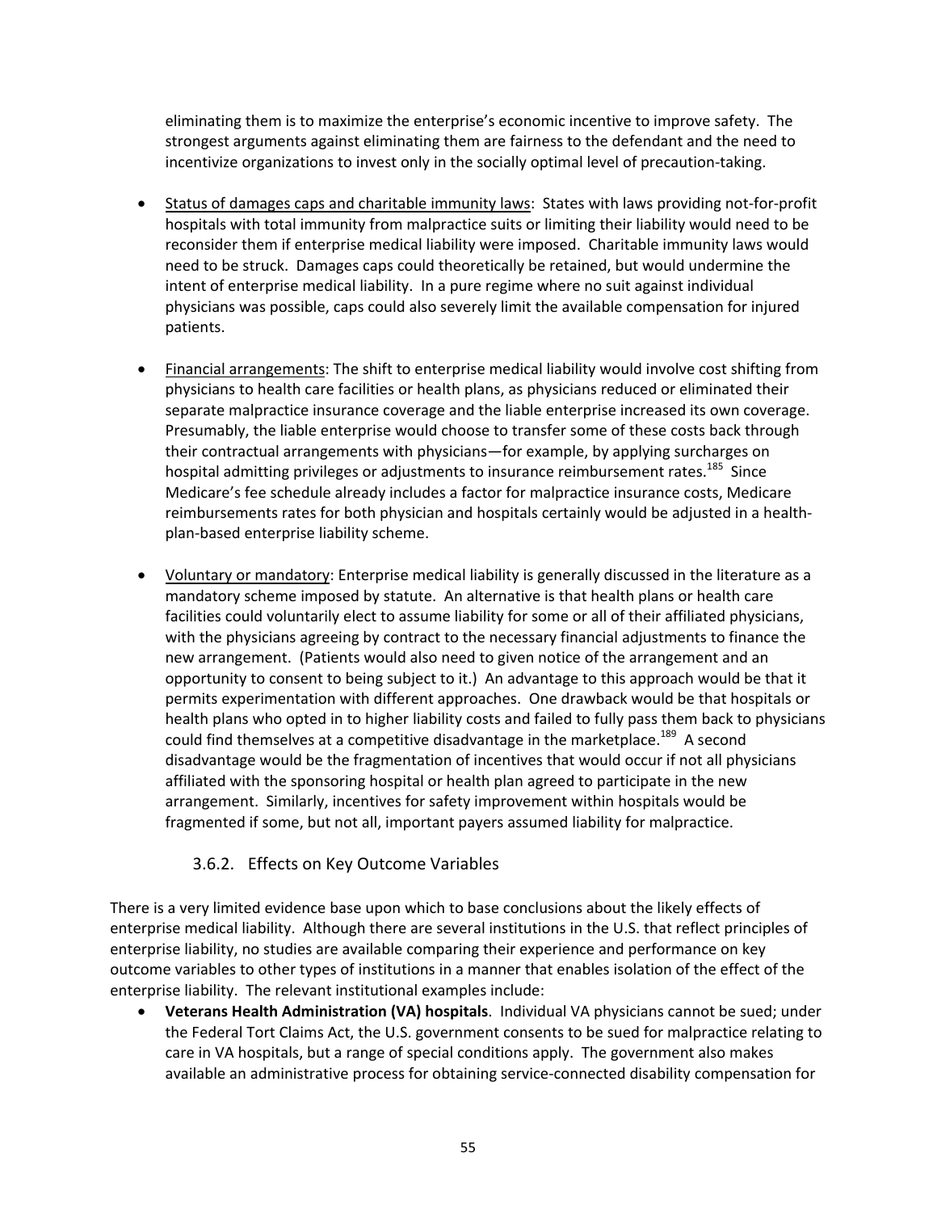eliminating them is to maximize the enterprise's economic incentive to improve safety. The strongest arguments against eliminating them are fairness to the defendant and the need to incentivize organizations to invest only in the socially optimal level of precaution-taking.

- Status of damages caps and charitable immunity laws: States with laws providing not-for-profit hospitals with total immunity from malpractice suits or limiting their liability would need to be reconsider them if enterprise medical liability were imposed. Charitable immunity laws would need to be struck. Damages caps could theoretically be retained, but would undermine the intent of enterprise medical liability. In a pure regime where no suit against individual physicians was possible, caps could also severely limit the available compensation for injured patients.

- Financial arrangements: The shift to enterprise medical liability would involve cost shifting from physicians to health care facilities or health plans, as physicians reduced or eliminated their separate malpractice insurance coverage and the liable enterprise increased its own coverage. Presumably, the liable enterprise would choose to transfer some of these costs back through their contractual arrangements with physicians—for example, by applying surcharges on hospital admitting privileges or adjustments to insurance reimbursement rates.[185] Since Medicare's fee schedule already includes a factor for malpractice insurance costs, Medicare reimbursements rates for both physician and hospitals certainly would be adjusted in a health-plan-based enterprise liability scheme.

- Voluntary or mandatory: Enterprise medical liability is generally discussed in the literature as a mandatory scheme imposed by statute. An alternative is that health plans or health care facilities could voluntarily elect to assume liability for some or all of their affiliated physicians, with the physicians agreeing by contract to the necessary financial adjustments to finance the new arrangement. (Patients would also need to given notice of the arrangement and an opportunity to consent to being subject to it.) An advantage to this approach would be that it permits experimentation with different approaches. One drawback would be that hospitals or health plans who opted in to higher liability costs and failed to fully pass them back to physicians could find themselves at a competitive disadvantage in the marketplace.[189] A second disadvantage would be the fragmentation of incentives that would occur if not all physicians affiliated with the sponsoring hospital or health plan agreed to participate in the new arrangement. Similarly, incentives for safety improvement within hospitals would be fragmented if some, but not all, important payers assumed liability for malpractice.

### 3.6.2. Effects on Key Outcome Variables

There is a very limited evidence base upon which to base conclusions about the likely effects of enterprise medical liability. Although there are several institutions in the U.S. that reflect principles of enterprise liability, no studies are available comparing their experience and performance on key outcome variables to other types of institutions in a manner that enables isolation of the effect of the enterprise liability. The relevant institutional examples include:

- **Veterans Health Administration (VA) hospitals**. Individual VA physicians cannot be sued; under the Federal Tort Claims Act, the U.S. government consents to be sued for malpractice relating to care in VA hospitals, but a range of special conditions apply. The government also makes available an administrative process for obtaining service-connected disability compensation for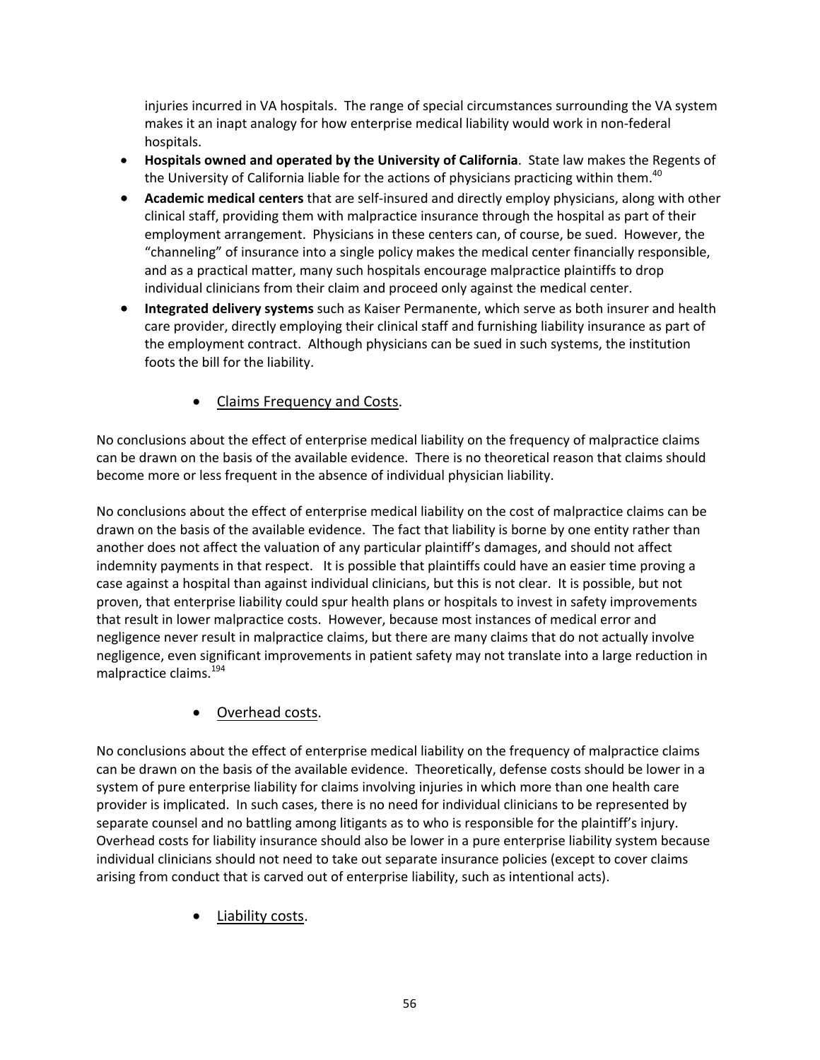injuries incurred in VA hospitals. The range of special circumstances surrounding the VA system makes it an inapt analogy for how enterprise medical liability would work in non-federal hospitals.

- **Hospitals owned and operated by the University of California**. State law makes the Regents of the University of California liable for the actions of physicians practicing within them.[40]
- **Academic medical centers** that are self-insured and directly employ physicians, along with other clinical staff, providing them with malpractice insurance through the hospital as part of their employment arrangement. Physicians in these centers can, of course, be sued. However, the "channeling" of insurance into a single policy makes the medical center financially responsible, and as a practical matter, many such hospitals encourage malpractice plaintiffs to drop individual clinicians from their claim and proceed only against the medical center.
- **Integrated delivery systems** such as Kaiser Permanente, which serve as both insurer and health care provider, directly employing their clinical staff and furnishing liability insurance as part of the employment contract. Although physicians can be sued in such systems, the institution foots the bill for the liability.

- <u>Claims Frequency and Costs</u>.

No conclusions about the effect of enterprise medical liability on the frequency of malpractice claims can be drawn on the basis of the available evidence. There is no theoretical reason that claims should become more or less frequent in the absence of individual physician liability.

No conclusions about the effect of enterprise medical liability on the cost of malpractice claims can be drawn on the basis of the available evidence. The fact that liability is borne by one entity rather than another does not affect the valuation of any particular plaintiff's damages, and should not affect indemnity payments in that respect. It is possible that plaintiffs could have an easier time proving a case against a hospital than against individual clinicians, but this is not clear. It is possible, but not proven, that enterprise liability could spur health plans or hospitals to invest in safety improvements that result in lower malpractice costs. However, because most instances of medical error and negligence never result in malpractice claims, but there are many claims that do not actually involve negligence, even significant improvements in patient safety may not translate into a large reduction in malpractice claims.[194]

- <u>Overhead costs</u>.

No conclusions about the effect of enterprise medical liability on the frequency of malpractice claims can be drawn on the basis of the available evidence. Theoretically, defense costs should be lower in a system of pure enterprise liability for claims involving injuries in which more than one health care provider is implicated. In such cases, there is no need for individual clinicians to be represented by separate counsel and no battling among litigants as to who is responsible for the plaintiff's injury. Overhead costs for liability insurance should also be lower in a pure enterprise liability system because individual clinicians should not need to take out separate insurance policies (except to cover claims arising from conduct that is carved out of enterprise liability, such as intentional acts).

- <u>Liability costs</u>.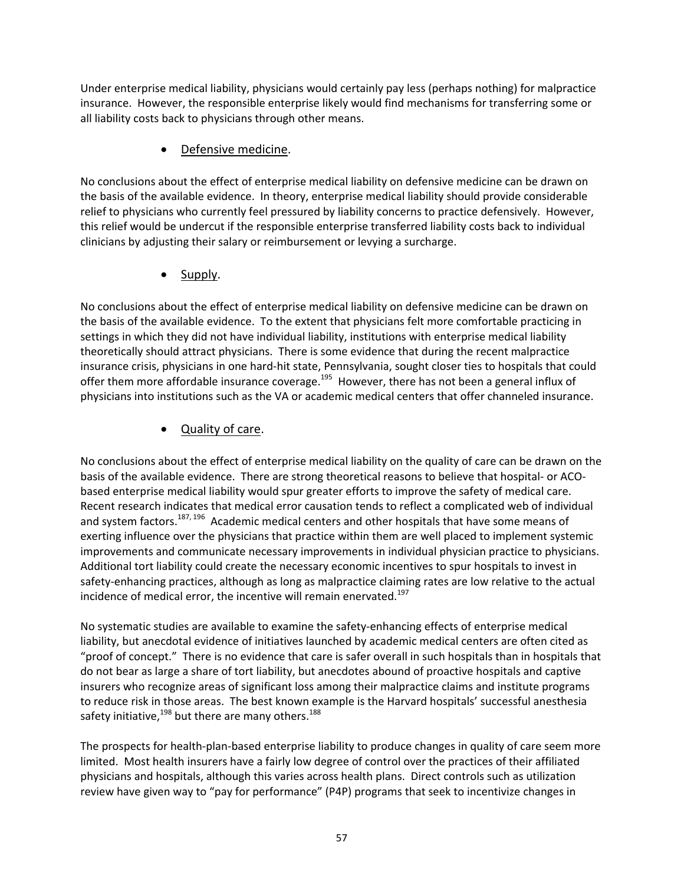Under enterprise medical liability, physicians would certainly pay less (perhaps nothing) for malpractice insurance. However, the responsible enterprise likely would find mechanisms for transferring some or all liability costs back to physicians through other means.

- Defensive medicine.

No conclusions about the effect of enterprise medical liability on defensive medicine can be drawn on the basis of the available evidence. In theory, enterprise medical liability should provide considerable relief to physicians who currently feel pressured by liability concerns to practice defensively. However, this relief would be undercut if the responsible enterprise transferred liability costs back to individual clinicians by adjusting their salary or reimbursement or levying a surcharge.

- Supply.

No conclusions about the effect of enterprise medical liability on defensive medicine can be drawn on the basis of the available evidence. To the extent that physicians felt more comfortable practicing in settings in which they did not have individual liability, institutions with enterprise medical liability theoretically should attract physicians. There is some evidence that during the recent malpractice insurance crisis, physicians in one hard-hit state, Pennsylvania, sought closer ties to hospitals that could offer them more affordable insurance coverage.[195] However, there has not been a general influx of physicians into institutions such as the VA or academic medical centers that offer channeled insurance.

- Quality of care.

No conclusions about the effect of enterprise medical liability on the quality of care can be drawn on the basis of the available evidence. There are strong theoretical reasons to believe that hospital- or ACO-based enterprise medical liability would spur greater efforts to improve the safety of medical care. Recent research indicates that medical error causation tends to reflect a complicated web of individual and system factors.[187, 196] Academic medical centers and other hospitals that have some means of exerting influence over the physicians that practice within them are well placed to implement systemic improvements and communicate necessary improvements in individual physician practice to physicians. Additional tort liability could create the necessary economic incentives to spur hospitals to invest in safety-enhancing practices, although as long as malpractice claiming rates are low relative to the actual incidence of medical error, the incentive will remain enervated.[197]

No systematic studies are available to examine the safety-enhancing effects of enterprise medical liability, but anecdotal evidence of initiatives launched by academic medical centers are often cited as "proof of concept." There is no evidence that care is safer overall in such hospitals than in hospitals that do not bear as large a share of tort liability, but anecdotes abound of proactive hospitals and captive insurers who recognize areas of significant loss among their malpractice claims and institute programs to reduce risk in those areas. The best known example is the Harvard hospitals' successful anesthesia safety initiative,[198] but there are many others.[188]

The prospects for health-plan-based enterprise liability to produce changes in quality of care seem more limited. Most health insurers have a fairly low degree of control over the practices of their affiliated physicians and hospitals, although this varies across health plans. Direct controls such as utilization review have given way to "pay for performance" (P4P) programs that seek to incentivize changes in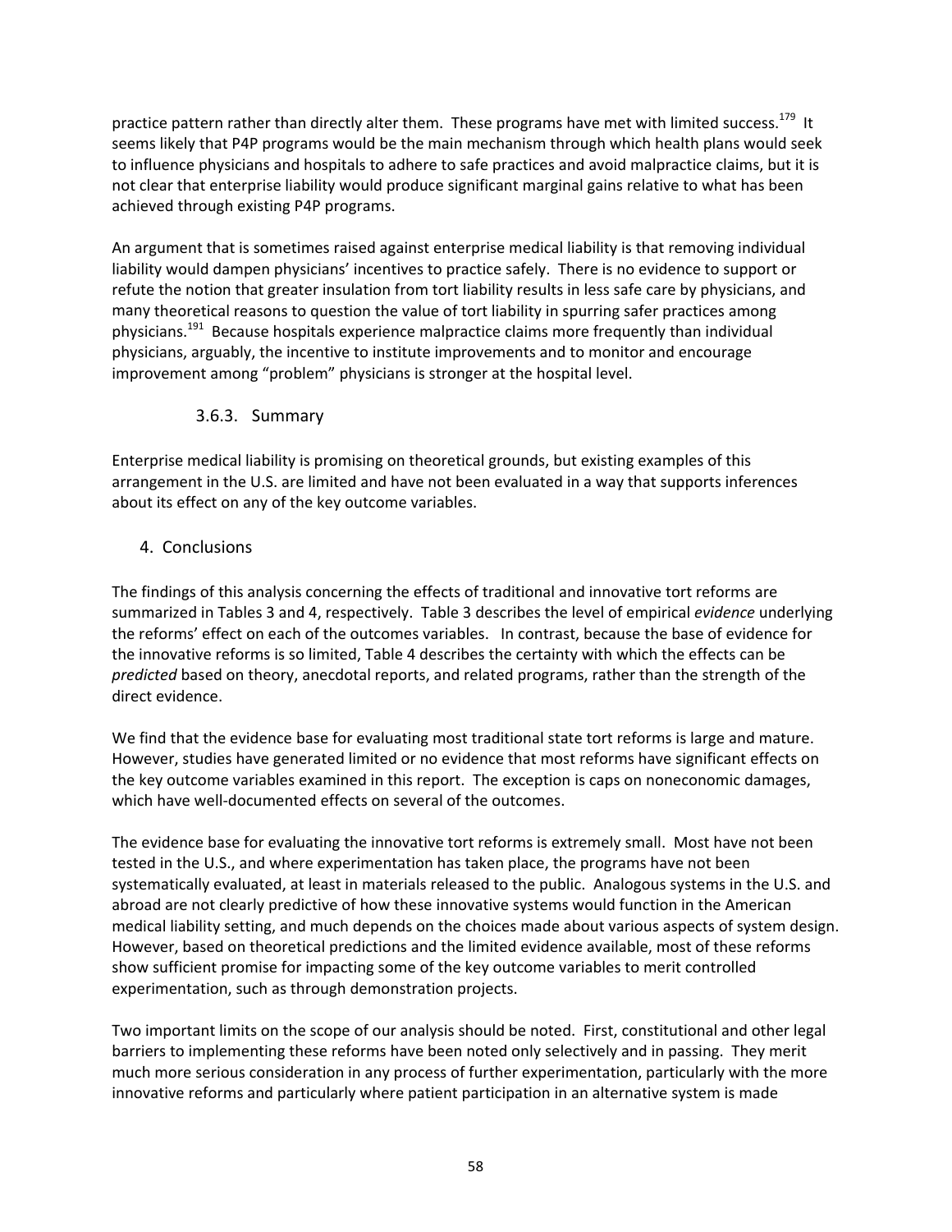practice pattern rather than directly alter them. These programs have met with limited success.[179] It seems likely that P4P programs would be the main mechanism through which health plans would seek to influence physicians and hospitals to adhere to safe practices and avoid malpractice claims, but it is not clear that enterprise liability would produce significant marginal gains relative to what has been achieved through existing P4P programs.

An argument that is sometimes raised against enterprise medical liability is that removing individual liability would dampen physicians' incentives to practice safely. There is no evidence to support or refute the notion that greater insulation from tort liability results in less safe care by physicians, and many theoretical reasons to question the value of tort liability in spurring safer practices among physicians.[191] Because hospitals experience malpractice claims more frequently than individual physicians, arguably, the incentive to institute improvements and to monitor and encourage improvement among "problem" physicians is stronger at the hospital level.

### 3.6.3. Summary

Enterprise medical liability is promising on theoretical grounds, but existing examples of this arrangement in the U.S. are limited and have not been evaluated in a way that supports inferences about its effect on any of the key outcome variables.

## 4. Conclusions

The findings of this analysis concerning the effects of traditional and innovative tort reforms are summarized in Tables 3 and 4, respectively. Table 3 describes the level of empirical *evidence* underlying the reforms' effect on each of the outcomes variables. In contrast, because the base of evidence for the innovative reforms is so limited, Table 4 describes the certainty with which the effects can be *predicted* based on theory, anecdotal reports, and related programs, rather than the strength of the direct evidence.

We find that the evidence base for evaluating most traditional state tort reforms is large and mature. However, studies have generated limited or no evidence that most reforms have significant effects on the key outcome variables examined in this report. The exception is caps on noneconomic damages, which have well-documented effects on several of the outcomes.

The evidence base for evaluating the innovative tort reforms is extremely small. Most have not been tested in the U.S., and where experimentation has taken place, the programs have not been systematically evaluated, at least in materials released to the public. Analogous systems in the U.S. and abroad are not clearly predictive of how these innovative systems would function in the American medical liability setting, and much depends on the choices made about various aspects of system design. However, based on theoretical predictions and the limited evidence available, most of these reforms show sufficient promise for impacting some of the key outcome variables to merit controlled experimentation, such as through demonstration projects.

Two important limits on the scope of our analysis should be noted. First, constitutional and other legal barriers to implementing these reforms have been noted only selectively and in passing. They merit much more serious consideration in any process of further experimentation, particularly with the more innovative reforms and particularly where patient participation in an alternative system is made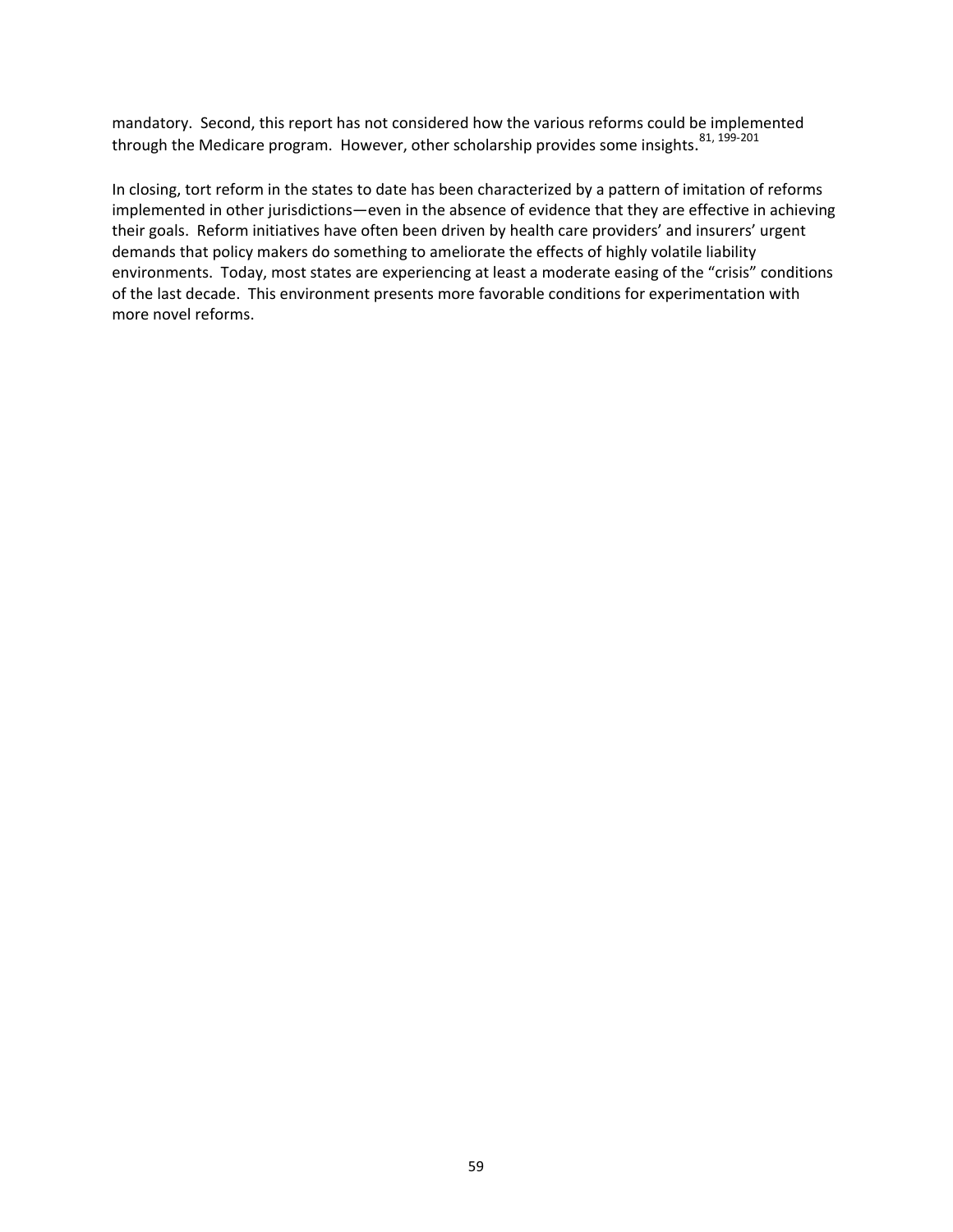mandatory. Second, this report has not considered how the various reforms could be implemented through the Medicare program. However, other scholarship provides some insights.[81, 199-201]

In closing, tort reform in the states to date has been characterized by a pattern of imitation of reforms implemented in other jurisdictions—even in the absence of evidence that they are effective in achieving their goals. Reform initiatives have often been driven by health care providers' and insurers' urgent demands that policy makers do something to ameliorate the effects of highly volatile liability environments. Today, most states are experiencing at least a moderate easing of the "crisis" conditions of the last decade. This environment presents more favorable conditions for experimentation with more novel reforms.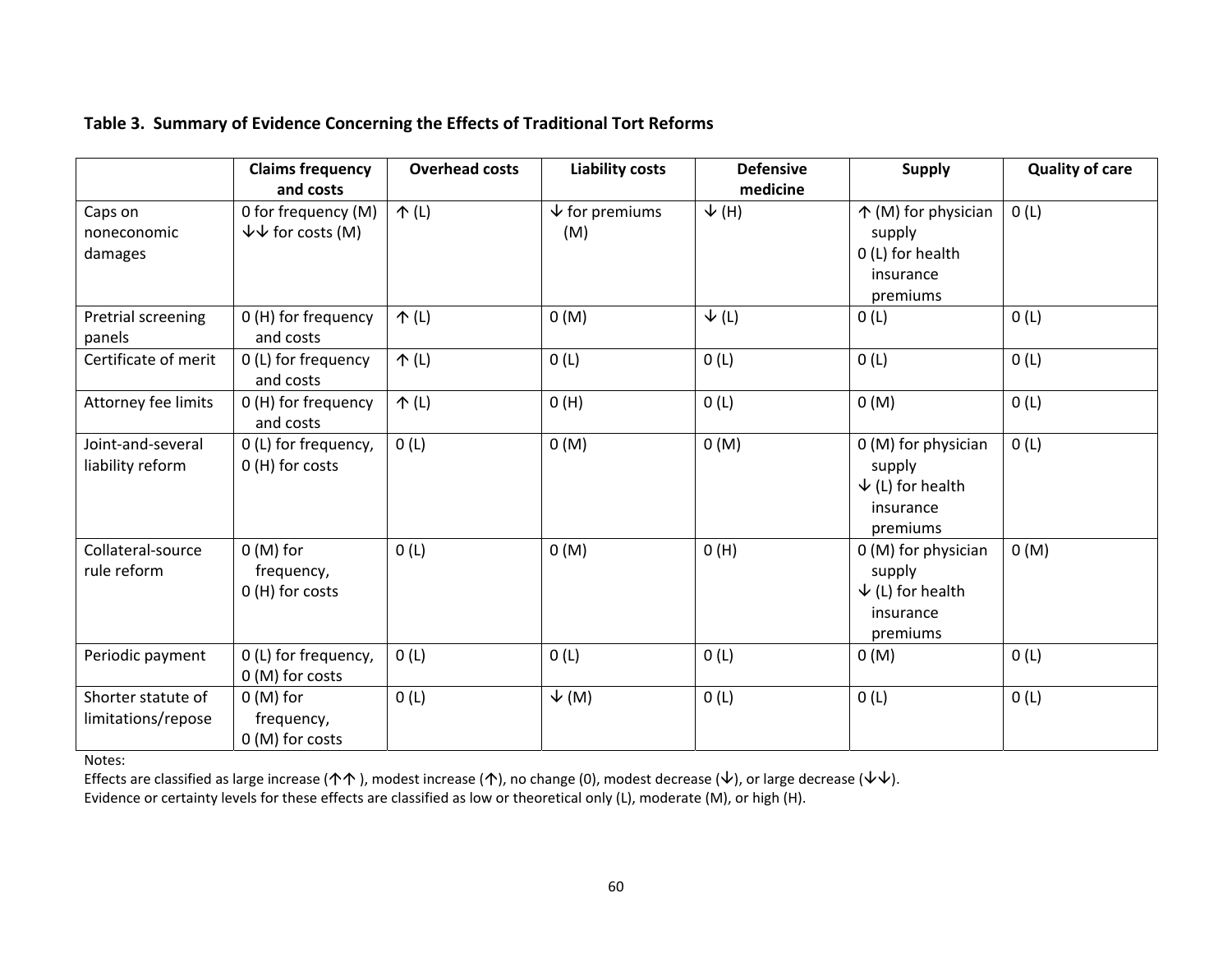**Table 3. Summary of Evidence Concerning the Effects of Traditional Tort Reforms**

| | Claims frequency and costs | Overhead costs | Liability costs | Defensive medicine | Supply | Quality of care |
|---|---|---|---|---|---|---|
| Caps on noneconomic damages | 0 for frequency (M)<br>↓↓ for costs (M) | ↑ (L) | ↓ for premiums (M) | ↓ (H) | ↑ (M) for physician supply<br>0 (L) for health insurance premiums | 0 (L) |
| Pretrial screening panels | 0 (H) for frequency and costs | ↑ (L) | 0 (M) | ↓ (L) | 0 (L) | 0 (L) |
| Certificate of merit | 0 (L) for frequency and costs | ↑ (L) | 0 (L) | 0 (L) | 0 (L) | 0 (L) |
| Attorney fee limits | 0 (H) for frequency and costs | ↑ (L) | 0 (H) | 0 (L) | 0 (M) | 0 (L) |
| Joint-and-several liability reform | 0 (L) for frequency,<br>0 (H) for costs | 0 (L) | 0 (M) | 0 (M) | 0 (M) for physician supply<br>↓ (L) for health insurance premiums | 0 (L) |
| Collateral-source rule reform | 0 (M) for frequency,<br>0 (H) for costs | 0 (L) | 0 (M) | 0 (H) | 0 (M) for physician supply<br>↓ (L) for health insurance premiums | 0 (M) |
| Periodic payment | 0 (L) for frequency,<br>0 (M) for costs | 0 (L) | 0 (L) | 0 (L) | 0 (M) | 0 (L) |
| Shorter statute of limitations/repose | 0 (M) for frequency,<br>0 (M) for costs | 0 (L) | ↓ (M) | 0 (L) | 0 (L) | 0 (L) |

Notes:

Effects are classified as large increase (↑↑ ), modest increase (↑), no change (0), modest decrease (↓), or large decrease (↓↓).

Evidence or certainty levels for these effects are classified as low or theoretical only (L), moderate (M), or high (H).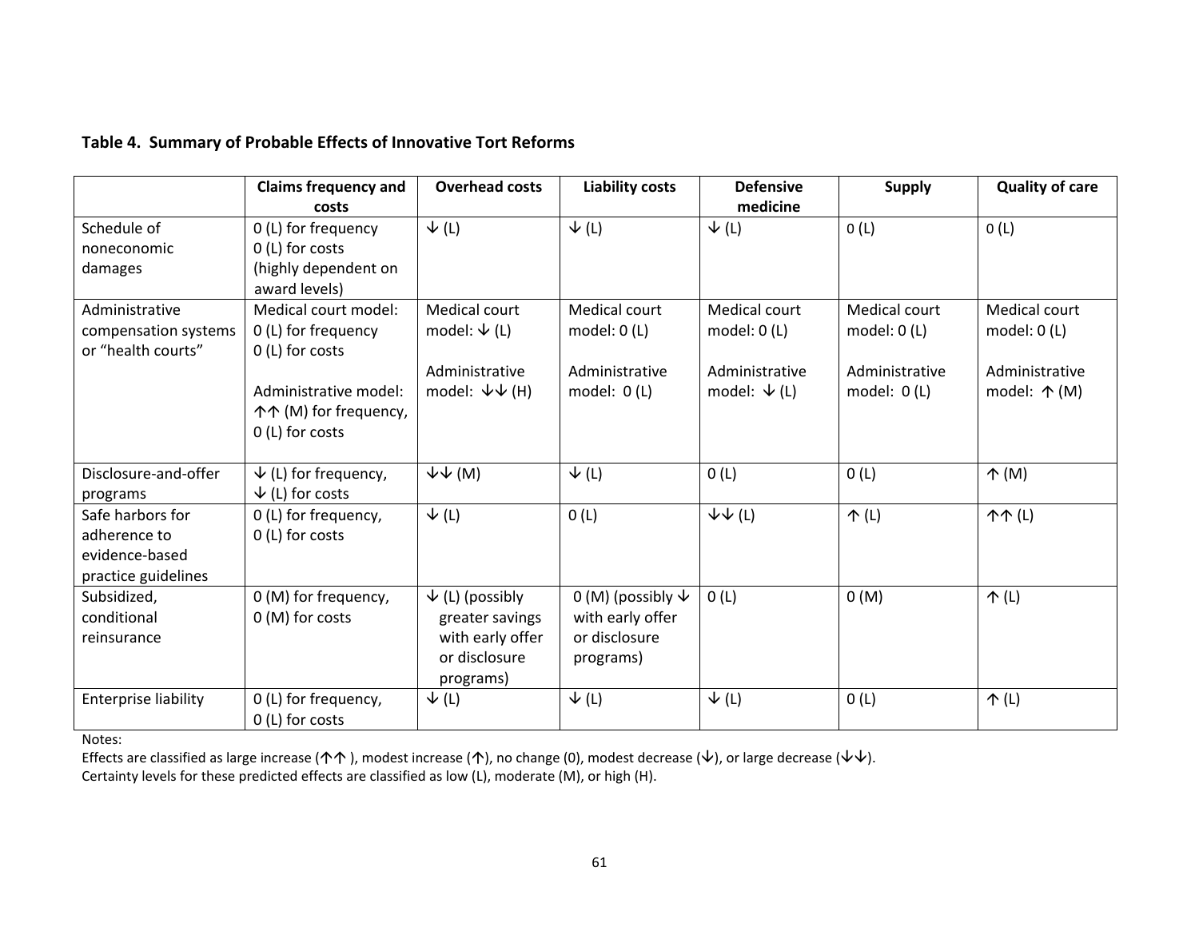**Table 4. Summary of Probable Effects of Innovative Tort Reforms**

| | Claims frequency and costs | Overhead costs | Liability costs | Defensive medicine | Supply | Quality of care |
|---|---|---|---|---|---|---|
| Schedule of noneconomic damages | 0 (L) for frequency<br>0 (L) for costs<br>(highly dependent on award levels) | ↓ (L) | ↓ (L) | ↓ (L) | 0 (L) | 0 (L) |
| Administrative compensation systems or "health courts" | Medical court model:<br>0 (L) for frequency<br>0 (L) for costs<br><br>Administrative model:<br>↑↑ (M) for frequency,<br>0 (L) for costs | Medical court model: ↓ (L)<br><br>Administrative model: ↓↓ (H) | Medical court model: 0 (L)<br><br>Administrative model: 0 (L) | Medical court model: 0 (L)<br><br>Administrative model: ↓ (L) | Medical court model: 0 (L)<br><br>Administrative model: 0 (L) | Medical court model: 0 (L)<br><br>Administrative model: ↑ (M) |
| Disclosure-and-offer programs | ↓ (L) for frequency,<br>↓ (L) for costs | ↓↓ (M) | ↓ (L) | 0 (L) | 0 (L) | ↑ (M) |
| Safe harbors for adherence to evidence-based practice guidelines | 0 (L) for frequency,<br>0 (L) for costs | ↓ (L) | 0 (L) | ↓↓ (L) | ↑ (L) | ↑↑ (L) |
| Subsidized, conditional reinsurance | 0 (M) for frequency,<br>0 (M) for costs | ↓ (L) (possibly greater savings with early offer or disclosure programs) | 0 (M) (possibly ↓ with early offer or disclosure programs) | 0 (L) | 0 (M) | ↑ (L) |
| Enterprise liability | 0 (L) for frequency,<br>0 (L) for costs | ↓ (L) | ↓ (L) | ↓ (L) | 0 (L) | ↑ (L) |

Notes:

Effects are classified as large increase (↑↑), modest increase (↑), no change (0), modest decrease (↓), or large decrease (↓↓).

Certainty levels for these predicted effects are classified as low (L), moderate (M), or high (H).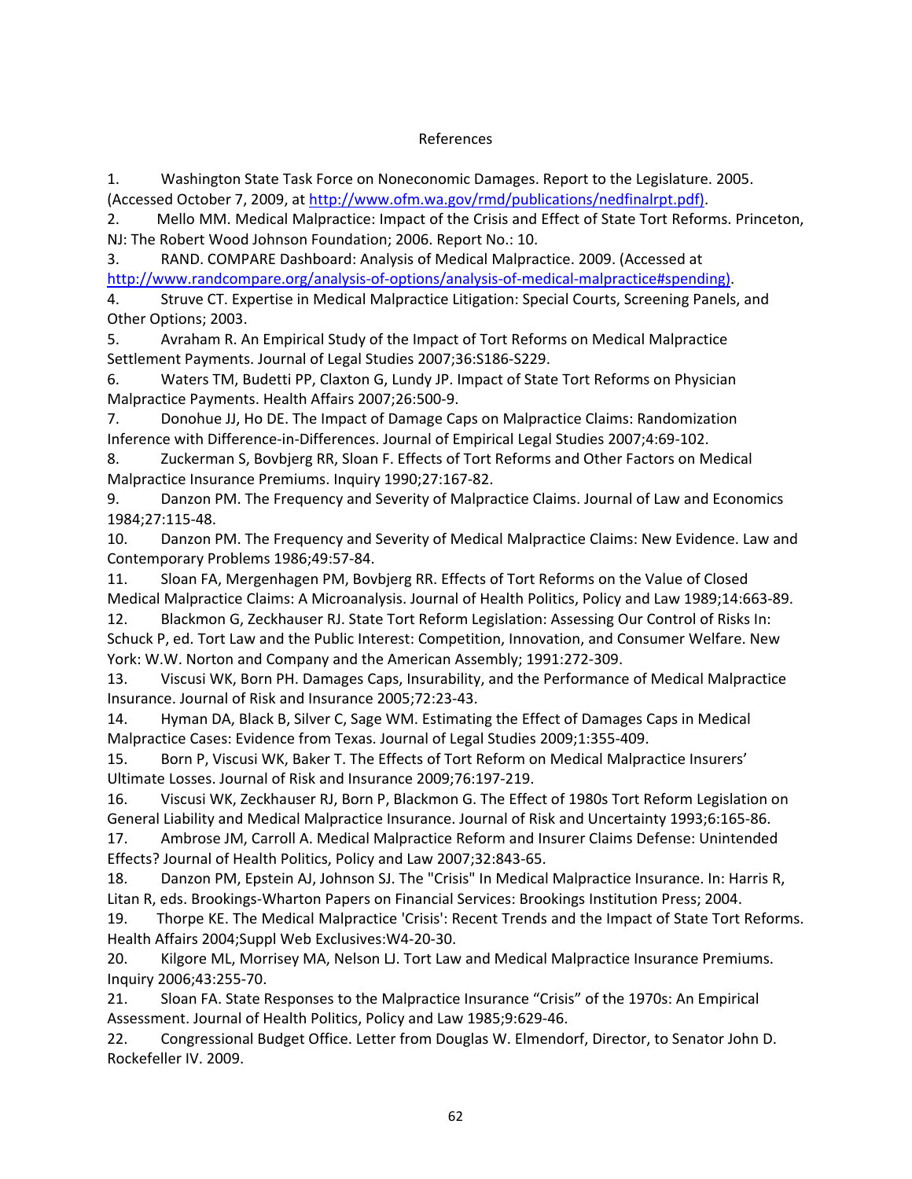# References

1. Washington State Task Force on Noneconomic Damages. Report to the Legislature. 2005. (Accessed October 7, 2009, at http://www.ofm.wa.gov/rmd/publications/nedfinalrpt.pdf).
2. Mello MM. Medical Malpractice: Impact of the Crisis and Effect of State Tort Reforms. Princeton, NJ: The Robert Wood Johnson Foundation; 2006. Report No.: 10.
3. RAND. COMPARE Dashboard: Analysis of Medical Malpractice. 2009. (Accessed at http://www.randcompare.org/analysis-of-options/analysis-of-medical-malpractice#spending).
4. Struve CT. Expertise in Medical Malpractice Litigation: Special Courts, Screening Panels, and Other Options; 2003.
5. Avraham R. An Empirical Study of the Impact of Tort Reforms on Medical Malpractice Settlement Payments. Journal of Legal Studies 2007;36:S186-S229.
6. Waters TM, Budetti PP, Claxton G, Lundy JP. Impact of State Tort Reforms on Physician Malpractice Payments. Health Affairs 2007;26:500-9.
7. Donohue JJ, Ho DE. The Impact of Damage Caps on Malpractice Claims: Randomization Inference with Difference-in-Differences. Journal of Empirical Legal Studies 2007;4:69-102.
8. Zuckerman S, Bovbjerg RR, Sloan F. Effects of Tort Reforms and Other Factors on Medical Malpractice Insurance Premiums. Inquiry 1990;27:167-82.
9. Danzon PM. The Frequency and Severity of Malpractice Claims. Journal of Law and Economics 1984;27:115-48.
10. Danzon PM. The Frequency and Severity of Medical Malpractice Claims: New Evidence. Law and Contemporary Problems 1986;49:57-84.
11. Sloan FA, Mergenhagen PM, Bovbjerg RR. Effects of Tort Reforms on the Value of Closed Medical Malpractice Claims: A Microanalysis. Journal of Health Politics, Policy and Law 1989;14:663-89.
12. Blackmon G, Zeckhauser RJ. State Tort Reform Legislation: Assessing Our Control of Risks In: Schuck P, ed. Tort Law and the Public Interest: Competition, Innovation, and Consumer Welfare. New York: W.W. Norton and Company and the American Assembly; 1991:272-309.
13. Viscusi WK, Born PH. Damages Caps, Insurability, and the Performance of Medical Malpractice Insurance. Journal of Risk and Insurance 2005;72:23-43.
14. Hyman DA, Black B, Silver C, Sage WM. Estimating the Effect of Damages Caps in Medical Malpractice Cases: Evidence from Texas. Journal of Legal Studies 2009;1:355-409.
15. Born P, Viscusi WK, Baker T. The Effects of Tort Reform on Medical Malpractice Insurers' Ultimate Losses. Journal of Risk and Insurance 2009;76:197-219.
16. Viscusi WK, Zeckhauser RJ, Born P, Blackmon G. The Effect of 1980s Tort Reform Legislation on General Liability and Medical Malpractice Insurance. Journal of Risk and Uncertainty 1993;6:165-86.
17. Ambrose JM, Carroll A. Medical Malpractice Reform and Insurer Claims Defense: Unintended Effects? Journal of Health Politics, Policy and Law 2007;32:843-65.
18. Danzon PM, Epstein AJ, Johnson SJ. The "Crisis" In Medical Malpractice Insurance. In: Harris R, Litan R, eds. Brookings-Wharton Papers on Financial Services: Brookings Institution Press; 2004.
19. Thorpe KE. The Medical Malpractice 'Crisis': Recent Trends and the Impact of State Tort Reforms. Health Affairs 2004;Suppl Web Exclusives:W4-20-30.
20. Kilgore ML, Morrisey MA, Nelson LJ. Tort Law and Medical Malpractice Insurance Premiums. Inquiry 2006;43:255-70.
21. Sloan FA. State Responses to the Malpractice Insurance "Crisis" of the 1970s: An Empirical Assessment. Journal of Health Politics, Policy and Law 1985;9:629-46.
22. Congressional Budget Office. Letter from Douglas W. Elmendorf, Director, to Senator John D. Rockefeller IV. 2009.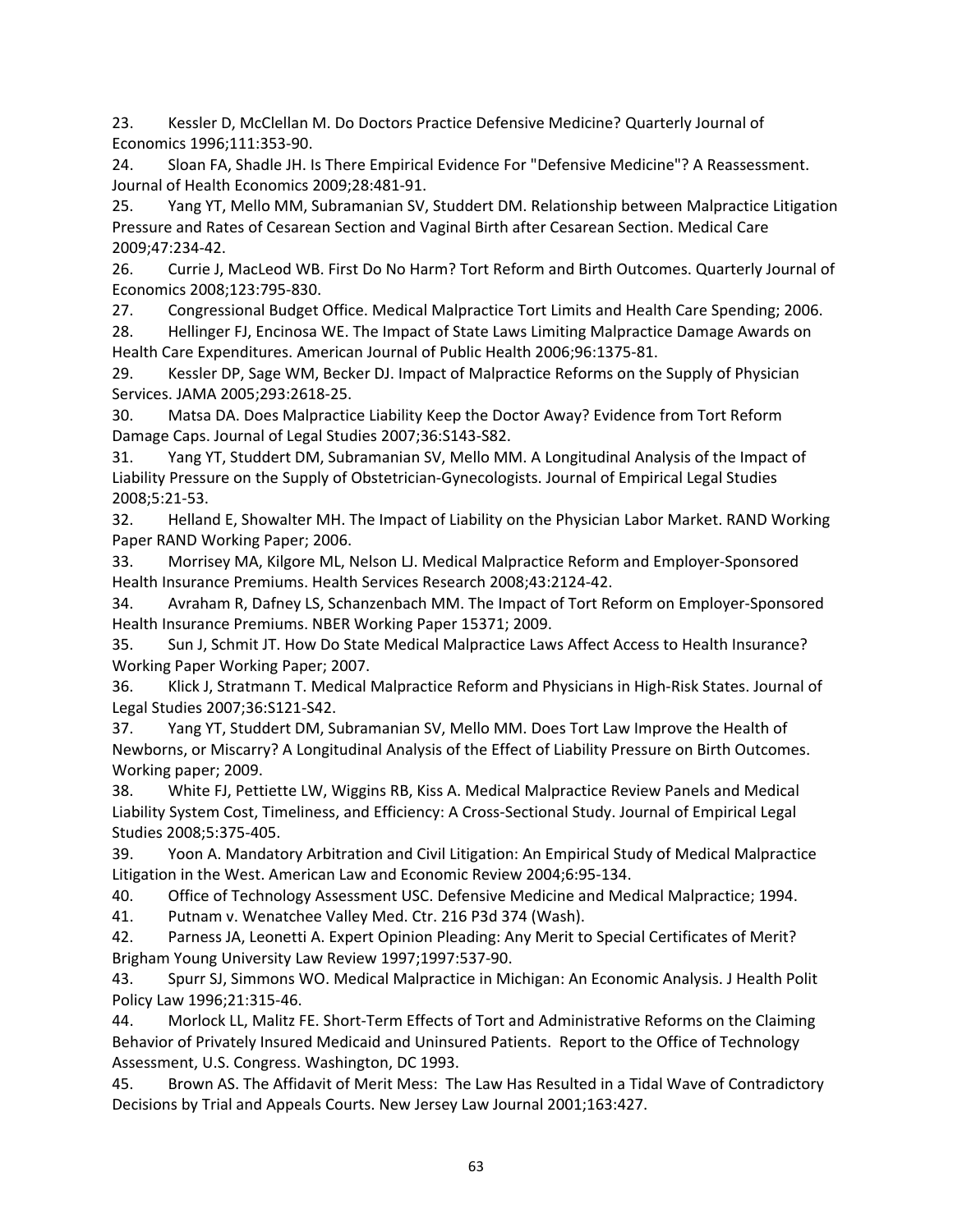23. Kessler D, McClellan M. Do Doctors Practice Defensive Medicine? Quarterly Journal of Economics 1996;111:353-90.
24. Sloan FA, Shadle JH. Is There Empirical Evidence For "Defensive Medicine"? A Reassessment. Journal of Health Economics 2009;28:481-91.
25. Yang YT, Mello MM, Subramanian SV, Studdert DM. Relationship between Malpractice Litigation Pressure and Rates of Cesarean Section and Vaginal Birth after Cesarean Section. Medical Care 2009;47:234-42.
26. Currie J, MacLeod WB. First Do No Harm? Tort Reform and Birth Outcomes. Quarterly Journal of Economics 2008;123:795-830.
27. Congressional Budget Office. Medical Malpractice Tort Limits and Health Care Spending; 2006.
28. Hellinger FJ, Encinosa WE. The Impact of State Laws Limiting Malpractice Damage Awards on Health Care Expenditures. American Journal of Public Health 2006;96:1375-81.
29. Kessler DP, Sage WM, Becker DJ. Impact of Malpractice Reforms on the Supply of Physician Services. JAMA 2005;293:2618-25.
30. Matsa DA. Does Malpractice Liability Keep the Doctor Away? Evidence from Tort Reform Damage Caps. Journal of Legal Studies 2007;36:S143-S82.
31. Yang YT, Studdert DM, Subramanian SV, Mello MM. A Longitudinal Analysis of the Impact of Liability Pressure on the Supply of Obstetrician-Gynecologists. Journal of Empirical Legal Studies 2008;5:21-53.
32. Helland E, Showalter MH. The Impact of Liability on the Physician Labor Market. RAND Working Paper RAND Working Paper; 2006.
33. Morrisey MA, Kilgore ML, Nelson LJ. Medical Malpractice Reform and Employer-Sponsored Health Insurance Premiums. Health Services Research 2008;43:2124-42.
34. Avraham R, Dafney LS, Schanzenbach MM. The Impact of Tort Reform on Employer-Sponsored Health Insurance Premiums. NBER Working Paper 15371; 2009.
35. Sun J, Schmit JT. How Do State Medical Malpractice Laws Affect Access to Health Insurance? Working Paper Working Paper; 2007.
36. Klick J, Stratmann T. Medical Malpractice Reform and Physicians in High-Risk States. Journal of Legal Studies 2007;36:S121-S42.
37. Yang YT, Studdert DM, Subramanian SV, Mello MM. Does Tort Law Improve the Health of Newborns, or Miscarry? A Longitudinal Analysis of the Effect of Liability Pressure on Birth Outcomes. Working paper; 2009.
38. White FJ, Pettiette LW, Wiggins RB, Kiss A. Medical Malpractice Review Panels and Medical Liability System Cost, Timeliness, and Efficiency: A Cross-Sectional Study. Journal of Empirical Legal Studies 2008;5:375-405.
39. Yoon A. Mandatory Arbitration and Civil Litigation: An Empirical Study of Medical Malpractice Litigation in the West. American Law and Economic Review 2004;6:95-134.
40. Office of Technology Assessment USC. Defensive Medicine and Medical Malpractice; 1994.
41. Putnam v. Wenatchee Valley Med. Ctr. 216 P3d 374 (Wash).
42. Parness JA, Leonetti A. Expert Opinion Pleading: Any Merit to Special Certificates of Merit? Brigham Young University Law Review 1997;1997:537-90.
43. Spurr SJ, Simmons WO. Medical Malpractice in Michigan: An Economic Analysis. J Health Polit Policy Law 1996;21:315-46.
44. Morlock LL, Malitz FE. Short-Term Effects of Tort and Administrative Reforms on the Claiming Behavior of Privately Insured Medicaid and Uninsured Patients. Report to the Office of Technology Assessment, U.S. Congress. Washington, DC 1993.
45. Brown AS. The Affidavit of Merit Mess: The Law Has Resulted in a Tidal Wave of Contradictory Decisions by Trial and Appeals Courts. New Jersey Law Journal 2001;163:427.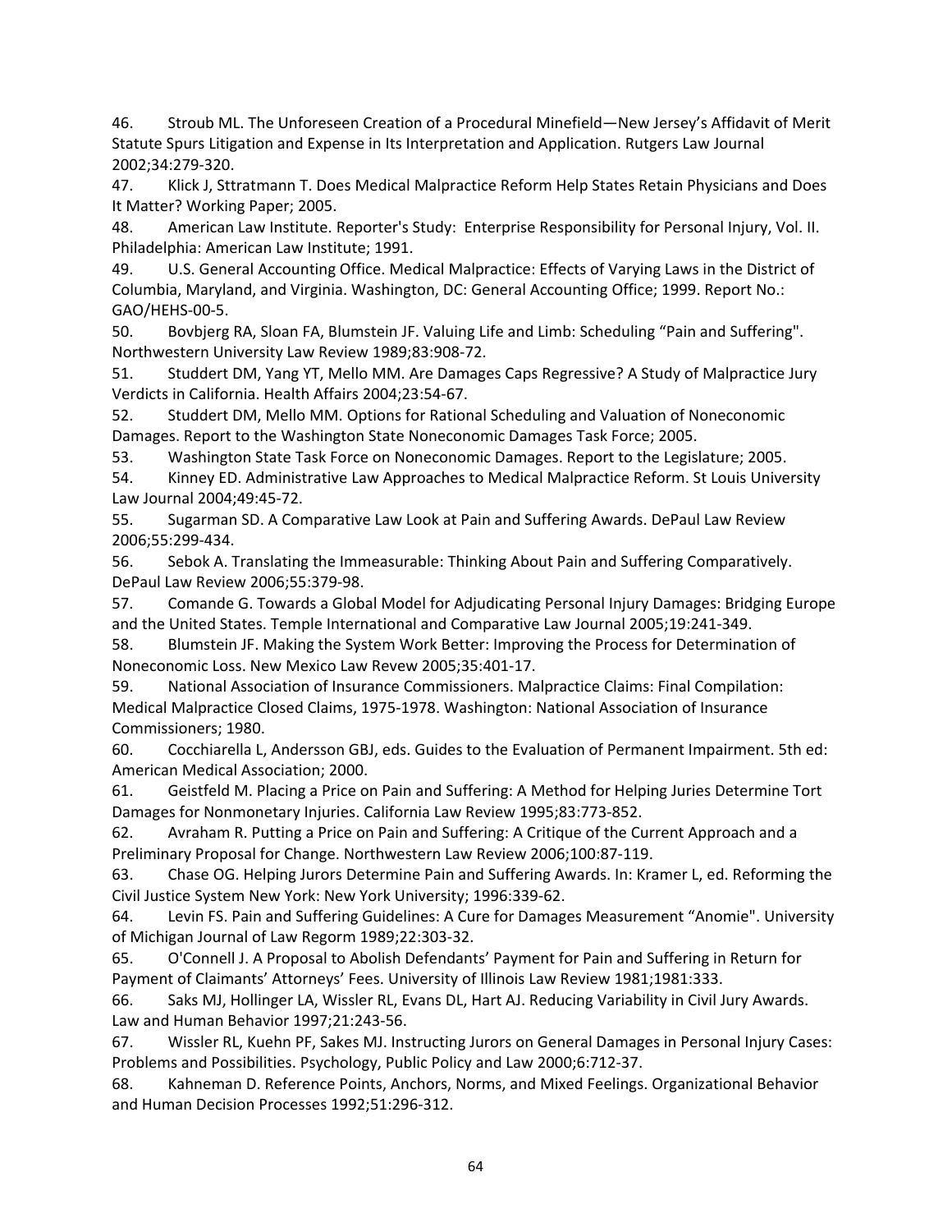46. Stroub ML. The Unforeseen Creation of a Procedural Minefield—New Jersey's Affidavit of Merit Statute Spurs Litigation and Expense in Its Interpretation and Application. Rutgers Law Journal 2002;34:279-320.

47. Klick J, Sttratmann T. Does Medical Malpractice Reform Help States Retain Physicians and Does It Matter? Working Paper; 2005.

48. American Law Institute. Reporter's Study: Enterprise Responsibility for Personal Injury, Vol. II. Philadelphia: American Law Institute; 1991.

49. U.S. General Accounting Office. Medical Malpractice: Effects of Varying Laws in the District of Columbia, Maryland, and Virginia. Washington, DC: General Accounting Office; 1999. Report No.: GAO/HEHS-00-5.

50. Bovbjerg RA, Sloan FA, Blumstein JF. Valuing Life and Limb: Scheduling "Pain and Suffering". Northwestern University Law Review 1989;83:908-72.

51. Studdert DM, Yang YT, Mello MM. Are Damages Caps Regressive? A Study of Malpractice Jury Verdicts in California. Health Affairs 2004;23:54-67.

52. Studdert DM, Mello MM. Options for Rational Scheduling and Valuation of Noneconomic Damages. Report to the Washington State Noneconomic Damages Task Force; 2005.

53. Washington State Task Force on Noneconomic Damages. Report to the Legislature; 2005.

54. Kinney ED. Administrative Law Approaches to Medical Malpractice Reform. St Louis University Law Journal 2004;49:45-72.

55. Sugarman SD. A Comparative Law Look at Pain and Suffering Awards. DePaul Law Review 2006;55:299-434.

56. Sebok A. Translating the Immeasurable: Thinking About Pain and Suffering Comparatively. DePaul Law Review 2006;55:379-98.

57. Comande G. Towards a Global Model for Adjudicating Personal Injury Damages: Bridging Europe and the United States. Temple International and Comparative Law Journal 2005;19:241-349.

58. Blumstein JF. Making the System Work Better: Improving the Process for Determination of Noneconomic Loss. New Mexico Law Revew 2005;35:401-17.

59. National Association of Insurance Commissioners. Malpractice Claims: Final Compilation: Medical Malpractice Closed Claims, 1975-1978. Washington: National Association of Insurance Commissioners; 1980.

60. Cocchiarella L, Andersson GBJ, eds. Guides to the Evaluation of Permanent Impairment. 5th ed: American Medical Association; 2000.

61. Geistfeld M. Placing a Price on Pain and Suffering: A Method for Helping Juries Determine Tort Damages for Nonmonetary Injuries. California Law Review 1995;83:773-852.

62. Avraham R. Putting a Price on Pain and Suffering: A Critique of the Current Approach and a Preliminary Proposal for Change. Northwestern Law Review 2006;100:87-119.

63. Chase OG. Helping Jurors Determine Pain and Suffering Awards. In: Kramer L, ed. Reforming the Civil Justice System New York: New York University; 1996:339-62.

64. Levin FS. Pain and Suffering Guidelines: A Cure for Damages Measurement "Anomie". University of Michigan Journal of Law Regorm 1989;22:303-32.

65. O'Connell J. A Proposal to Abolish Defendants' Payment for Pain and Suffering in Return for Payment of Claimants' Attorneys' Fees. University of Illinois Law Review 1981;1981:333.

66. Saks MJ, Hollinger LA, Wissler RL, Evans DL, Hart AJ. Reducing Variability in Civil Jury Awards. Law and Human Behavior 1997;21:243-56.

67. Wissler RL, Kuehn PF, Sakes MJ. Instructing Jurors on General Damages in Personal Injury Cases: Problems and Possibilities. Psychology, Public Policy and Law 2000;6:712-37.

68. Kahneman D. Reference Points, Anchors, Norms, and Mixed Feelings. Organizational Behavior and Human Decision Processes 1992;51:296-312.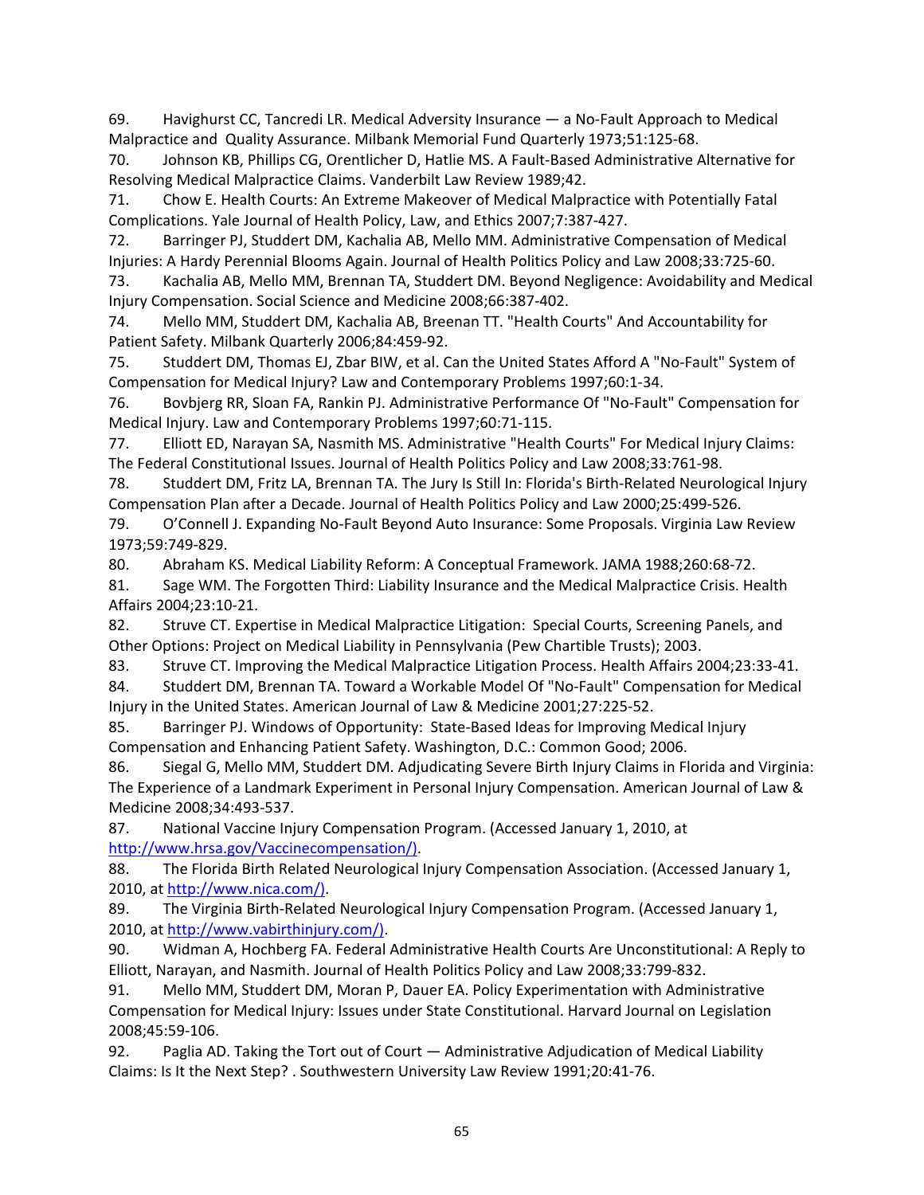69. Havighurst CC, Tancredi LR. Medical Adversity Insurance — a No-Fault Approach to Medical Malpractice and Quality Assurance. Milbank Memorial Fund Quarterly 1973;51:125-68.
70. Johnson KB, Phillips CG, Orentlicher D, Hatlie MS. A Fault-Based Administrative Alternative for Resolving Medical Malpractice Claims. Vanderbilt Law Review 1989;42.
71. Chow E. Health Courts: An Extreme Makeover of Medical Malpractice with Potentially Fatal Complications. Yale Journal of Health Policy, Law, and Ethics 2007;7:387-427.
72. Barringer PJ, Studdert DM, Kachalia AB, Mello MM. Administrative Compensation of Medical Injuries: A Hardy Perennial Blooms Again. Journal of Health Politics Policy and Law 2008;33:725-60.
73. Kachalia AB, Mello MM, Brennan TA, Studdert DM. Beyond Negligence: Avoidability and Medical Injury Compensation. Social Science and Medicine 2008;66:387-402.
74. Mello MM, Studdert DM, Kachalia AB, Breenan TT. "Health Courts" And Accountability for Patient Safety. Milbank Quarterly 2006;84:459-92.
75. Studdert DM, Thomas EJ, Zbar BIW, et al. Can the United States Afford A "No-Fault" System of Compensation for Medical Injury? Law and Contemporary Problems 1997;60:1-34.
76. Bovbjerg RR, Sloan FA, Rankin PJ. Administrative Performance Of "No-Fault" Compensation for Medical Injury. Law and Contemporary Problems 1997;60:71-115.
77. Elliott ED, Narayan SA, Nasmith MS. Administrative "Health Courts" For Medical Injury Claims: The Federal Constitutional Issues. Journal of Health Politics Policy and Law 2008;33:761-98.
78. Studdert DM, Fritz LA, Brennan TA. The Jury Is Still In: Florida's Birth-Related Neurological Injury Compensation Plan after a Decade. Journal of Health Politics Policy and Law 2000;25:499-526.
79. O'Connell J. Expanding No-Fault Beyond Auto Insurance: Some Proposals. Virginia Law Review 1973;59:749-829.
80. Abraham KS. Medical Liability Reform: A Conceptual Framework. JAMA 1988;260:68-72.
81. Sage WM. The Forgotten Third: Liability Insurance and the Medical Malpractice Crisis. Health Affairs 2004;23:10-21.
82. Struve CT. Expertise in Medical Malpractice Litigation: Special Courts, Screening Panels, and Other Options: Project on Medical Liability in Pennsylvania (Pew Chartible Trusts); 2003.
83. Struve CT. Improving the Medical Malpractice Litigation Process. Health Affairs 2004;23:33-41.
84. Studdert DM, Brennan TA. Toward a Workable Model Of "No-Fault" Compensation for Medical Injury in the United States. American Journal of Law & Medicine 2001;27:225-52.
85. Barringer PJ. Windows of Opportunity: State-Based Ideas for Improving Medical Injury Compensation and Enhancing Patient Safety. Washington, D.C.: Common Good; 2006.
86. Siegal G, Mello MM, Studdert DM. Adjudicating Severe Birth Injury Claims in Florida and Virginia: The Experience of a Landmark Experiment in Personal Injury Compensation. American Journal of Law & Medicine 2008;34:493-537.
87. National Vaccine Injury Compensation Program. (Accessed January 1, 2010, at http://www.hrsa.gov/Vaccinecompensation/).
88. The Florida Birth Related Neurological Injury Compensation Association. (Accessed January 1, 2010, at http://www.nica.com/).
89. The Virginia Birth-Related Neurological Injury Compensation Program. (Accessed January 1, 2010, at http://www.vabirthinjury.com/).
90. Widman A, Hochberg FA. Federal Administrative Health Courts Are Unconstitutional: A Reply to Elliott, Narayan, and Nasmith. Journal of Health Politics Policy and Law 2008;33:799-832.
91. Mello MM, Studdert DM, Moran P, Dauer EA. Policy Experimentation with Administrative Compensation for Medical Injury: Issues under State Constitutional. Harvard Journal on Legislation 2008;45:59-106.
92. Paglia AD. Taking the Tort out of Court — Administrative Adjudication of Medical Liability Claims: Is It the Next Step? . Southwestern University Law Review 1991;20:41-76.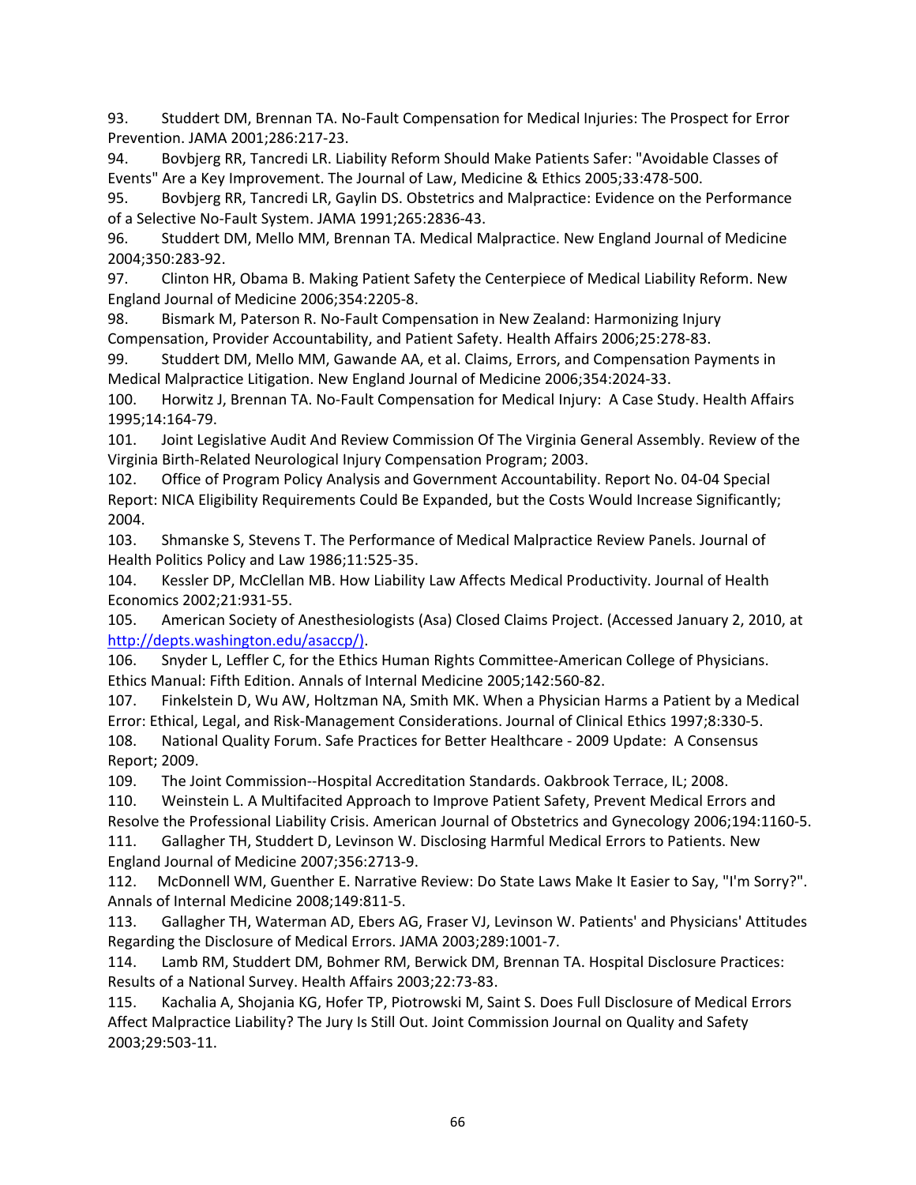93. Studdert DM, Brennan TA. No-Fault Compensation for Medical Injuries: The Prospect for Error Prevention. JAMA 2001;286:217-23.

94. Bovbjerg RR, Tancredi LR. Liability Reform Should Make Patients Safer: "Avoidable Classes of Events" Are a Key Improvement. The Journal of Law, Medicine & Ethics 2005;33:478-500.

95. Bovbjerg RR, Tancredi LR, Gaylin DS. Obstetrics and Malpractice: Evidence on the Performance of a Selective No-Fault System. JAMA 1991;265:2836-43.

96. Studdert DM, Mello MM, Brennan TA. Medical Malpractice. New England Journal of Medicine 2004;350:283-92.

97. Clinton HR, Obama B. Making Patient Safety the Centerpiece of Medical Liability Reform. New England Journal of Medicine 2006;354:2205-8.

98. Bismark M, Paterson R. No-Fault Compensation in New Zealand: Harmonizing Injury Compensation, Provider Accountability, and Patient Safety. Health Affairs 2006;25:278-83.

99. Studdert DM, Mello MM, Gawande AA, et al. Claims, Errors, and Compensation Payments in Medical Malpractice Litigation. New England Journal of Medicine 2006;354:2024-33.

100. Horwitz J, Brennan TA. No-Fault Compensation for Medical Injury: A Case Study. Health Affairs 1995;14:164-79.

101. Joint Legislative Audit And Review Commission Of The Virginia General Assembly. Review of the Virginia Birth-Related Neurological Injury Compensation Program; 2003.

102. Office of Program Policy Analysis and Government Accountability. Report No. 04-04 Special Report: NICA Eligibility Requirements Could Be Expanded, but the Costs Would Increase Significantly; 2004.

103. Shmanske S, Stevens T. The Performance of Medical Malpractice Review Panels. Journal of Health Politics Policy and Law 1986;11:525-35.

104. Kessler DP, McClellan MB. How Liability Law Affects Medical Productivity. Journal of Health Economics 2002;21:931-55.

105. American Society of Anesthesiologists (Asa) Closed Claims Project. (Accessed January 2, 2010, at http://depts.washington.edu/asaccp/).

106. Snyder L, Leffler C, for the Ethics Human Rights Committee-American College of Physicians. Ethics Manual: Fifth Edition. Annals of Internal Medicine 2005;142:560-82.

107. Finkelstein D, Wu AW, Holtzman NA, Smith MK. When a Physician Harms a Patient by a Medical Error: Ethical, Legal, and Risk-Management Considerations. Journal of Clinical Ethics 1997;8:330-5.

108. National Quality Forum. Safe Practices for Better Healthcare - 2009 Update: A Consensus Report; 2009.

109. The Joint Commission--Hospital Accreditation Standards. Oakbrook Terrace, IL; 2008.

110. Weinstein L. A Multifacited Approach to Improve Patient Safety, Prevent Medical Errors and Resolve the Professional Liability Crisis. American Journal of Obstetrics and Gynecology 2006;194:1160-5.

111. Gallagher TH, Studdert D, Levinson W. Disclosing Harmful Medical Errors to Patients. New England Journal of Medicine 2007;356:2713-9.

112. McDonnell WM, Guenther E. Narrative Review: Do State Laws Make It Easier to Say, "I'm Sorry?". Annals of Internal Medicine 2008;149:811-5.

113. Gallagher TH, Waterman AD, Ebers AG, Fraser VJ, Levinson W. Patients' and Physicians' Attitudes Regarding the Disclosure of Medical Errors. JAMA 2003;289:1001-7.

114. Lamb RM, Studdert DM, Bohmer RM, Berwick DM, Brennan TA. Hospital Disclosure Practices: Results of a National Survey. Health Affairs 2003;22:73-83.

115. Kachalia A, Shojania KG, Hofer TP, Piotrowski M, Saint S. Does Full Disclosure of Medical Errors Affect Malpractice Liability? The Jury Is Still Out. Joint Commission Journal on Quality and Safety 2003;29:503-11.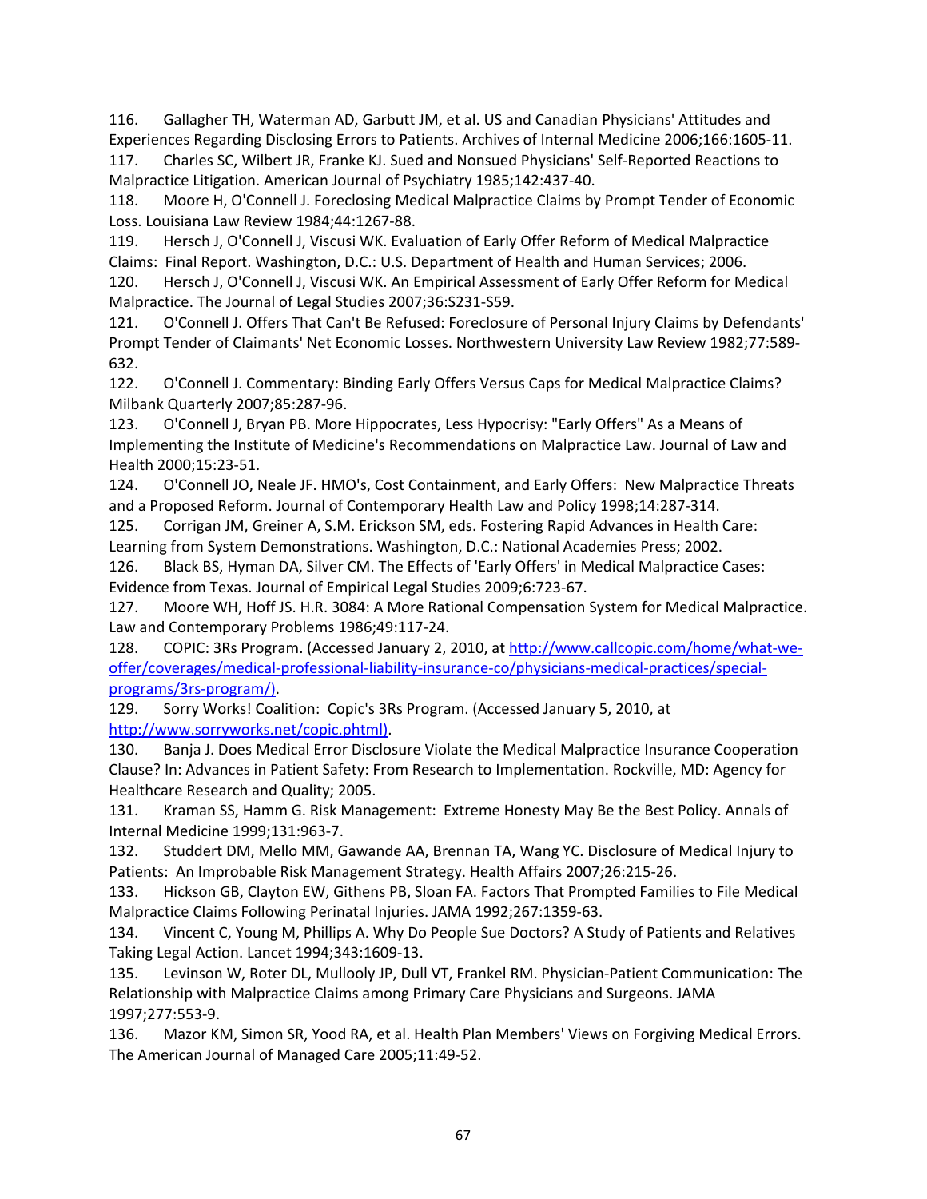116. Gallagher TH, Waterman AD, Garbutt JM, et al. US and Canadian Physicians' Attitudes and Experiences Regarding Disclosing Errors to Patients. Archives of Internal Medicine 2006;166:1605-11.

117. Charles SC, Wilbert JR, Franke KJ. Sued and Nonsued Physicians' Self-Reported Reactions to Malpractice Litigation. American Journal of Psychiatry 1985;142:437-40.

118. Moore H, O'Connell J. Foreclosing Medical Malpractice Claims by Prompt Tender of Economic Loss. Louisiana Law Review 1984;44:1267-88.

119. Hersch J, O'Connell J, Viscusi WK. Evaluation of Early Offer Reform of Medical Malpractice Claims: Final Report. Washington, D.C.: U.S. Department of Health and Human Services; 2006.

120. Hersch J, O'Connell J, Viscusi WK. An Empirical Assessment of Early Offer Reform for Medical Malpractice. The Journal of Legal Studies 2007;36:S231-S59.

121. O'Connell J. Offers That Can't Be Refused: Foreclosure of Personal Injury Claims by Defendants' Prompt Tender of Claimants' Net Economic Losses. Northwestern University Law Review 1982;77:589-632.

122. O'Connell J. Commentary: Binding Early Offers Versus Caps for Medical Malpractice Claims? Milbank Quarterly 2007;85:287-96.

123. O'Connell J, Bryan PB. More Hippocrates, Less Hypocrisy: "Early Offers" As a Means of Implementing the Institute of Medicine's Recommendations on Malpractice Law. Journal of Law and Health 2000;15:23-51.

124. O'Connell JO, Neale JF. HMO's, Cost Containment, and Early Offers: New Malpractice Threats and a Proposed Reform. Journal of Contemporary Health Law and Policy 1998;14:287-314.

125. Corrigan JM, Greiner A, S.M. Erickson SM, eds. Fostering Rapid Advances in Health Care: Learning from System Demonstrations. Washington, D.C.: National Academies Press; 2002.

126. Black BS, Hyman DA, Silver CM. The Effects of 'Early Offers' in Medical Malpractice Cases: Evidence from Texas. Journal of Empirical Legal Studies 2009;6:723-67.

127. Moore WH, Hoff JS. H.R. 3084: A More Rational Compensation System for Medical Malpractice. Law and Contemporary Problems 1986;49:117-24.

128. COPIC: 3Rs Program. (Accessed January 2, 2010, at http://www.callcopic.com/home/what-we-offer/coverages/medical-professional-liability-insurance-co/physicians-medical-practices/special-programs/3rs-program/).

129. Sorry Works! Coalition: Copic's 3Rs Program. (Accessed January 5, 2010, at http://www.sorryworks.net/copic.phtml).

130. Banja J. Does Medical Error Disclosure Violate the Medical Malpractice Insurance Cooperation Clause? In: Advances in Patient Safety: From Research to Implementation. Rockville, MD: Agency for Healthcare Research and Quality; 2005.

131. Kraman SS, Hamm G. Risk Management: Extreme Honesty May Be the Best Policy. Annals of Internal Medicine 1999;131:963-7.

132. Studdert DM, Mello MM, Gawande AA, Brennan TA, Wang YC. Disclosure of Medical Injury to Patients: An Improbable Risk Management Strategy. Health Affairs 2007;26:215-26.

133. Hickson GB, Clayton EW, Githens PB, Sloan FA. Factors That Prompted Families to File Medical Malpractice Claims Following Perinatal Injuries. JAMA 1992;267:1359-63.

134. Vincent C, Young M, Phillips A. Why Do People Sue Doctors? A Study of Patients and Relatives Taking Legal Action. Lancet 1994;343:1609-13.

135. Levinson W, Roter DL, Mullooly JP, Dull VT, Frankel RM. Physician-Patient Communication: The Relationship with Malpractice Claims among Primary Care Physicians and Surgeons. JAMA 1997;277:553-9.

136. Mazor KM, Simon SR, Yood RA, et al. Health Plan Members' Views on Forgiving Medical Errors. The American Journal of Managed Care 2005;11:49-52.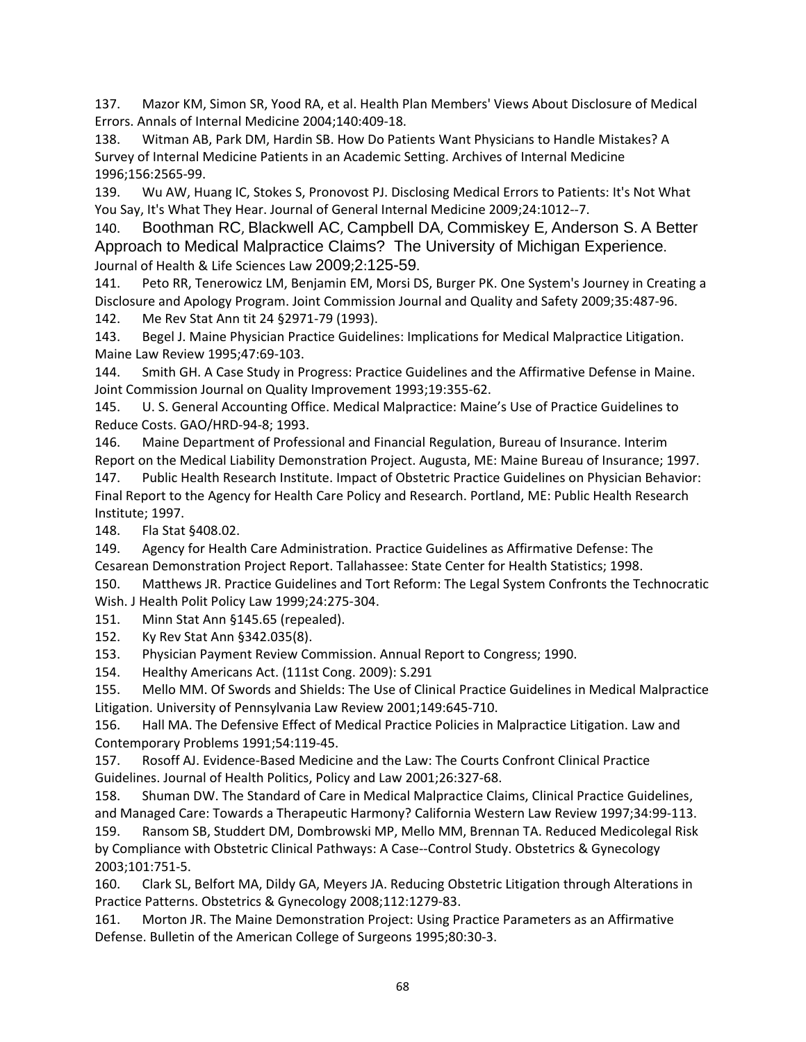137. Mazor KM, Simon SR, Yood RA, et al. Health Plan Members' Views About Disclosure of Medical Errors. Annals of Internal Medicine 2004;140:409-18.

138. Witman AB, Park DM, Hardin SB. How Do Patients Want Physicians to Handle Mistakes? A Survey of Internal Medicine Patients in an Academic Setting. Archives of Internal Medicine 1996;156:2565-99.

139. Wu AW, Huang IC, Stokes S, Pronovost PJ. Disclosing Medical Errors to Patients: It's Not What You Say, It's What They Hear. Journal of General Internal Medicine 2009;24:1012--7.

140. Boothman RC, Blackwell AC, Campbell DA, Commiskey E, Anderson S. A Better Approach to Medical Malpractice Claims? The University of Michigan Experience. Journal of Health & Life Sciences Law 2009;2:125-59.

141. Peto RR, Tenerowicz LM, Benjamin EM, Morsi DS, Burger PK. One System's Journey in Creating a Disclosure and Apology Program. Joint Commission Journal and Quality and Safety 2009;35:487-96.

142. Me Rev Stat Ann tit 24 §2971-79 (1993).

143. Begel J. Maine Physician Practice Guidelines: Implications for Medical Malpractice Litigation. Maine Law Review 1995;47:69-103.

144. Smith GH. A Case Study in Progress: Practice Guidelines and the Affirmative Defense in Maine. Joint Commission Journal on Quality Improvement 1993;19:355-62.

145. U. S. General Accounting Office. Medical Malpractice: Maine's Use of Practice Guidelines to Reduce Costs. GAO/HRD-94-8; 1993.

146. Maine Department of Professional and Financial Regulation, Bureau of Insurance. Interim Report on the Medical Liability Demonstration Project. Augusta, ME: Maine Bureau of Insurance; 1997.

147. Public Health Research Institute. Impact of Obstetric Practice Guidelines on Physician Behavior: Final Report to the Agency for Health Care Policy and Research. Portland, ME: Public Health Research Institute; 1997.

148. Fla Stat §408.02.

149. Agency for Health Care Administration. Practice Guidelines as Affirmative Defense: The Cesarean Demonstration Project Report. Tallahassee: State Center for Health Statistics; 1998.

150. Matthews JR. Practice Guidelines and Tort Reform: The Legal System Confronts the Technocratic Wish. J Health Polit Policy Law 1999;24:275-304.

151. Minn Stat Ann §145.65 (repealed).

152. Ky Rev Stat Ann §342.035(8).

153. Physician Payment Review Commission. Annual Report to Congress; 1990.

154. Healthy Americans Act. (111st Cong. 2009): S.291

155. Mello MM. Of Swords and Shields: The Use of Clinical Practice Guidelines in Medical Malpractice Litigation. University of Pennsylvania Law Review 2001;149:645-710.

156. Hall MA. The Defensive Effect of Medical Practice Policies in Malpractice Litigation. Law and Contemporary Problems 1991;54:119-45.

157. Rosoff AJ. Evidence-Based Medicine and the Law: The Courts Confront Clinical Practice Guidelines. Journal of Health Politics, Policy and Law 2001;26:327-68.

158. Shuman DW. The Standard of Care in Medical Malpractice Claims, Clinical Practice Guidelines, and Managed Care: Towards a Therapeutic Harmony? California Western Law Review 1997;34:99-113.

159. Ransom SB, Studdert DM, Dombrowski MP, Mello MM, Brennan TA. Reduced Medicolegal Risk by Compliance with Obstetric Clinical Pathways: A Case--Control Study. Obstetrics & Gynecology 2003;101:751-5.

160. Clark SL, Belfort MA, Dildy GA, Meyers JA. Reducing Obstetric Litigation through Alterations in Practice Patterns. Obstetrics & Gynecology 2008;112:1279-83.

161. Morton JR. The Maine Demonstration Project: Using Practice Parameters as an Affirmative Defense. Bulletin of the American College of Surgeons 1995;80:30-3.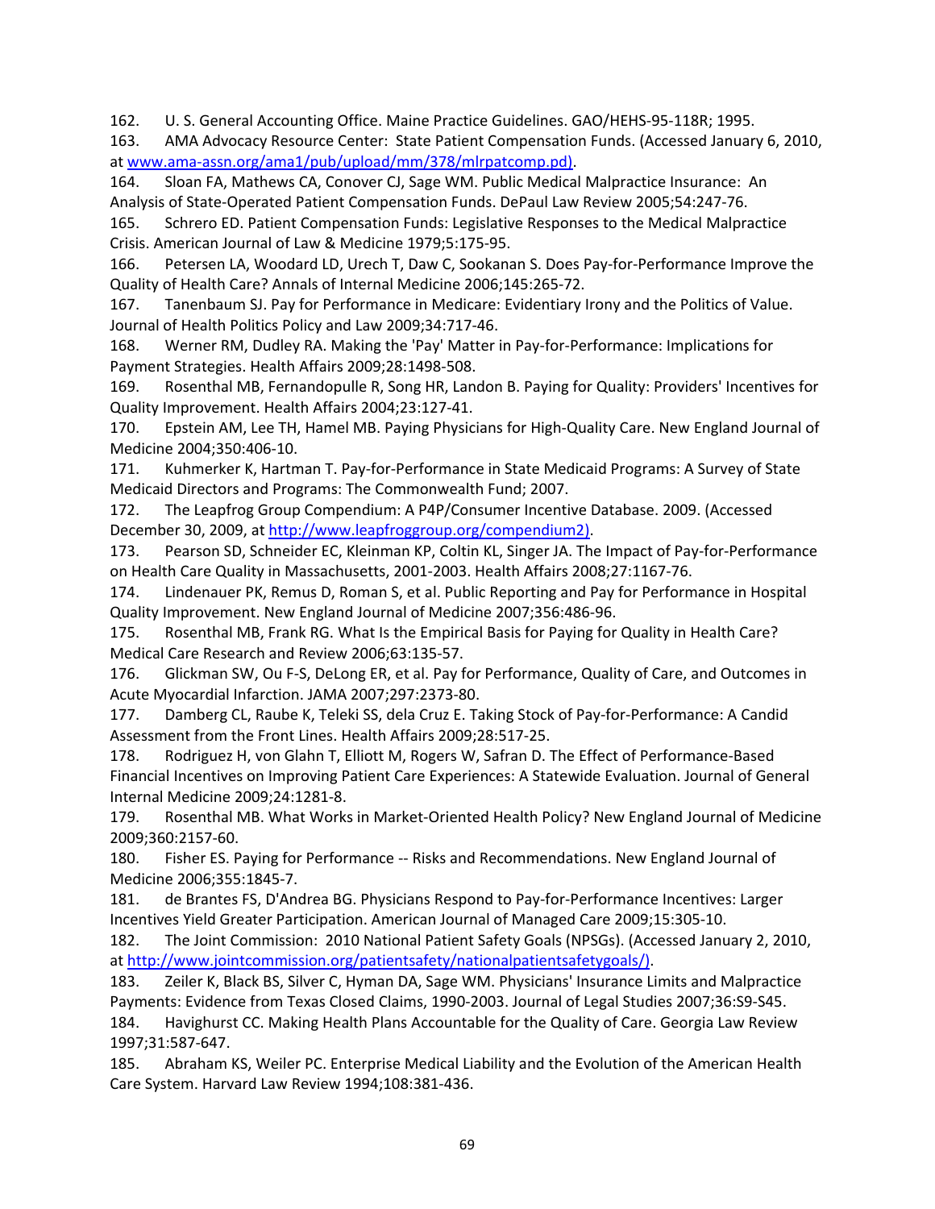162. U. S. General Accounting Office. Maine Practice Guidelines. GAO/HEHS-95-118R; 1995.

163. AMA Advocacy Resource Center: State Patient Compensation Funds. (Accessed January 6, 2010, at www.ama-assn.org/ama1/pub/upload/mm/378/mlrpatcomp.pd).

164. Sloan FA, Mathews CA, Conover CJ, Sage WM. Public Medical Malpractice Insurance: An Analysis of State-Operated Patient Compensation Funds. DePaul Law Review 2005;54:247-76.

165. Schrero ED. Patient Compensation Funds: Legislative Responses to the Medical Malpractice Crisis. American Journal of Law & Medicine 1979;5:175-95.

166. Petersen LA, Woodard LD, Urech T, Daw C, Sookanan S. Does Pay-for-Performance Improve the Quality of Health Care? Annals of Internal Medicine 2006;145:265-72.

167. Tanenbaum SJ. Pay for Performance in Medicare: Evidentiary Irony and the Politics of Value. Journal of Health Politics Policy and Law 2009;34:717-46.

168. Werner RM, Dudley RA. Making the 'Pay' Matter in Pay-for-Performance: Implications for Payment Strategies. Health Affairs 2009;28:1498-508.

169. Rosenthal MB, Fernandopulle R, Song HR, Landon B. Paying for Quality: Providers' Incentives for Quality Improvement. Health Affairs 2004;23:127-41.

170. Epstein AM, Lee TH, Hamel MB. Paying Physicians for High-Quality Care. New England Journal of Medicine 2004;350:406-10.

171. Kuhmerker K, Hartman T. Pay-for-Performance in State Medicaid Programs: A Survey of State Medicaid Directors and Programs: The Commonwealth Fund; 2007.

172. The Leapfrog Group Compendium: A P4P/Consumer Incentive Database. 2009. (Accessed December 30, 2009, at http://www.leapfroggroup.org/compendium2).

173. Pearson SD, Schneider EC, Kleinman KP, Coltin KL, Singer JA. The Impact of Pay-for-Performance on Health Care Quality in Massachusetts, 2001-2003. Health Affairs 2008;27:1167-76.

174. Lindenauer PK, Remus D, Roman S, et al. Public Reporting and Pay for Performance in Hospital Quality Improvement. New England Journal of Medicine 2007;356:486-96.

175. Rosenthal MB, Frank RG. What Is the Empirical Basis for Paying for Quality in Health Care? Medical Care Research and Review 2006;63:135-57.

176. Glickman SW, Ou F-S, DeLong ER, et al. Pay for Performance, Quality of Care, and Outcomes in Acute Myocardial Infarction. JAMA 2007;297:2373-80.

177. Damberg CL, Raube K, Teleki SS, dela Cruz E. Taking Stock of Pay-for-Performance: A Candid Assessment from the Front Lines. Health Affairs 2009;28:517-25.

178. Rodriguez H, von Glahn T, Elliott M, Rogers W, Safran D. The Effect of Performance-Based Financial Incentives on Improving Patient Care Experiences: A Statewide Evaluation. Journal of General Internal Medicine 2009;24:1281-8.

179. Rosenthal MB. What Works in Market-Oriented Health Policy? New England Journal of Medicine 2009;360:2157-60.

180. Fisher ES. Paying for Performance -- Risks and Recommendations. New England Journal of Medicine 2006;355:1845-7.

181. de Brantes FS, D'Andrea BG. Physicians Respond to Pay-for-Performance Incentives: Larger Incentives Yield Greater Participation. American Journal of Managed Care 2009;15:305-10.

182. The Joint Commission: 2010 National Patient Safety Goals (NPSGs). (Accessed January 2, 2010, at http://www.jointcommission.org/patientsafety/nationalpatientsafetygoals/).

183. Zeiler K, Black BS, Silver C, Hyman DA, Sage WM. Physicians' Insurance Limits and Malpractice Payments: Evidence from Texas Closed Claims, 1990-2003. Journal of Legal Studies 2007;36:S9-S45.

184. Havighurst CC. Making Health Plans Accountable for the Quality of Care. Georgia Law Review 1997;31:587-647.

185. Abraham KS, Weiler PC. Enterprise Medical Liability and the Evolution of the American Health Care System. Harvard Law Review 1994;108:381-436.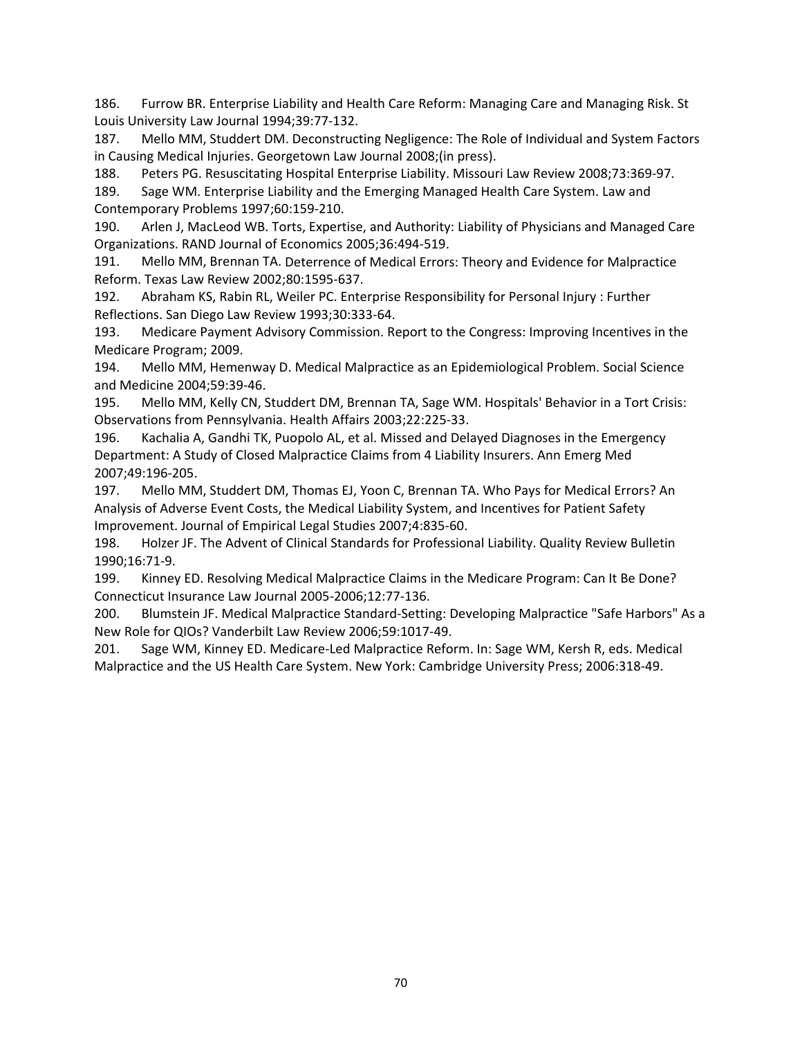186. Furrow BR. Enterprise Liability and Health Care Reform: Managing Care and Managing Risk. St Louis University Law Journal 1994;39:77-132.

187. Mello MM, Studdert DM. Deconstructing Negligence: The Role of Individual and System Factors in Causing Medical Injuries. Georgetown Law Journal 2008;(in press).

188. Peters PG. Resuscitating Hospital Enterprise Liability. Missouri Law Review 2008;73:369-97.

189. Sage WM. Enterprise Liability and the Emerging Managed Health Care System. Law and Contemporary Problems 1997;60:159-210.

190. Arlen J, MacLeod WB. Torts, Expertise, and Authority: Liability of Physicians and Managed Care Organizations. RAND Journal of Economics 2005;36:494-519.

191. Mello MM, Brennan TA. Deterrence of Medical Errors: Theory and Evidence for Malpractice Reform. Texas Law Review 2002;80:1595-637.

192. Abraham KS, Rabin RL, Weiler PC. Enterprise Responsibility for Personal Injury : Further Reflections. San Diego Law Review 1993;30:333-64.

193. Medicare Payment Advisory Commission. Report to the Congress: Improving Incentives in the Medicare Program; 2009.

194. Mello MM, Hemenway D. Medical Malpractice as an Epidemiological Problem. Social Science and Medicine 2004;59:39-46.

195. Mello MM, Kelly CN, Studdert DM, Brennan TA, Sage WM. Hospitals' Behavior in a Tort Crisis: Observations from Pennsylvania. Health Affairs 2003;22:225-33.

196. Kachalia A, Gandhi TK, Puopolo AL, et al. Missed and Delayed Diagnoses in the Emergency Department: A Study of Closed Malpractice Claims from 4 Liability Insurers. Ann Emerg Med 2007;49:196-205.

197. Mello MM, Studdert DM, Thomas EJ, Yoon C, Brennan TA. Who Pays for Medical Errors? An Analysis of Adverse Event Costs, the Medical Liability System, and Incentives for Patient Safety Improvement. Journal of Empirical Legal Studies 2007;4:835-60.

198. Holzer JF. The Advent of Clinical Standards for Professional Liability. Quality Review Bulletin 1990;16:71-9.

199. Kinney ED. Resolving Medical Malpractice Claims in the Medicare Program: Can It Be Done? Connecticut Insurance Law Journal 2005-2006;12:77-136.

200. Blumstein JF. Medical Malpractice Standard-Setting: Developing Malpractice "Safe Harbors" As a New Role for QIOs? Vanderbilt Law Review 2006;59:1017-49.

201. Sage WM, Kinney ED. Medicare-Led Malpractice Reform. In: Sage WM, Kersh R, eds. Medical Malpractice and the US Health Care System. New York: Cambridge University Press; 2006:318-49.